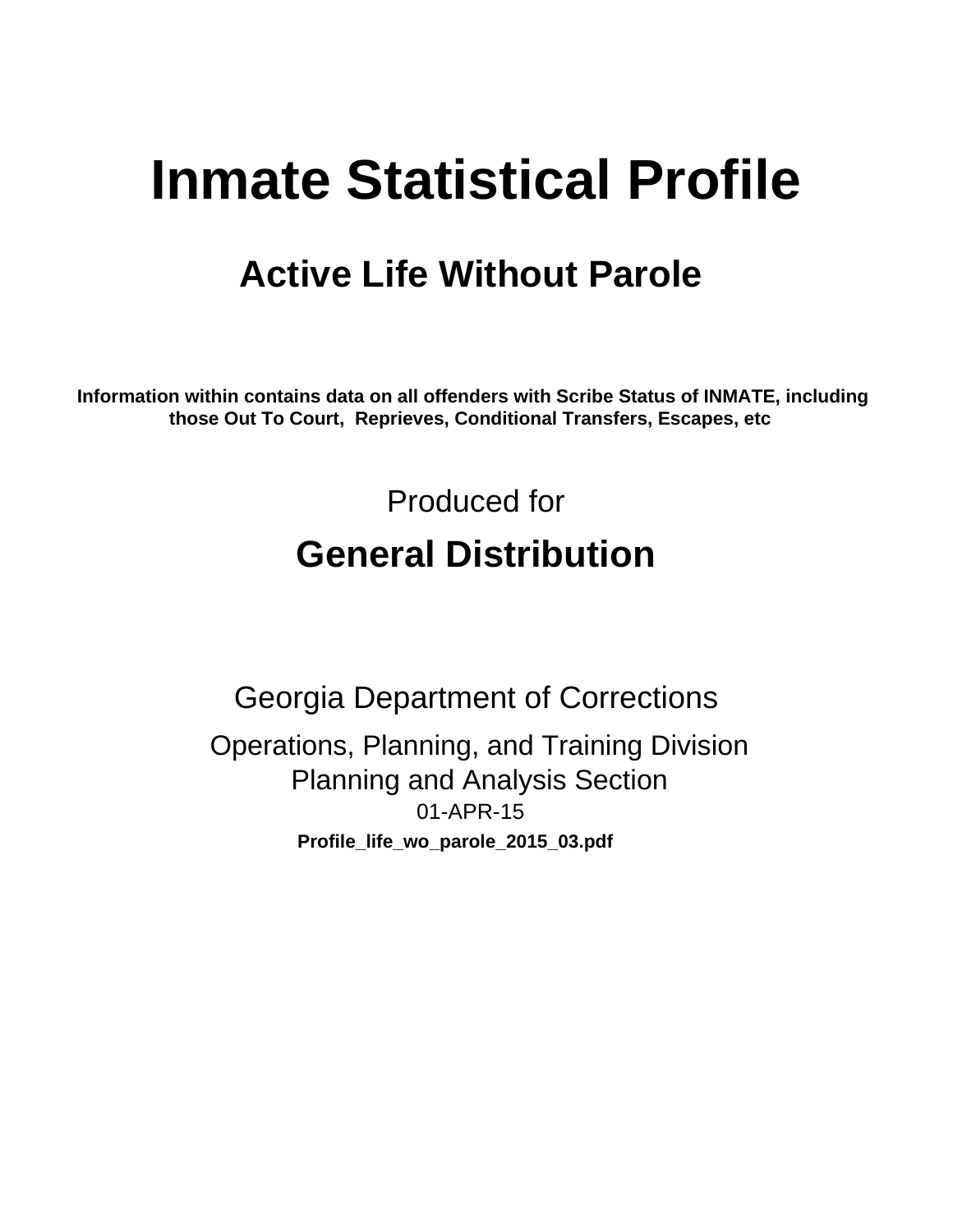# Inmate Statistical Profile

## Active Life Without Parole

**Information within contains data on all offenders with Scribe Status of INMATE, including those Out To Court, Reprieves, Conditional Transfers, Escapes, etc**

Produced for

## General Distribution

Georgia Department of Corrections

Operations, Planning, and Training Division
Planning and Analysis Section
01-APR-15

**Profile_life_wo_parole_2015_03.pdf**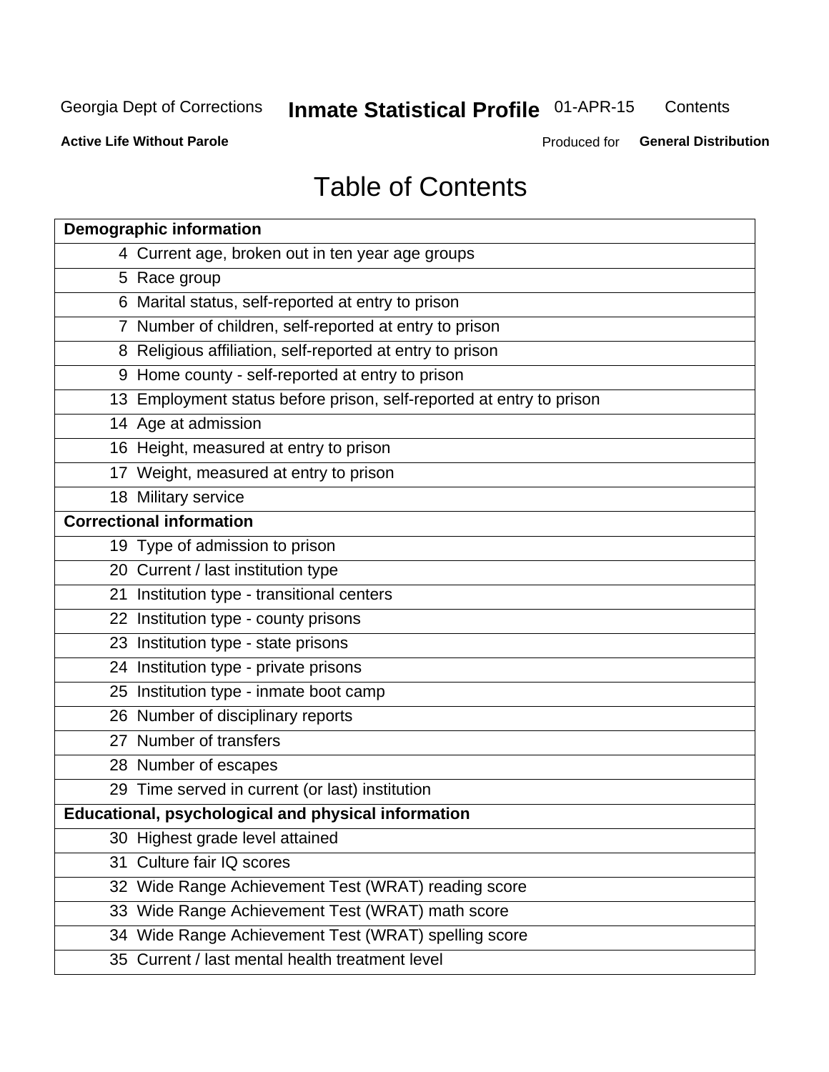# Table of Contents

| Demographic information | |
|---|---|
| 4 | Current age, broken out in ten year age groups |
| 5 | Race group |
| 6 | Marital status, self-reported at entry to prison |
| 7 | Number of children, self-reported at entry to prison |
| 8 | Religious affiliation, self-reported at entry to prison |
| 9 | Home county - self-reported at entry to prison |
| 13 | Employment status before prison, self-reported at entry to prison |
| 14 | Age at admission |
| 16 | Height, measured at entry to prison |
| 17 | Weight, measured at entry to prison |
| 18 | Military service |
| **Correctional information** | |
| 19 | Type of admission to prison |
| 20 | Current / last institution type |
| 21 | Institution type - transitional centers |
| 22 | Institution type - county prisons |
| 23 | Institution type - state prisons |
| 24 | Institution type - private prisons |
| 25 | Institution type - inmate boot camp |
| 26 | Number of disciplinary reports |
| 27 | Number of transfers |
| 28 | Number of escapes |
| 29 | Time served in current (or last) institution |
| **Educational, psychological and physical information** | |
| 30 | Highest grade level attained |
| 31 | Culture fair IQ scores |
| 32 | Wide Range Achievement Test (WRAT) reading score |
| 33 | Wide Range Achievement Test (WRAT) math score |
| 34 | Wide Range Achievement Test (WRAT) spelling score |
| 35 | Current / last mental health treatment level |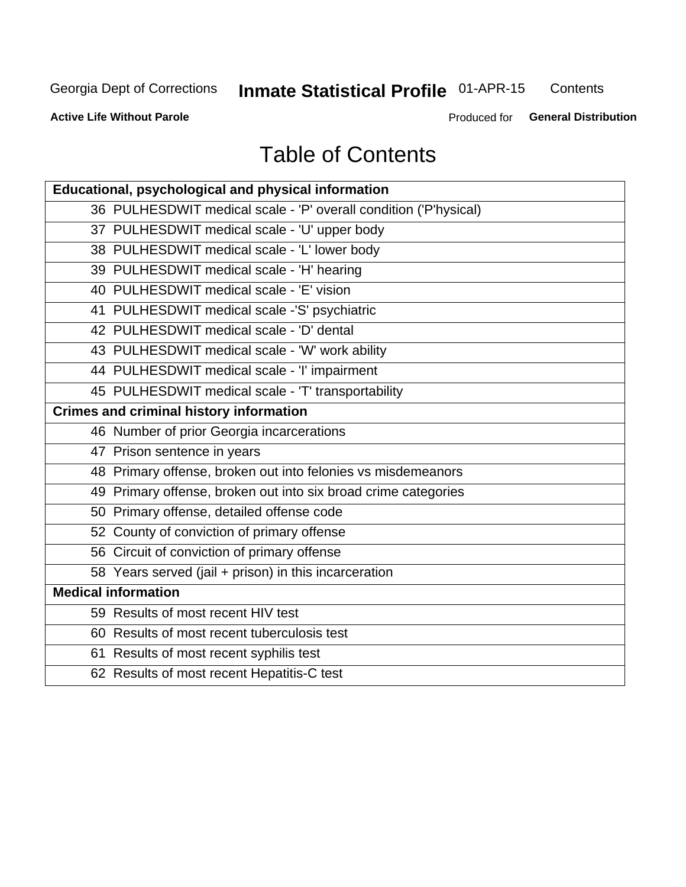# Table of Contents

| Educational, psychological and physical information |
|---|
| 36 PULHESDWIT medical scale - 'P' overall condition ('P'hysical) |
| 37 PULHESDWIT medical scale - 'U' upper body |
| 38 PULHESDWIT medical scale - 'L' lower body |
| 39 PULHESDWIT medical scale - 'H' hearing |
| 40 PULHESDWIT medical scale - 'E' vision |
| 41 PULHESDWIT medical scale -'S' psychiatric |
| 42 PULHESDWIT medical scale - 'D' dental |
| 43 PULHESDWIT medical scale - 'W' work ability |
| 44 PULHESDWIT medical scale - 'I' impairment |
| 45 PULHESDWIT medical scale - 'T' transportability |
| **Crimes and criminal history information** |
| 46 Number of prior Georgia incarcerations |
| 47 Prison sentence in years |
| 48 Primary offense, broken out into felonies vs misdemeanors |
| 49 Primary offense, broken out into six broad crime categories |
| 50 Primary offense, detailed offense code |
| 52 County of conviction of primary offense |
| 56 Circuit of conviction of primary offense |
| 58 Years served (jail + prison) in this incarceration |
| **Medical information** |
| 59 Results of most recent HIV test |
| 60 Results of most recent tuberculosis test |
| 61 Results of most recent syphilis test |
| 62 Results of most recent Hepatitis-C test |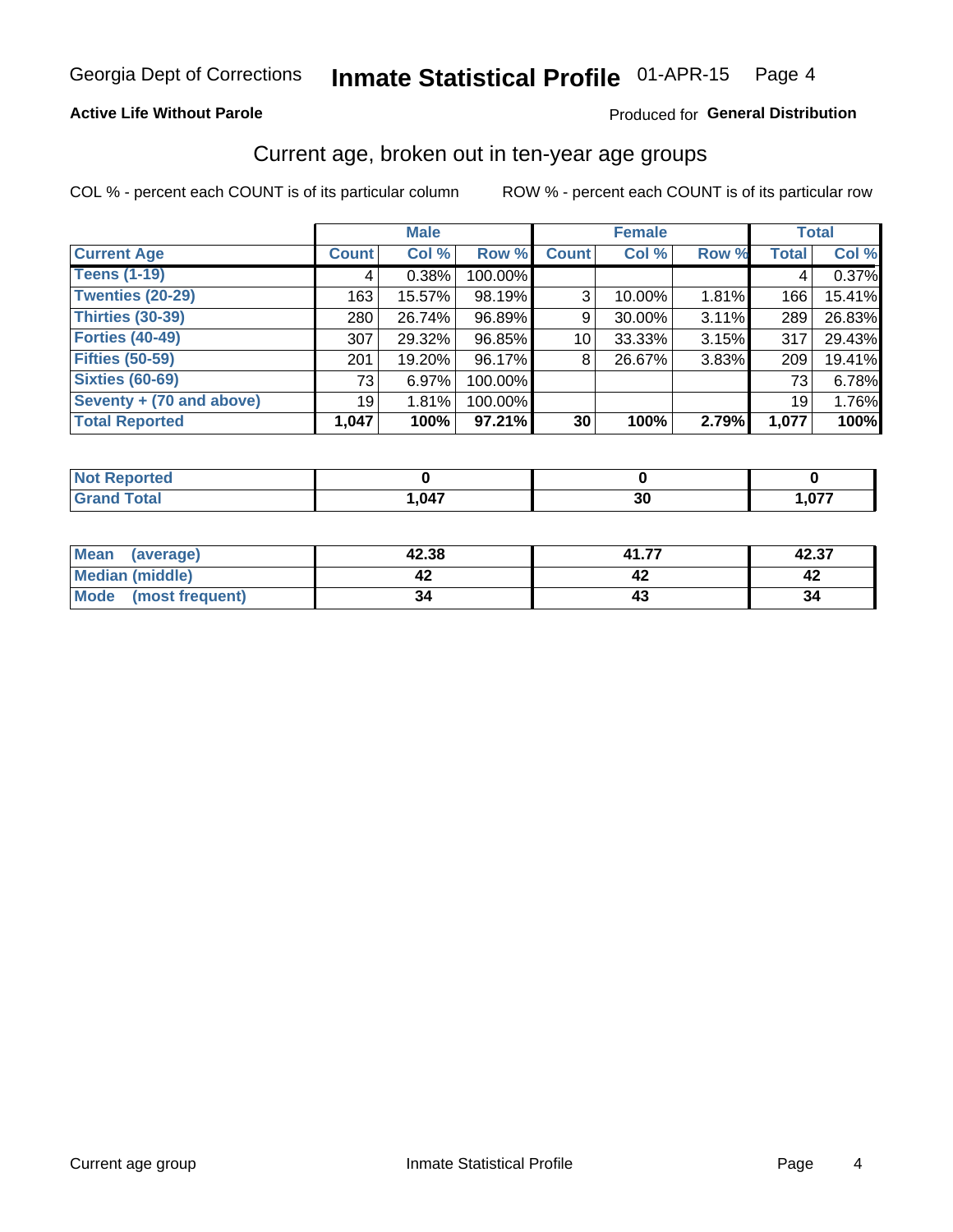Georgia Dept of Corrections **Inmate Statistical Profile** 01-APR-15

**Active Life Without Parole**

Produced for **General Distribution**

## Current age, broken out in ten-year age groups

COL % - percent each COUNT is of its particular column ROW % - percent each COUNT is of its particular row

| | Male | | | Female | | | Total | |
|---|---|---|---|---|---|---|---|---|
| **Current Age** | **Count** | **Col %** | **Row %** | **Count** | **Col %** | **Row %** | **Total** | **Col %** |
| **Teens (1-19)** | 4 | 0.38% | 100.00% | | | | 4 | 0.37% |
| **Twenties (20-29)** | 163 | 15.57% | 98.19% | 3 | 10.00% | 1.81% | 166 | 15.41% |
| **Thirties (30-39)** | 280 | 26.74% | 96.89% | 9 | 30.00% | 3.11% | 289 | 26.83% |
| **Forties (40-49)** | 307 | 29.32% | 96.85% | 10 | 33.33% | 3.15% | 317 | 29.43% |
| **Fifties (50-59)** | 201 | 19.20% | 96.17% | 8 | 26.67% | 3.83% | 209 | 19.41% |
| **Sixties (60-69)** | 73 | 6.97% | 100.00% | | | | 73 | 6.78% |
| **Seventy + (70 and above)** | 19 | 1.81% | 100.00% | | | | 19 | 1.76% |
| **Total Reported** | **1,047** | **100%** | **97.21%** | **30** | **100%** | **2.79%** | **1,077** | **100%** |

| | Male | Female | Total |
|---|---|---|---|
| **Not Reported** | **0** | **0** | **0** |
| **Grand Total** | **1,047** | **30** | **1,077** |

| | Male | Female | Total |
|---|---|---|---|
| **Mean (average)** | **42.38** | **41.77** | **42.37** |
| **Median (middle)** | **42** | **42** | **42** |
| **Mode (most frequent)** | **34** | **43** | **34** |

Current age group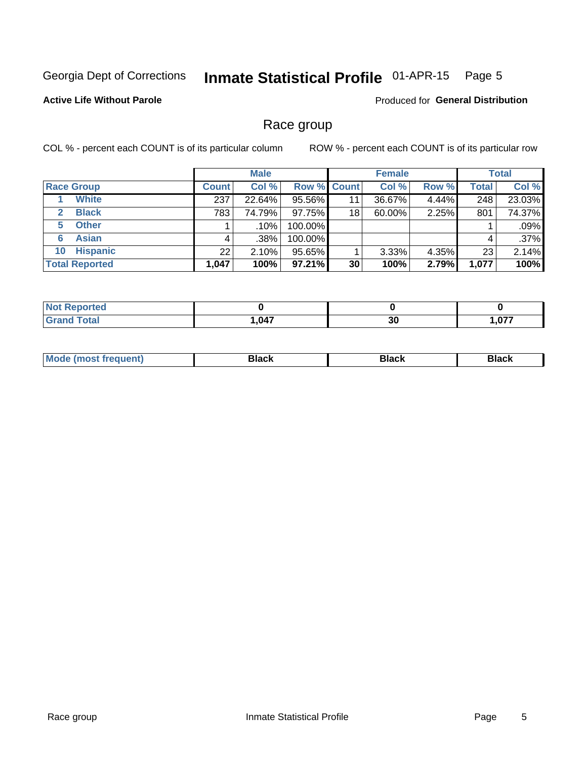Georgia Dept of Corrections **Inmate Statistical Profile** 01-APR-15

**Active Life Without Parole**

Produced for **General Distribution**

## Race group

COL % - percent each COUNT is of its particular column

ROW % - percent each COUNT is of its particular row

| | Male | | | Female | | | Total | |
|---|---|---|---|---|---|---|---|---|
| **Race Group** | **Count** | **Col %** | **Row %** | **Count** | **Col %** | **Row %** | **Total** | **Col %** |
| 1 **White** | 237 | 22.64% | 95.56% | 11 | 36.67% | 4.44% | 248 | 23.03% |
| 2 **Black** | 783 | 74.79% | 97.75% | 18 | 60.00% | 2.25% | 801 | 74.37% |
| 5 **Other** | 1 | .10% | 100.00% | | | | 1 | .09% |
| 6 **Asian** | 4 | .38% | 100.00% | | | | 4 | .37% |
| 10 **Hispanic** | 22 | 2.10% | 95.65% | 1 | 3.33% | 4.35% | 23 | 2.14% |
| **Total Reported** | **1,047** | **100%** | **97.21%** | **30** | **100%** | **2.79%** | **1,077** | **100%** |

| | Male | Female | Total |
|---|---|---|---|
| **Not Reported** | **0** | **0** | **0** |
| **Grand Total** | **1,047** | **30** | **1,077** |

| | Male | Female | Total |
|---|---|---|---|
| **Mode (most frequent)** | **Black** | **Black** | **Black** |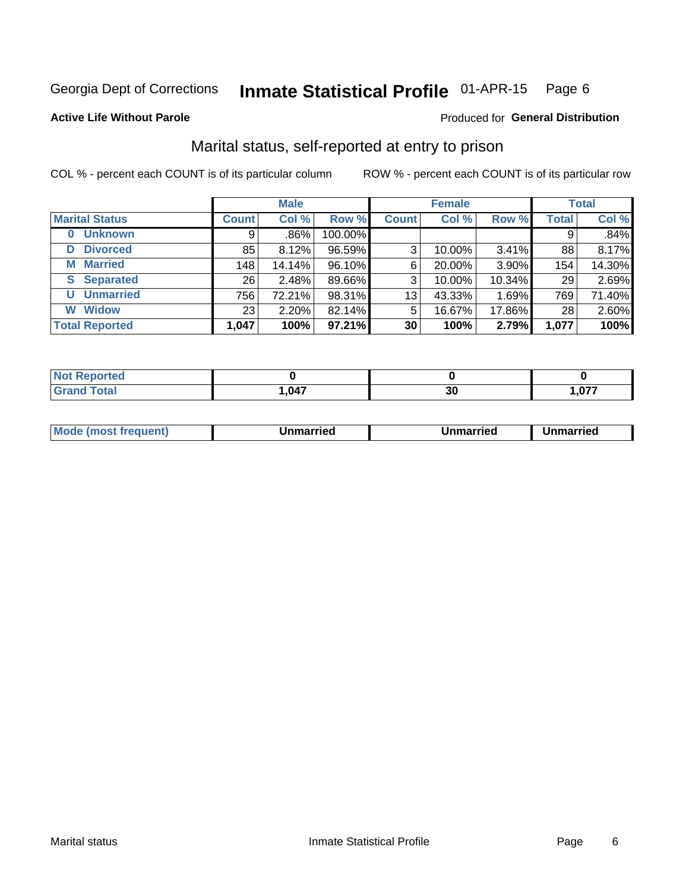Georgia Dept of Corrections **Inmate Statistical Profile** 01-APR-15 Page 6

**Active Life Without Parole**

Produced for **General Distribution**

## Marital status, self-reported at entry to prison

COL % - percent each COUNT is of its particular column

ROW % - percent each COUNT is of its particular row

| | Male | | | Female | | | Total | |
|---|---|---|---|---|---|---|---|---|
| **Marital Status** | **Count** | **Col %** | **Row %** | **Count** | **Col %** | **Row %** | **Total** | **Col %** |
| **0 Unknown** | 9 | .86% | 100.00% | | | | 9 | .84% |
| **D Divorced** | 85 | 8.12% | 96.59% | 3 | 10.00% | 3.41% | 88 | 8.17% |
| **M Married** | 148 | 14.14% | 96.10% | 6 | 20.00% | 3.90% | 154 | 14.30% |
| **S Separated** | 26 | 2.48% | 89.66% | 3 | 10.00% | 10.34% | 29 | 2.69% |
| **U Unmarried** | 756 | 72.21% | 98.31% | 13 | 43.33% | 1.69% | 769 | 71.40% |
| **W Widow** | 23 | 2.20% | 82.14% | 5 | 16.67% | 17.86% | 28 | 2.60% |
| **Total Reported** | **1,047** | **100%** | **97.21%** | **30** | **100%** | **2.79%** | **1,077** | **100%** |

| | Male | Female | Total |
|---|---|---|---|
| **Not Reported** | **0** | **0** | **0** |
| **Grand Total** | **1,047** | **30** | **1,077** |

| | Male | Female | Total |
|---|---|---|---|
| **Mode (most frequent)** | **Unmarried** | **Unmarried** | **Unmarried** |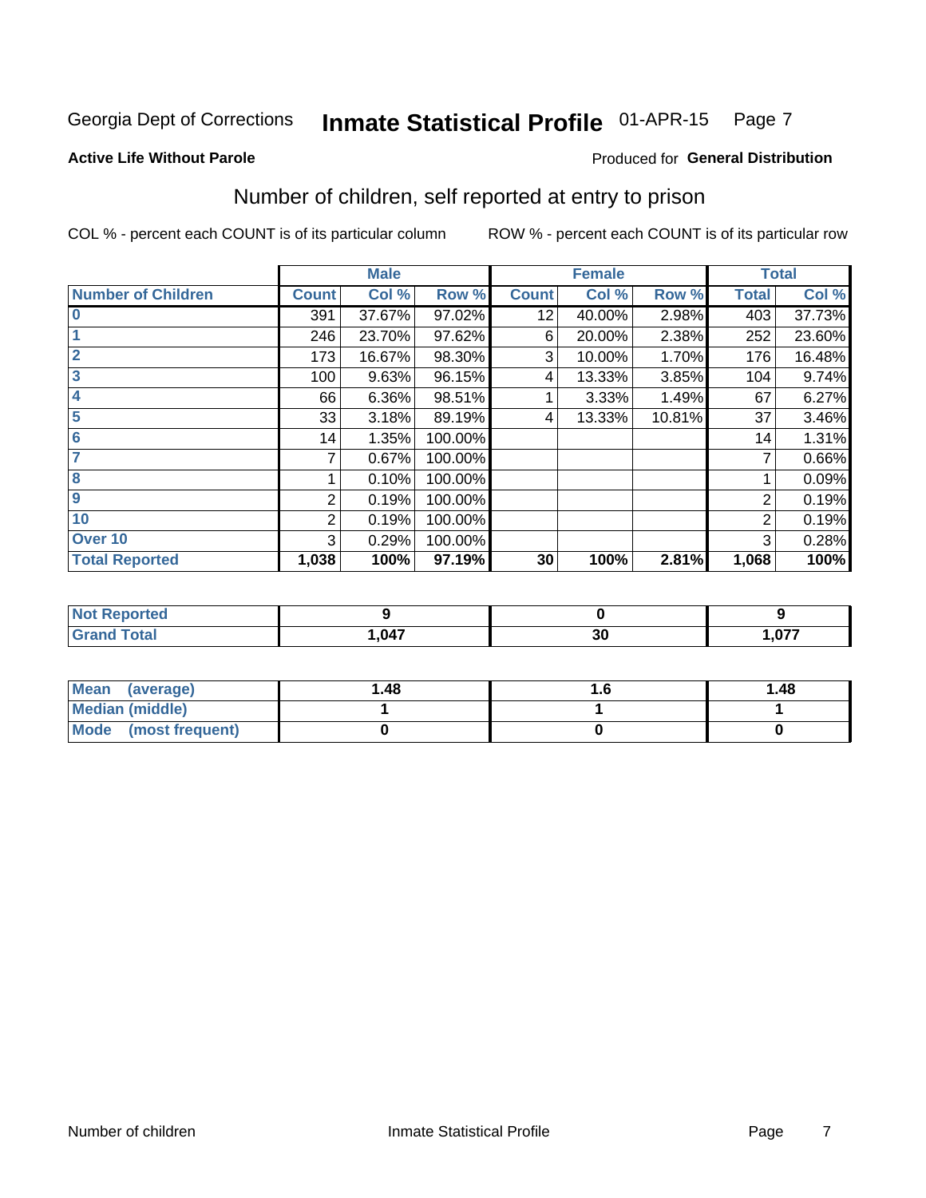Georgia Dept of Corrections **Inmate Statistical Profile** 01-APR-15

**Active Life Without Parole**

Produced for **General Distribution**

## Number of children, self reported at entry to prison

COL % - percent each COUNT is of its particular column

ROW % - percent each COUNT is of its particular row

| | Male | | | Female | | | Total | |
|---|---|---|---|---|---|---|---|---|
| **Number of Children** | **Count** | **Col %** | **Row %** | **Count** | **Col %** | **Row %** | **Total** | **Col %** |
| 0 | 391 | 37.67% | 97.02% | 12 | 40.00% | 2.98% | 403 | 37.73% |
| 1 | 246 | 23.70% | 97.62% | 6 | 20.00% | 2.38% | 252 | 23.60% |
| 2 | 173 | 16.67% | 98.30% | 3 | 10.00% | 1.70% | 176 | 16.48% |
| 3 | 100 | 9.63% | 96.15% | 4 | 13.33% | 3.85% | 104 | 9.74% |
| 4 | 66 | 6.36% | 98.51% | 1 | 3.33% | 1.49% | 67 | 6.27% |
| 5 | 33 | 3.18% | 89.19% | 4 | 13.33% | 10.81% | 37 | 3.46% |
| 6 | 14 | 1.35% | 100.00% | | | | 14 | 1.31% |
| 7 | 7 | 0.67% | 100.00% | | | | 7 | 0.66% |
| 8 | 1 | 0.10% | 100.00% | | | | 1 | 0.09% |
| 9 | 2 | 0.19% | 100.00% | | | | 2 | 0.19% |
| 10 | 2 | 0.19% | 100.00% | | | | 2 | 0.19% |
| Over 10 | 3 | 0.29% | 100.00% | | | | 3 | 0.28% |
| **Total Reported** | **1,038** | **100%** | **97.19%** | **30** | **100%** | **2.81%** | **1,068** | **100%** |

| | Male | Female | Total |
|---|---|---|---|
| **Not Reported** | **9** | **0** | **9** |
| **Grand Total** | **1,047** | **30** | **1,077** |

| | Male | Female | Total |
|---|---|---|---|
| **Mean (average)** | **1.48** | **1.6** | **1.48** |
| **Median (middle)** | **1** | **1** | **1** |
| **Mode (most frequent)** | **0** | **0** | **0** |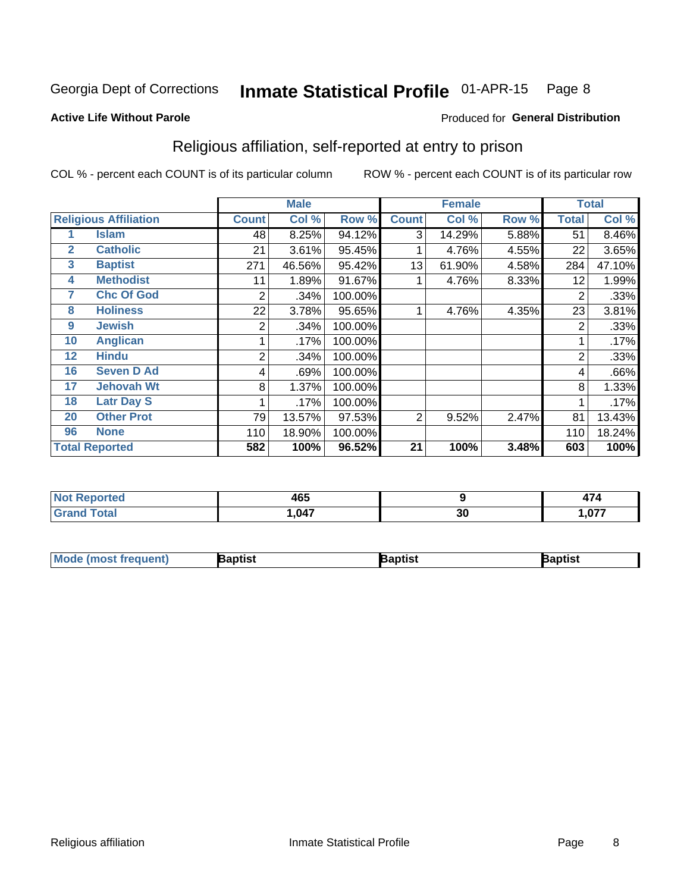Georgia Dept of Corrections **Inmate Statistical Profile** 01-APR-15 Page 8

**Active Life Without Parole**

Produced for **General Distribution**

## Religious affiliation, self-reported at entry to prison

COL % - percent each COUNT is of its particular column ROW % - percent each COUNT is of its particular row

| Religious Affiliation | | Male | | | Female | | | Total | |
|---|---|---|---|---|---|---|---|---|---|
| | | Count | Col % | Row % | Count | Col % | Row % | Total | Col % |
| 1 | Islam | 48 | 8.25% | 94.12% | 3 | 14.29% | 5.88% | 51 | 8.46% |
| 2 | Catholic | 21 | 3.61% | 95.45% | 1 | 4.76% | 4.55% | 22 | 3.65% |
| 3 | Baptist | 271 | 46.56% | 95.42% | 13 | 61.90% | 4.58% | 284 | 47.10% |
| 4 | Methodist | 11 | 1.89% | 91.67% | 1 | 4.76% | 8.33% | 12 | 1.99% |
| 7 | Chc Of God | 2 | .34% | 100.00% | | | | 2 | .33% |
| 8 | Holiness | 22 | 3.78% | 95.65% | 1 | 4.76% | 4.35% | 23 | 3.81% |
| 9 | Jewish | 2 | .34% | 100.00% | | | | 2 | .33% |
| 10 | Anglican | 1 | .17% | 100.00% | | | | 1 | .17% |
| 12 | Hindu | 2 | .34% | 100.00% | | | | 2 | .33% |
| 16 | Seven D Ad | 4 | .69% | 100.00% | | | | 4 | .66% |
| 17 | Jehovah Wt | 8 | 1.37% | 100.00% | | | | 8 | 1.33% |
| 18 | Latr Day S | 1 | .17% | 100.00% | | | | 1 | .17% |
| 20 | Other Prot | 79 | 13.57% | 97.53% | 2 | 9.52% | 2.47% | 81 | 13.43% |
| 96 | None | 110 | 18.90% | 100.00% | | | | 110 | 18.24% |
| **Total Reported** | | **582** | **100%** | **96.52%** | **21** | **100%** | **3.48%** | **603** | **100%** |

| | Male | Female | Total |
|---|---|---|---|
| Not Reported | 465 | 9 | 474 |
| Grand Total | 1,047 | 30 | 1,077 |

| | Male | Female | Total |
|---|---|---|---|
| Mode (most frequent) | Baptist | Baptist | Baptist |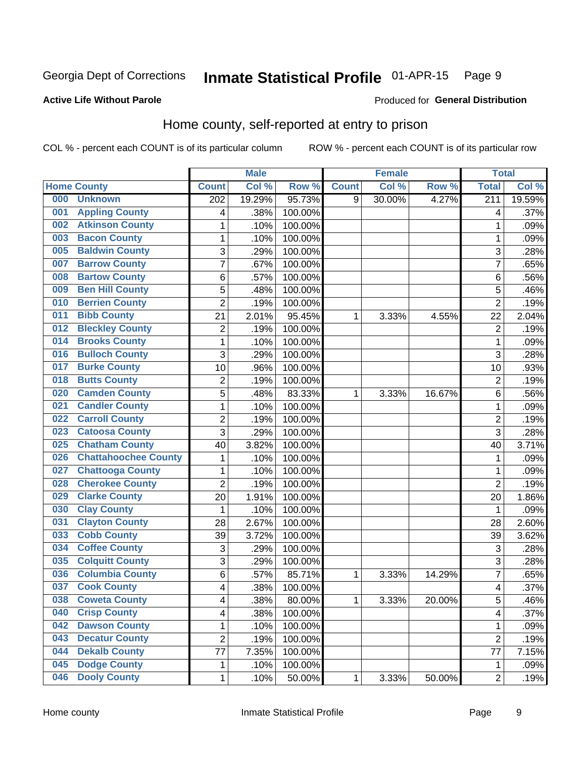Georgia Dept of Corrections **Inmate Statistical Profile** 01-APR-15 Page 9

**Active Life Without Parole**

Produced for **General Distribution**

## Home county, self-reported at entry to prison

COL % - percent each COUNT is of its particular column ROW % - percent each COUNT is of its particular row

| Home County | | Male | | | Female | | | Total | |
|---|---|---|---|---|---|---|---|---|---|
| | | Count | Col % | Row % | Count | Col % | Row % | Total | Col % |
| 000 | Unknown | 202 | 19.29% | 95.73% | 9 | 30.00% | 4.27% | 211 | 19.59% |
| 001 | Appling County | 4 | .38% | 100.00% | | | | 4 | .37% |
| 002 | Atkinson County | 1 | .10% | 100.00% | | | | 1 | .09% |
| 003 | Bacon County | 1 | .10% | 100.00% | | | | 1 | .09% |
| 005 | Baldwin County | 3 | .29% | 100.00% | | | | 3 | .28% |
| 007 | Barrow County | 7 | .67% | 100.00% | | | | 7 | .65% |
| 008 | Bartow County | 6 | .57% | 100.00% | | | | 6 | .56% |
| 009 | Ben Hill County | 5 | .48% | 100.00% | | | | 5 | .46% |
| 010 | Berrien County | 2 | .19% | 100.00% | | | | 2 | .19% |
| 011 | Bibb County | 21 | 2.01% | 95.45% | 1 | 3.33% | 4.55% | 22 | 2.04% |
| 012 | Bleckley County | 2 | .19% | 100.00% | | | | 2 | .19% |
| 014 | Brooks County | 1 | .10% | 100.00% | | | | 1 | .09% |
| 016 | Bulloch County | 3 | .29% | 100.00% | | | | 3 | .28% |
| 017 | Burke County | 10 | .96% | 100.00% | | | | 10 | .93% |
| 018 | Butts County | 2 | .19% | 100.00% | | | | 2 | .19% |
| 020 | Camden County | 5 | .48% | 83.33% | 1 | 3.33% | 16.67% | 6 | .56% |
| 021 | Candler County | 1 | .10% | 100.00% | | | | 1 | .09% |
| 022 | Carroll County | 2 | .19% | 100.00% | | | | 2 | .19% |
| 023 | Catoosa County | 3 | .29% | 100.00% | | | | 3 | .28% |
| 025 | Chatham County | 40 | 3.82% | 100.00% | | | | 40 | 3.71% |
| 026 | Chattahoochee County | 1 | .10% | 100.00% | | | | 1 | .09% |
| 027 | Chattooga County | 1 | .10% | 100.00% | | | | 1 | .09% |
| 028 | Cherokee County | 2 | .19% | 100.00% | | | | 2 | .19% |
| 029 | Clarke County | 20 | 1.91% | 100.00% | | | | 20 | 1.86% |
| 030 | Clay County | 1 | .10% | 100.00% | | | | 1 | .09% |
| 031 | Clayton County | 28 | 2.67% | 100.00% | | | | 28 | 2.60% |
| 033 | Cobb County | 39 | 3.72% | 100.00% | | | | 39 | 3.62% |
| 034 | Coffee County | 3 | .29% | 100.00% | | | | 3 | .28% |
| 035 | Colquitt County | 3 | .29% | 100.00% | | | | 3 | .28% |
| 036 | Columbia County | 6 | .57% | 85.71% | 1 | 3.33% | 14.29% | 7 | .65% |
| 037 | Cook County | 4 | .38% | 100.00% | | | | 4 | .37% |
| 038 | Coweta County | 4 | .38% | 80.00% | 1 | 3.33% | 20.00% | 5 | .46% |
| 040 | Crisp County | 4 | .38% | 100.00% | | | | 4 | .37% |
| 042 | Dawson County | 1 | .10% | 100.00% | | | | 1 | .09% |
| 043 | Decatur County | 2 | .19% | 100.00% | | | | 2 | .19% |
| 044 | Dekalb County | 77 | 7.35% | 100.00% | | | | 77 | 7.15% |
| 045 | Dodge County | 1 | .10% | 100.00% | | | | 1 | .09% |
| 046 | Dooly County | 1 | .10% | 50.00% | 1 | 3.33% | 50.00% | 2 | .19% |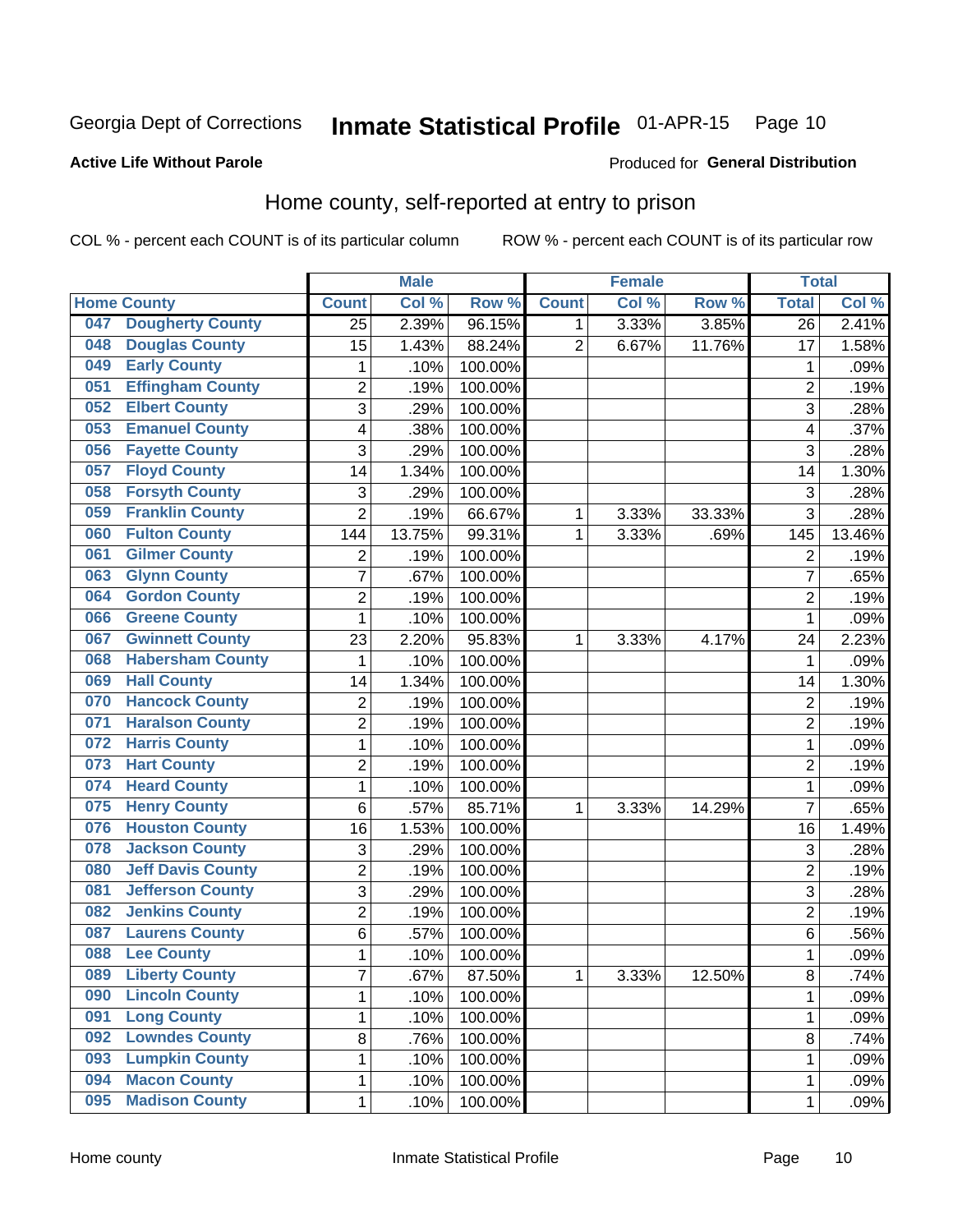Georgia Dept of Corrections **Inmate Statistical Profile** 01-APR-15 Page 10

**Active Life Without Parole**

Produced for **General Distribution**

## Home county, self-reported at entry to prison

COL % - percent each COUNT is of its particular column ROW % - percent each COUNT is of its particular row

| Home County | | Male | | | Female | | | Total | |
|---|---|---|---|---|---|---|---|---|---|
| | | Count | Col % | Row % | Count | Col % | Row % | Total | Col % |
| 047 | Dougherty County | 25 | 2.39% | 96.15% | 1 | 3.33% | 3.85% | 26 | 2.41% |
| 048 | Douglas County | 15 | 1.43% | 88.24% | 2 | 6.67% | 11.76% | 17 | 1.58% |
| 049 | Early County | 1 | .10% | 100.00% | | | | 1 | .09% |
| 051 | Effingham County | 2 | .19% | 100.00% | | | | 2 | .19% |
| 052 | Elbert County | 3 | .29% | 100.00% | | | | 3 | .28% |
| 053 | Emanuel County | 4 | .38% | 100.00% | | | | 4 | .37% |
| 056 | Fayette County | 3 | .29% | 100.00% | | | | 3 | .28% |
| 057 | Floyd County | 14 | 1.34% | 100.00% | | | | 14 | 1.30% |
| 058 | Forsyth County | 3 | .29% | 100.00% | | | | 3 | .28% |
| 059 | Franklin County | 2 | .19% | 66.67% | 1 | 3.33% | 33.33% | 3 | .28% |
| 060 | Fulton County | 144 | 13.75% | 99.31% | 1 | 3.33% | .69% | 145 | 13.46% |
| 061 | Gilmer County | 2 | .19% | 100.00% | | | | 2 | .19% |
| 063 | Glynn County | 7 | .67% | 100.00% | | | | 7 | .65% |
| 064 | Gordon County | 2 | .19% | 100.00% | | | | 2 | .19% |
| 066 | Greene County | 1 | .10% | 100.00% | | | | 1 | .09% |
| 067 | Gwinnett County | 23 | 2.20% | 95.83% | 1 | 3.33% | 4.17% | 24 | 2.23% |
| 068 | Habersham County | 1 | .10% | 100.00% | | | | 1 | .09% |
| 069 | Hall County | 14 | 1.34% | 100.00% | | | | 14 | 1.30% |
| 070 | Hancock County | 2 | .19% | 100.00% | | | | 2 | .19% |
| 071 | Haralson County | 2 | .19% | 100.00% | | | | 2 | .19% |
| 072 | Harris County | 1 | .10% | 100.00% | | | | 1 | .09% |
| 073 | Hart County | 2 | .19% | 100.00% | | | | 2 | .19% |
| 074 | Heard County | 1 | .10% | 100.00% | | | | 1 | .09% |
| 075 | Henry County | 6 | .57% | 85.71% | 1 | 3.33% | 14.29% | 7 | .65% |
| 076 | Houston County | 16 | 1.53% | 100.00% | | | | 16 | 1.49% |
| 078 | Jackson County | 3 | .29% | 100.00% | | | | 3 | .28% |
| 080 | Jeff Davis County | 2 | .19% | 100.00% | | | | 2 | .19% |
| 081 | Jefferson County | 3 | .29% | 100.00% | | | | 3 | .28% |
| 082 | Jenkins County | 2 | .19% | 100.00% | | | | 2 | .19% |
| 087 | Laurens County | 6 | .57% | 100.00% | | | | 6 | .56% |
| 088 | Lee County | 1 | .10% | 100.00% | | | | 1 | .09% |
| 089 | Liberty County | 7 | .67% | 87.50% | 1 | 3.33% | 12.50% | 8 | .74% |
| 090 | Lincoln County | 1 | .10% | 100.00% | | | | 1 | .09% |
| 091 | Long County | 1 | .10% | 100.00% | | | | 1 | .09% |
| 092 | Lowndes County | 8 | .76% | 100.00% | | | | 8 | .74% |
| 093 | Lumpkin County | 1 | .10% | 100.00% | | | | 1 | .09% |
| 094 | Macon County | 1 | .10% | 100.00% | | | | 1 | .09% |
| 095 | Madison County | 1 | .10% | 100.00% | | | | 1 | .09% |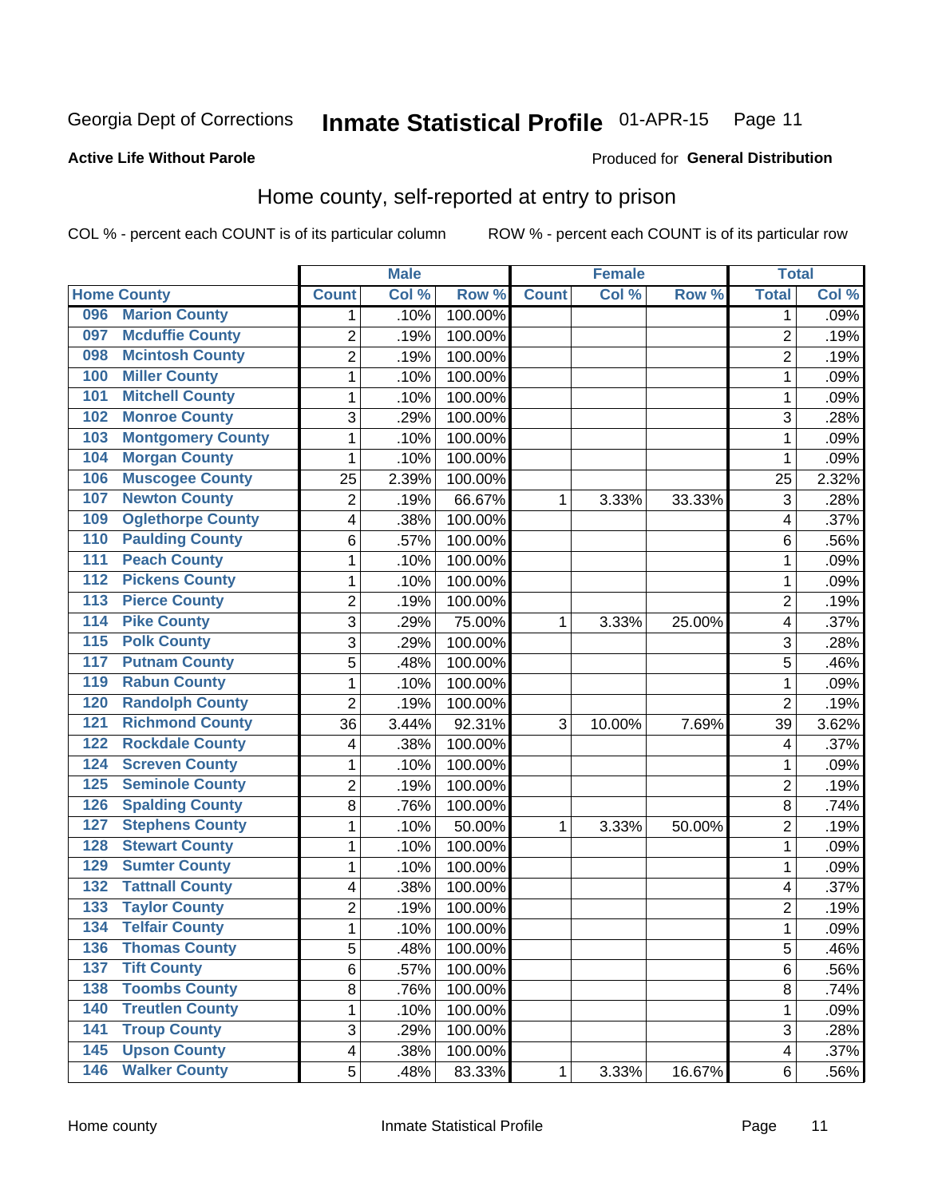Georgia Dept of Corrections **Inmate Statistical Profile** 01-APR-15 Page 11

**Active Life Without Parole**

Produced for **General Distribution**

## Home county, self-reported at entry to prison

COL % - percent each COUNT is of its particular column ROW % - percent each COUNT is of its particular row

| Home County | | Male | | | Female | | | Total | |
|---|---|---|---|---|---|---|---|---|---|
| | | Count | Col % | Row % | Count | Col % | Row % | Total | Col % |
| 096 | Marion County | 1 | .10% | 100.00% | | | | 1 | .09% |
| 097 | Mcduffie County | 2 | .19% | 100.00% | | | | 2 | .19% |
| 098 | Mcintosh County | 2 | .19% | 100.00% | | | | 2 | .19% |
| 100 | Miller County | 1 | .10% | 100.00% | | | | 1 | .09% |
| 101 | Mitchell County | 1 | .10% | 100.00% | | | | 1 | .09% |
| 102 | Monroe County | 3 | .29% | 100.00% | | | | 3 | .28% |
| 103 | Montgomery County | 1 | .10% | 100.00% | | | | 1 | .09% |
| 104 | Morgan County | 1 | .10% | 100.00% | | | | 1 | .09% |
| 106 | Muscogee County | 25 | 2.39% | 100.00% | | | | 25 | 2.32% |
| 107 | Newton County | 2 | .19% | 66.67% | 1 | 3.33% | 33.33% | 3 | .28% |
| 109 | Oglethorpe County | 4 | .38% | 100.00% | | | | 4 | .37% |
| 110 | Paulding County | 6 | .57% | 100.00% | | | | 6 | .56% |
| 111 | Peach County | 1 | .10% | 100.00% | | | | 1 | .09% |
| 112 | Pickens County | 1 | .10% | 100.00% | | | | 1 | .09% |
| 113 | Pierce County | 2 | .19% | 100.00% | | | | 2 | .19% |
| 114 | Pike County | 3 | .29% | 75.00% | 1 | 3.33% | 25.00% | 4 | .37% |
| 115 | Polk County | 3 | .29% | 100.00% | | | | 3 | .28% |
| 117 | Putnam County | 5 | .48% | 100.00% | | | | 5 | .46% |
| 119 | Rabun County | 1 | .10% | 100.00% | | | | 1 | .09% |
| 120 | Randolph County | 2 | .19% | 100.00% | | | | 2 | .19% |
| 121 | Richmond County | 36 | 3.44% | 92.31% | 3 | 10.00% | 7.69% | 39 | 3.62% |
| 122 | Rockdale County | 4 | .38% | 100.00% | | | | 4 | .37% |
| 124 | Screven County | 1 | .10% | 100.00% | | | | 1 | .09% |
| 125 | Seminole County | 2 | .19% | 100.00% | | | | 2 | .19% |
| 126 | Spalding County | 8 | .76% | 100.00% | | | | 8 | .74% |
| 127 | Stephens County | 1 | .10% | 50.00% | 1 | 3.33% | 50.00% | 2 | .19% |
| 128 | Stewart County | 1 | .10% | 100.00% | | | | 1 | .09% |
| 129 | Sumter County | 1 | .10% | 100.00% | | | | 1 | .09% |
| 132 | Tattnall County | 4 | .38% | 100.00% | | | | 4 | .37% |
| 133 | Taylor County | 2 | .19% | 100.00% | | | | 2 | .19% |
| 134 | Telfair County | 1 | .10% | 100.00% | | | | 1 | .09% |
| 136 | Thomas County | 5 | .48% | 100.00% | | | | 5 | .46% |
| 137 | Tift County | 6 | .57% | 100.00% | | | | 6 | .56% |
| 138 | Toombs County | 8 | .76% | 100.00% | | | | 8 | .74% |
| 140 | Treutlen County | 1 | .10% | 100.00% | | | | 1 | .09% |
| 141 | Troup County | 3 | .29% | 100.00% | | | | 3 | .28% |
| 145 | Upson County | 4 | .38% | 100.00% | | | | 4 | .37% |
| 146 | Walker County | 5 | .48% | 83.33% | 1 | 3.33% | 16.67% | 6 | .56% |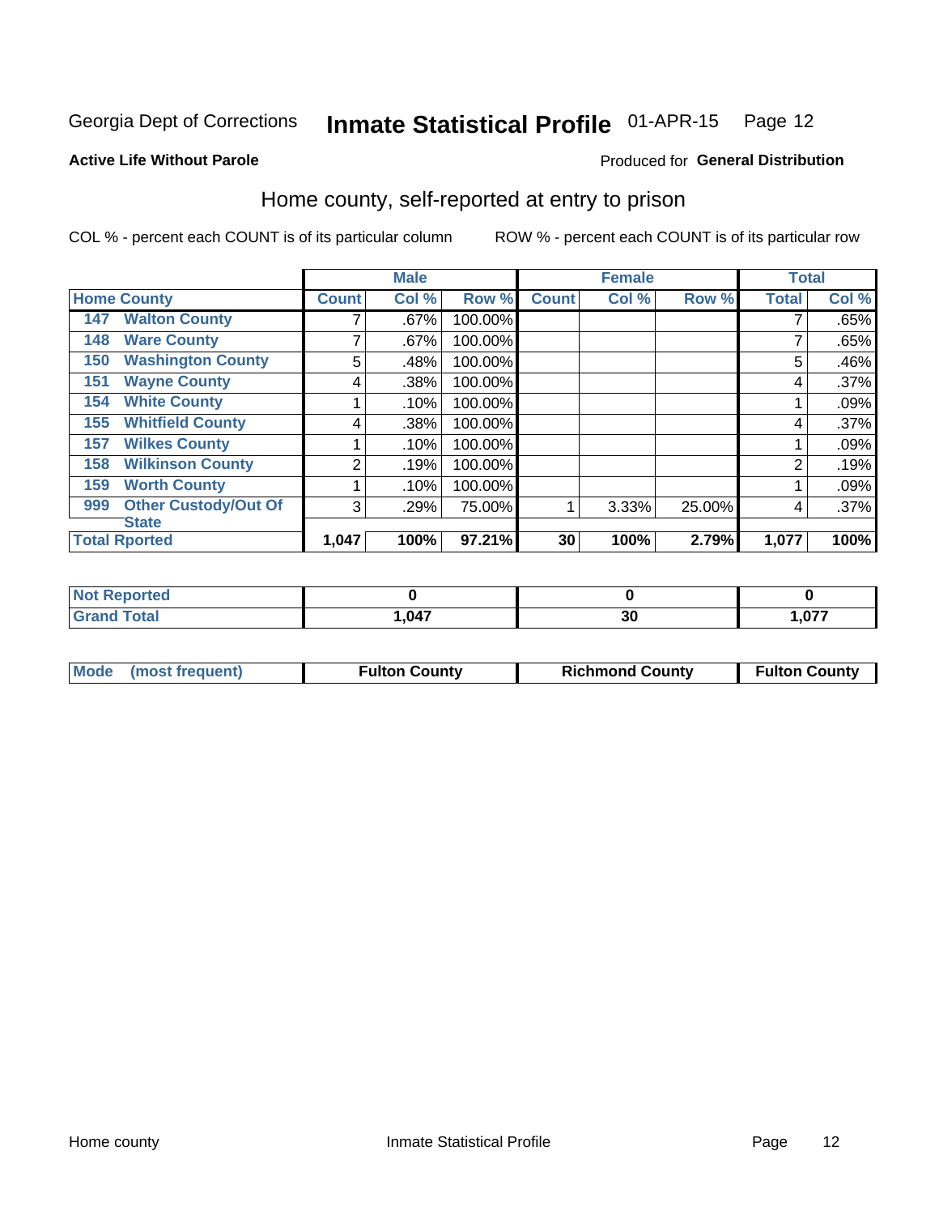Georgia Dept of Corrections **Inmate Statistical Profile** 01-APR-15

**Active Life Without Parole**

Produced for **General Distribution**

## Home county, self-reported at entry to prison

COL % - percent each COUNT is of its particular column

ROW % - percent each COUNT is of its particular row

| Home County | | Male | | | Female | | | Total | |
|---|---|---|---|---|---|---|---|---|---|
| | | Count | Col % | Row % | Count | Col % | Row % | Total | Col % |
| 147 | Walton County | 7 | .67% | 100.00% | | | | 7 | .65% |
| 148 | Ware County | 7 | .67% | 100.00% | | | | 7 | .65% |
| 150 | Washington County | 5 | .48% | 100.00% | | | | 5 | .46% |
| 151 | Wayne County | 4 | .38% | 100.00% | | | | 4 | .37% |
| 154 | White County | 1 | .10% | 100.00% | | | | 1 | .09% |
| 155 | Whitfield County | 4 | .38% | 100.00% | | | | 4 | .37% |
| 157 | Wilkes County | 1 | .10% | 100.00% | | | | 1 | .09% |
| 158 | Wilkinson County | 2 | .19% | 100.00% | | | | 2 | .19% |
| 159 | Worth County | 1 | .10% | 100.00% | | | | 1 | .09% |
| 999 | Other Custody/Out Of State | 3 | .29% | 75.00% | 1 | 3.33% | 25.00% | 4 | .37% |
| **Total Rported** | | **1,047** | **100%** | **97.21%** | **30** | **100%** | **2.79%** | **1,077** | **100%** |

| | Male | Female | Total |
|---|---|---|---|
| Not Reported | 0 | 0 | 0 |
| Grand Total | 1,047 | 30 | 1,077 |

| | Male | Female | Total |
|---|---|---|---|
| Mode (most frequent) | Fulton County | Richmond County | Fulton County |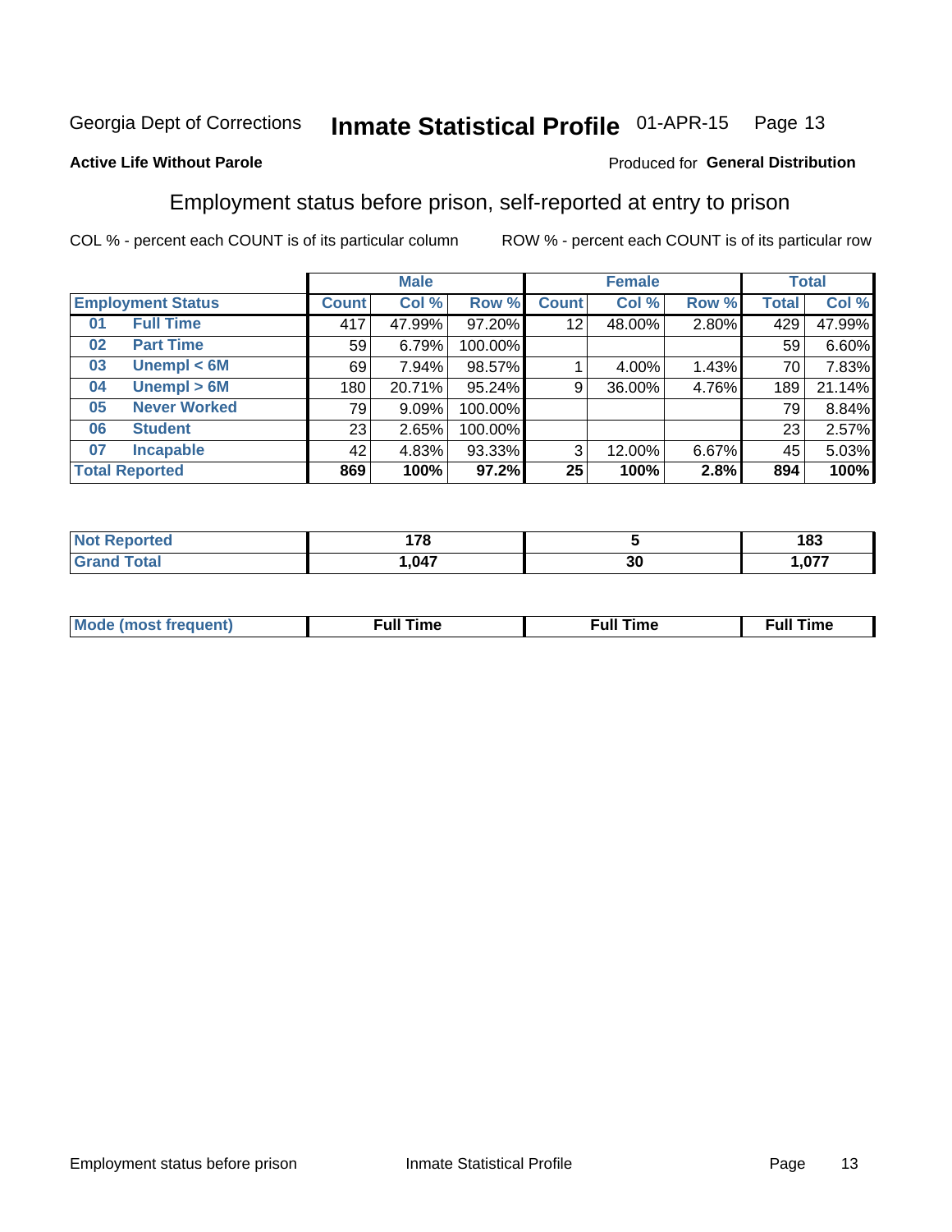Georgia Dept of Corrections **Inmate Statistical Profile** 01-APR-15

**Active Life Without Parole**

Produced for **General Distribution**

## Employment status before prison, self-reported at entry to prison

COL % - percent each COUNT is of its particular column ROW % - percent each COUNT is of its particular row

| Employment Status | | Male | | | Female | | | Total | |
|---|---|---|---|---|---|---|---|---|---|
| | | Count | Col % | Row % | Count | Col % | Row % | Total | Col % |
| 01 | Full Time | 417 | 47.99% | 97.20% | 12 | 48.00% | 2.80% | 429 | 47.99% |
| 02 | Part Time | 59 | 6.79% | 100.00% | | | | 59 | 6.60% |
| 03 | Unempl < 6M | 69 | 7.94% | 98.57% | 1 | 4.00% | 1.43% | 70 | 7.83% |
| 04 | Unempl > 6M | 180 | 20.71% | 95.24% | 9 | 36.00% | 4.76% | 189 | 21.14% |
| 05 | Never Worked | 79 | 9.09% | 100.00% | | | | 79 | 8.84% |
| 06 | Student | 23 | 2.65% | 100.00% | | | | 23 | 2.57% |
| 07 | Incapable | 42 | 4.83% | 93.33% | 3 | 12.00% | 6.67% | 45 | 5.03% |
| **Total Reported** | | **869** | **100%** | **97.2%** | **25** | **100%** | **2.8%** | **894** | **100%** |

| | Male | Female | Total |
|---|---|---|---|
| Not Reported | 178 | 5 | 183 |
| Grand Total | 1,047 | 30 | 1,077 |

| | Male | Female | Total |
|---|---|---|---|
| Mode (most frequent) | Full Time | Full Time | Full Time |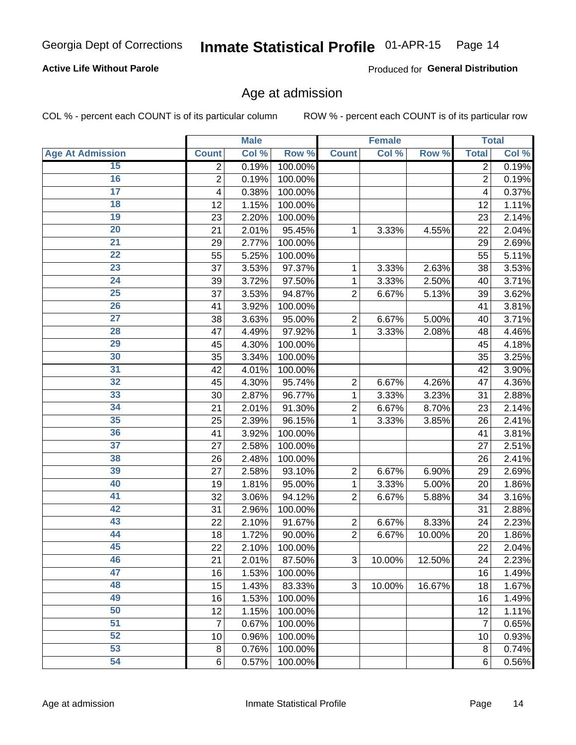Georgia Dept of Corrections **Inmate Statistical Profile** 01-APR-15

**Active Life Without Parole**

Produced for **General Distribution**

## Age at admission

COL % - percent each COUNT is of its particular column ROW % - percent each COUNT is of its particular row

| | Male | | | Female | | | Total | |
|---|---|---|---|---|---|---|---|---|
| **Age At Admission** | **Count** | **Col %** | **Row %** | **Count** | **Col %** | **Row %** | **Total** | **Col %** |
| 15 | 2 | 0.19% | 100.00% | | | | 2 | 0.19% |
| 16 | 2 | 0.19% | 100.00% | | | | 2 | 0.19% |
| 17 | 4 | 0.38% | 100.00% | | | | 4 | 0.37% |
| 18 | 12 | 1.15% | 100.00% | | | | 12 | 1.11% |
| 19 | 23 | 2.20% | 100.00% | | | | 23 | 2.14% |
| 20 | 21 | 2.01% | 95.45% | 1 | 3.33% | 4.55% | 22 | 2.04% |
| 21 | 29 | 2.77% | 100.00% | | | | 29 | 2.69% |
| 22 | 55 | 5.25% | 100.00% | | | | 55 | 5.11% |
| 23 | 37 | 3.53% | 97.37% | 1 | 3.33% | 2.63% | 38 | 3.53% |
| 24 | 39 | 3.72% | 97.50% | 1 | 3.33% | 2.50% | 40 | 3.71% |
| 25 | 37 | 3.53% | 94.87% | 2 | 6.67% | 5.13% | 39 | 3.62% |
| 26 | 41 | 3.92% | 100.00% | | | | 41 | 3.81% |
| 27 | 38 | 3.63% | 95.00% | 2 | 6.67% | 5.00% | 40 | 3.71% |
| 28 | 47 | 4.49% | 97.92% | 1 | 3.33% | 2.08% | 48 | 4.46% |
| 29 | 45 | 4.30% | 100.00% | | | | 45 | 4.18% |
| 30 | 35 | 3.34% | 100.00% | | | | 35 | 3.25% |
| 31 | 42 | 4.01% | 100.00% | | | | 42 | 3.90% |
| 32 | 45 | 4.30% | 95.74% | 2 | 6.67% | 4.26% | 47 | 4.36% |
| 33 | 30 | 2.87% | 96.77% | 1 | 3.33% | 3.23% | 31 | 2.88% |
| 34 | 21 | 2.01% | 91.30% | 2 | 6.67% | 8.70% | 23 | 2.14% |
| 35 | 25 | 2.39% | 96.15% | 1 | 3.33% | 3.85% | 26 | 2.41% |
| 36 | 41 | 3.92% | 100.00% | | | | 41 | 3.81% |
| 37 | 27 | 2.58% | 100.00% | | | | 27 | 2.51% |
| 38 | 26 | 2.48% | 100.00% | | | | 26 | 2.41% |
| 39 | 27 | 2.58% | 93.10% | 2 | 6.67% | 6.90% | 29 | 2.69% |
| 40 | 19 | 1.81% | 95.00% | 1 | 3.33% | 5.00% | 20 | 1.86% |
| 41 | 32 | 3.06% | 94.12% | 2 | 6.67% | 5.88% | 34 | 3.16% |
| 42 | 31 | 2.96% | 100.00% | | | | 31 | 2.88% |
| 43 | 22 | 2.10% | 91.67% | 2 | 6.67% | 8.33% | 24 | 2.23% |
| 44 | 18 | 1.72% | 90.00% | 2 | 6.67% | 10.00% | 20 | 1.86% |
| 45 | 22 | 2.10% | 100.00% | | | | 22 | 2.04% |
| 46 | 21 | 2.01% | 87.50% | 3 | 10.00% | 12.50% | 24 | 2.23% |
| 47 | 16 | 1.53% | 100.00% | | | | 16 | 1.49% |
| 48 | 15 | 1.43% | 83.33% | 3 | 10.00% | 16.67% | 18 | 1.67% |
| 49 | 16 | 1.53% | 100.00% | | | | 16 | 1.49% |
| 50 | 12 | 1.15% | 100.00% | | | | 12 | 1.11% |
| 51 | 7 | 0.67% | 100.00% | | | | 7 | 0.65% |
| 52 | 10 | 0.96% | 100.00% | | | | 10 | 0.93% |
| 53 | 8 | 0.76% | 100.00% | | | | 8 | 0.74% |
| 54 | 6 | 0.57% | 100.00% | | | | 6 | 0.56% |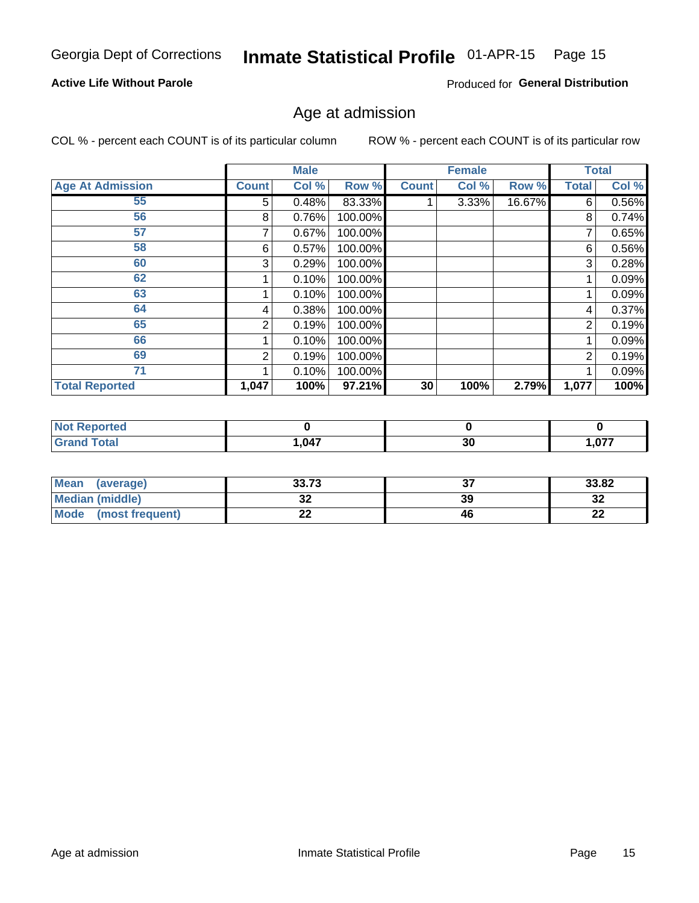Georgia Dept of Corrections **Inmate Statistical Profile** 01-APR-15

**Active Life Without Parole**

Produced for **General Distribution**

## Age at admission

COL % - percent each COUNT is of its particular column ROW % - percent each COUNT is of its particular row

| | Male | | | Female | | | Total | |
|---|---|---|---|---|---|---|---|---|
| Age At Admission | Count | Col % | Row % | Count | Col % | Row % | Total | Col % |
| 55 | 5 | 0.48% | 83.33% | 1 | 3.33% | 16.67% | 6 | 0.56% |
| 56 | 8 | 0.76% | 100.00% | | | | 8 | 0.74% |
| 57 | 7 | 0.67% | 100.00% | | | | 7 | 0.65% |
| 58 | 6 | 0.57% | 100.00% | | | | 6 | 0.56% |
| 60 | 3 | 0.29% | 100.00% | | | | 3 | 0.28% |
| 62 | 1 | 0.10% | 100.00% | | | | 1 | 0.09% |
| 63 | 1 | 0.10% | 100.00% | | | | 1 | 0.09% |
| 64 | 4 | 0.38% | 100.00% | | | | 4 | 0.37% |
| 65 | 2 | 0.19% | 100.00% | | | | 2 | 0.19% |
| 66 | 1 | 0.10% | 100.00% | | | | 1 | 0.09% |
| 69 | 2 | 0.19% | 100.00% | | | | 2 | 0.19% |
| 71 | 1 | 0.10% | 100.00% | | | | 1 | 0.09% |
| **Total Reported** | **1,047** | **100%** | **97.21%** | **30** | **100%** | **2.79%** | **1,077** | **100%** |

| | Male | Female | Total |
|---|---|---|---|
| Not Reported | 0 | 0 | 0 |
| Grand Total | 1,047 | 30 | 1,077 |

| | Male | Female | Total |
|---|---|---|---|
| Mean (average) | 33.73 | 37 | 33.82 |
| Median (middle) | 32 | 39 | 32 |
| Mode (most frequent) | 22 | 46 | 22 |

Age at admission Inmate Statistical Profile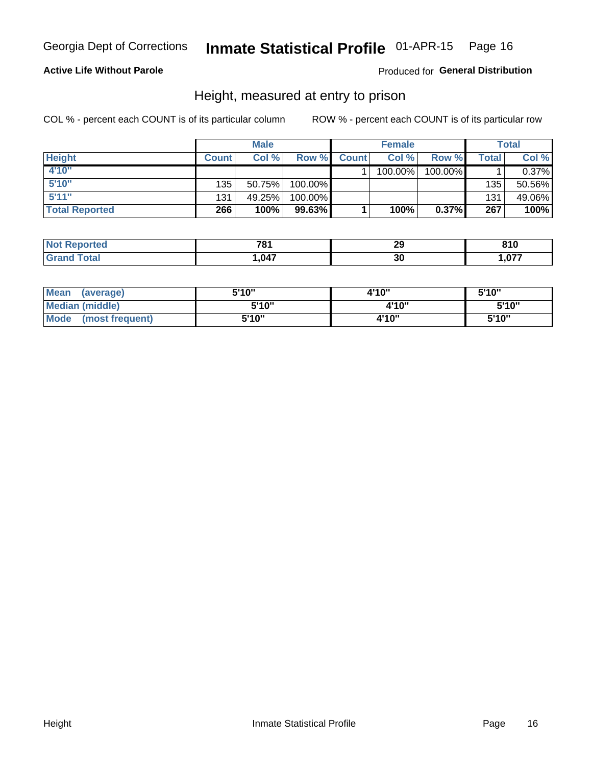Georgia Dept of Corrections **Inmate Statistical Profile** 01-APR-15

**Active Life Without Parole**

Produced for **General Distribution**

## Height, measured at entry to prison

COL % - percent each COUNT is of its particular column ROW % - percent each COUNT is of its particular row

| | Male | | | Female | | | Total | |
|---|---|---|---|---|---|---|---|---|
| **Height** | **Count** | **Col %** | **Row %** | **Count** | **Col %** | **Row %** | **Total** | **Col %** |
| **4'10"** | | | | 1 | 100.00% | 100.00% | 1 | 0.37% |
| **5'10"** | 135 | 50.75% | 100.00% | | | | 135 | 50.56% |
| **5'11"** | 131 | 49.25% | 100.00% | | | | 131 | 49.06% |
| **Total Reported** | **266** | **100%** | **99.63%** | **1** | **100%** | **0.37%** | **267** | **100%** |

| | Male | Female | Total |
|---|---|---|---|
| **Not Reported** | **781** | **29** | **810** |
| **Grand Total** | **1,047** | **30** | **1,077** |

| | Male | Female | Total |
|---|---|---|---|
| **Mean (average)** | **5'10"** | **4'10"** | **5'10"** |
| **Median (middle)** | **5'10"** | **4'10"** | **5'10"** |
| **Mode (most frequent)** | **5'10"** | **4'10"** | **5'10"** |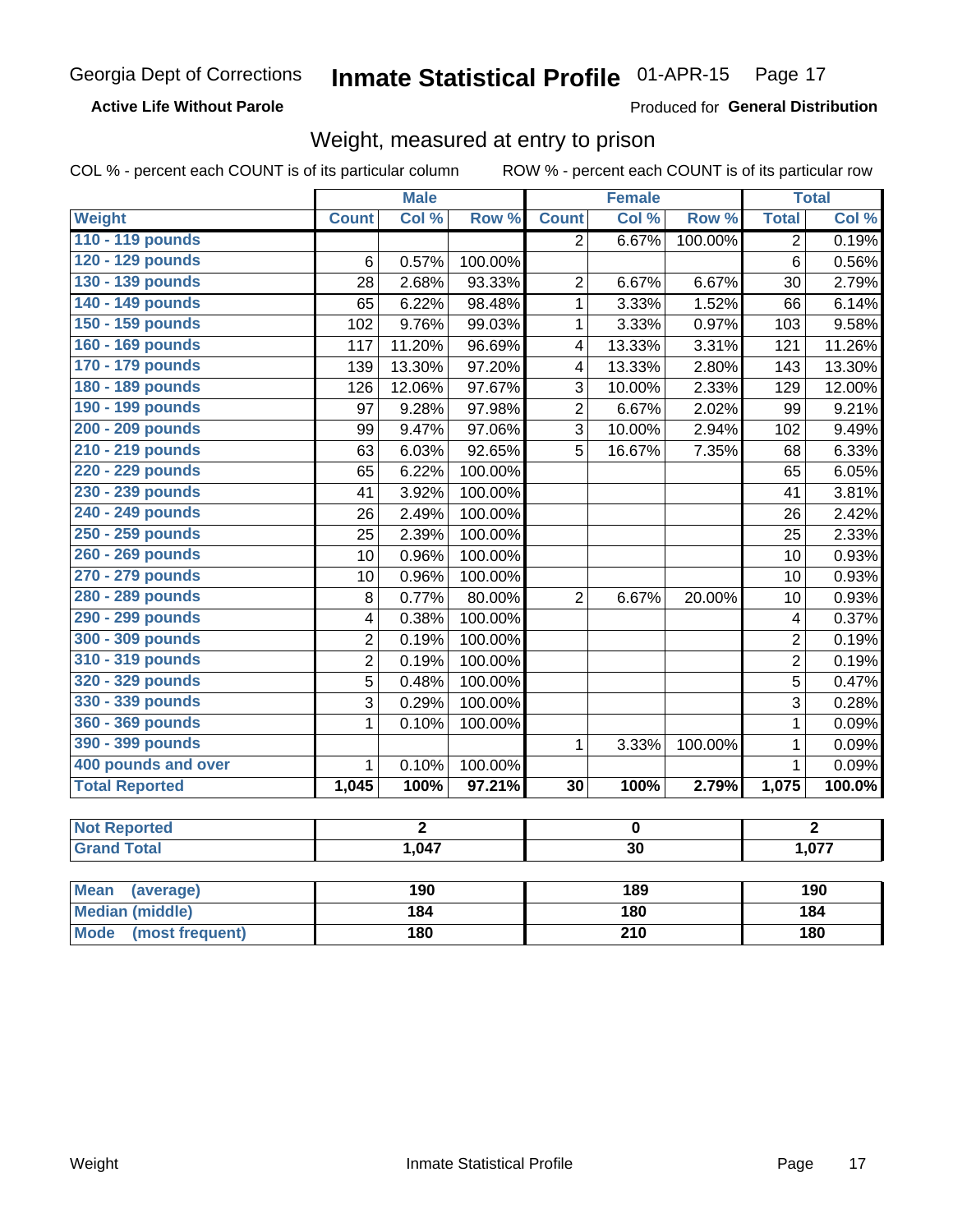Georgia Dept of Corrections **Inmate Statistical Profile** 01-APR-15

**Active Life Without Parole**

Produced for **General Distribution**

## Weight, measured at entry to prison

COL % - percent each COUNT is of its particular column ROW % - percent each COUNT is of its particular row

| Weight | Male | | | Female | | | Total | |
|---|---|---|---|---|---|---|---|---|
| | Count | Col % | Row % | Count | Col % | Row % | Total | Col % |
| 110 - 119 pounds | | | | 2 | 6.67% | 100.00% | 2 | 0.19% |
| 120 - 129 pounds | 6 | 0.57% | 100.00% | | | | 6 | 0.56% |
| 130 - 139 pounds | 28 | 2.68% | 93.33% | 2 | 6.67% | 6.67% | 30 | 2.79% |
| 140 - 149 pounds | 65 | 6.22% | 98.48% | 1 | 3.33% | 1.52% | 66 | 6.14% |
| 150 - 159 pounds | 102 | 9.76% | 99.03% | 1 | 3.33% | 0.97% | 103 | 9.58% |
| 160 - 169 pounds | 117 | 11.20% | 96.69% | 4 | 13.33% | 3.31% | 121 | 11.26% |
| 170 - 179 pounds | 139 | 13.30% | 97.20% | 4 | 13.33% | 2.80% | 143 | 13.30% |
| 180 - 189 pounds | 126 | 12.06% | 97.67% | 3 | 10.00% | 2.33% | 129 | 12.00% |
| 190 - 199 pounds | 97 | 9.28% | 97.98% | 2 | 6.67% | 2.02% | 99 | 9.21% |
| 200 - 209 pounds | 99 | 9.47% | 97.06% | 3 | 10.00% | 2.94% | 102 | 9.49% |
| 210 - 219 pounds | 63 | 6.03% | 92.65% | 5 | 16.67% | 7.35% | 68 | 6.33% |
| 220 - 229 pounds | 65 | 6.22% | 100.00% | | | | 65 | 6.05% |
| 230 - 239 pounds | 41 | 3.92% | 100.00% | | | | 41 | 3.81% |
| 240 - 249 pounds | 26 | 2.49% | 100.00% | | | | 26 | 2.42% |
| 250 - 259 pounds | 25 | 2.39% | 100.00% | | | | 25 | 2.33% |
| 260 - 269 pounds | 10 | 0.96% | 100.00% | | | | 10 | 0.93% |
| 270 - 279 pounds | 10 | 0.96% | 100.00% | | | | 10 | 0.93% |
| 280 - 289 pounds | 8 | 0.77% | 80.00% | 2 | 6.67% | 20.00% | 10 | 0.93% |
| 290 - 299 pounds | 4 | 0.38% | 100.00% | | | | 4 | 0.37% |
| 300 - 309 pounds | 2 | 0.19% | 100.00% | | | | 2 | 0.19% |
| 310 - 319 pounds | 2 | 0.19% | 100.00% | | | | 2 | 0.19% |
| 320 - 329 pounds | 5 | 0.48% | 100.00% | | | | 5 | 0.47% |
| 330 - 339 pounds | 3 | 0.29% | 100.00% | | | | 3 | 0.28% |
| 360 - 369 pounds | 1 | 0.10% | 100.00% | | | | 1 | 0.09% |
| 390 - 399 pounds | | | | 1 | 3.33% | 100.00% | 1 | 0.09% |
| 400 pounds and over | 1 | 0.10% | 100.00% | | | | 1 | 0.09% |
| **Total Reported** | **1,045** | **100%** | **97.21%** | **30** | **100%** | **2.79%** | **1,075** | **100.0%** |

| | Male | Female | Total |
|---|---|---|---|
| Not Reported | 2 | 0 | 2 |
| Grand Total | 1,047 | 30 | 1,077 |

| | Male | Female | Total |
|---|---|---|---|
| Mean (average) | 190 | 189 | 190 |
| Median (middle) | 184 | 180 | 184 |
| Mode (most frequent) | 180 | 210 | 180 |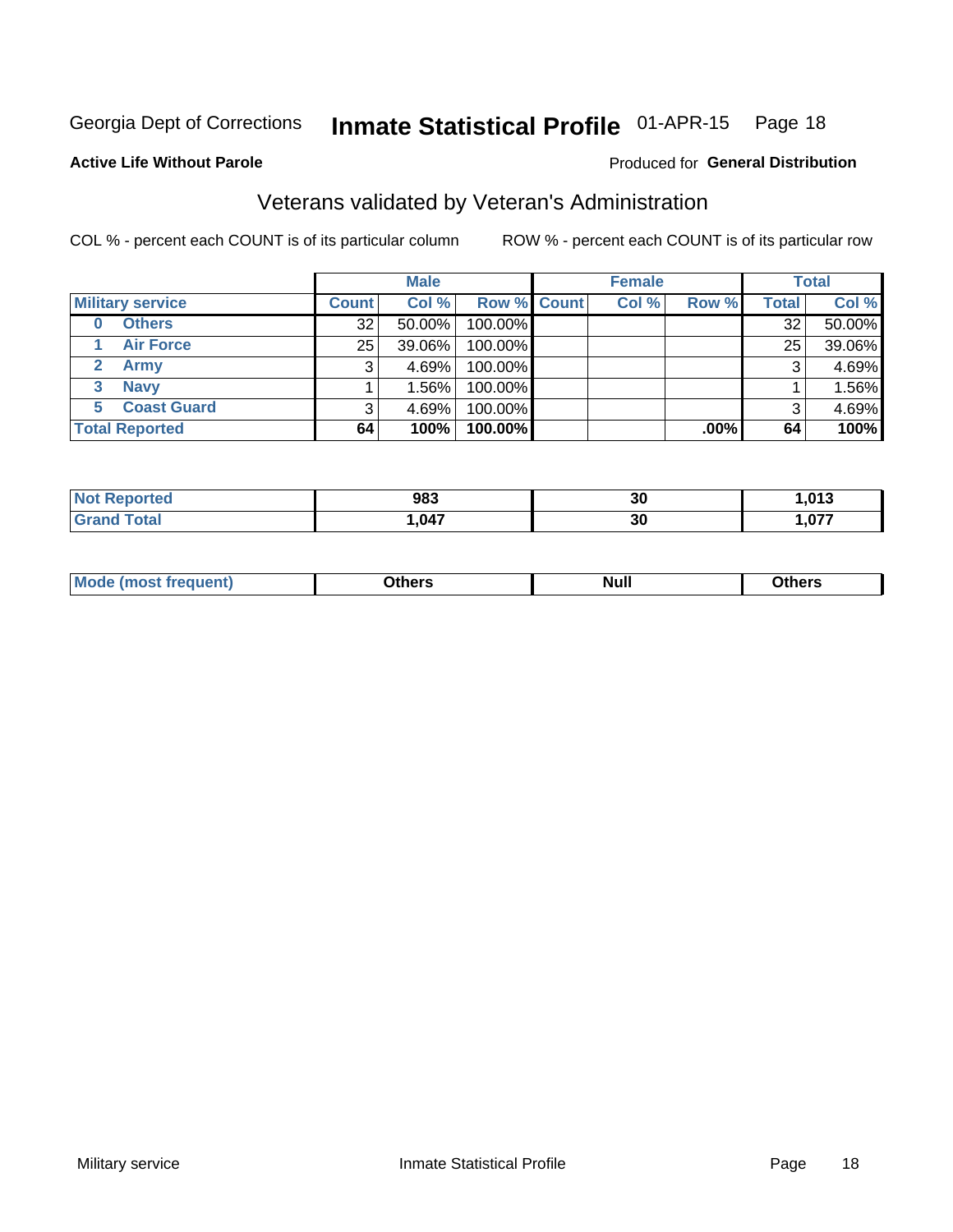Georgia Dept of Corrections **Inmate Statistical Profile** 01-APR-15 Page 18

**Active Life Without Parole**

Produced for **General Distribution**

## Veterans validated by Veteran's Administration

COL % - percent each COUNT is of its particular column ROW % - percent each COUNT is of its particular row

| Military service | Male | | | Female | | | Total | |
|---|---|---|---|---|---|---|---|---|
| | Count | Col % | Row % | Count | Col % | Row % | Total | Col % |
| 0 Others | 32 | 50.00% | 100.00% | | | | 32 | 50.00% |
| 1 Air Force | 25 | 39.06% | 100.00% | | | | 25 | 39.06% |
| 2 Army | 3 | 4.69% | 100.00% | | | | 3 | 4.69% |
| 3 Navy | 1 | 1.56% | 100.00% | | | | 1 | 1.56% |
| 5 Coast Guard | 3 | 4.69% | 100.00% | | | | 3 | 4.69% |
| **Total Reported** | **64** | **100%** | **100.00%** | | | **.00%** | **64** | **100%** |

| | Male | Female | Total |
|---|---|---|---|
| Not Reported | 983 | 30 | 1,013 |
| Grand Total | 1,047 | 30 | 1,077 |

| | Male | Female | Total |
|---|---|---|---|
| Mode (most frequent) | Others | Null | Others |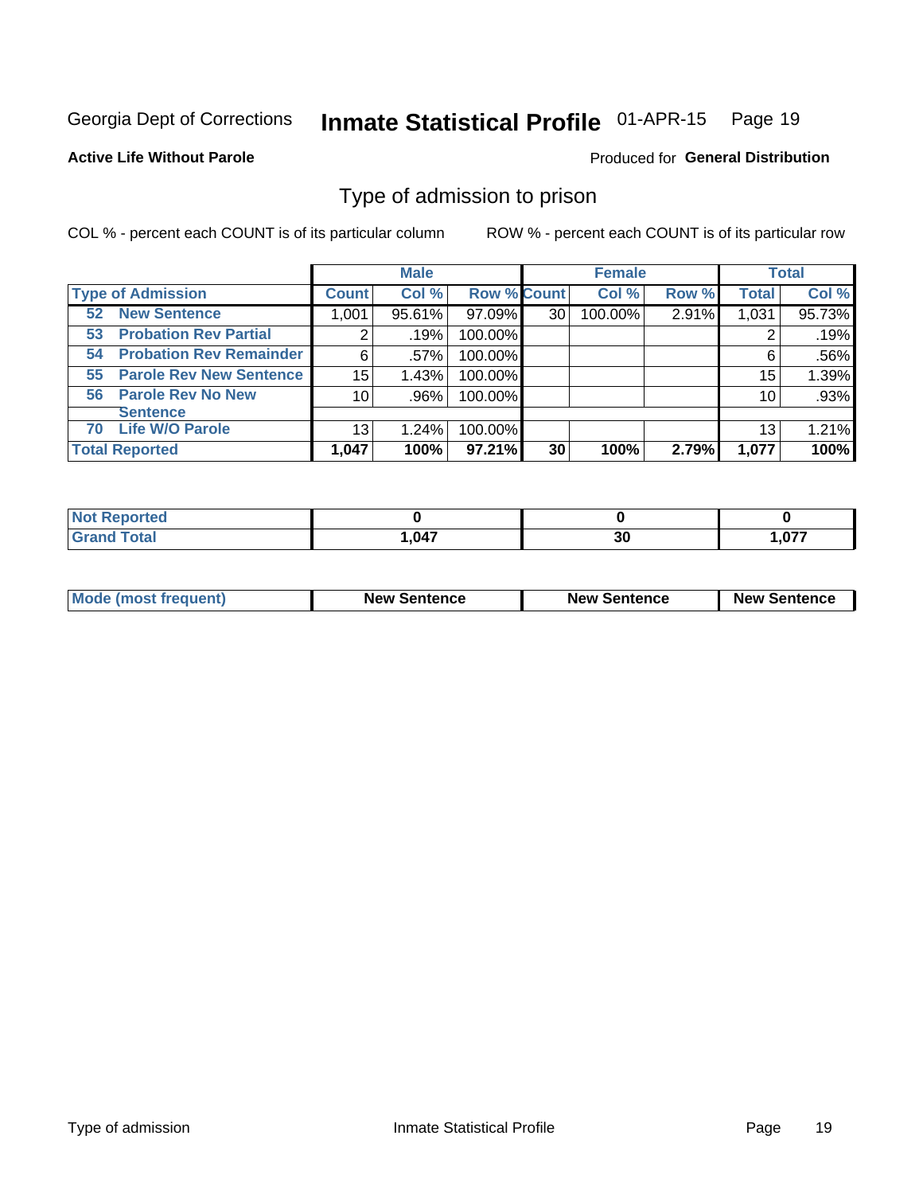Georgia Dept of Corrections **Inmate Statistical Profile** 01-APR-15 Page 19

**Active Life Without Parole**

Produced for **General Distribution**

## Type of admission to prison

COL % - percent each COUNT is of its particular column ROW % - percent each COUNT is of its particular row

| | Male | | | Female | | | Total | |
|---|---|---|---|---|---|---|---|---|
| **Type of Admission** | **Count** | **Col %** | **Row %** | **Count** | **Col %** | **Row %** | **Total** | **Col %** |
| **52 New Sentence** | 1,001 | 95.61% | 97.09% | 30 | 100.00% | 2.91% | 1,031 | 95.73% |
| **53 Probation Rev Partial** | 2 | .19% | 100.00% | | | | 2 | .19% |
| **54 Probation Rev Remainder** | 6 | .57% | 100.00% | | | | 6 | .56% |
| **55 Parole Rev New Sentence** | 15 | 1.43% | 100.00% | | | | 15 | 1.39% |
| **56 Parole Rev No New Sentence** | 10 | .96% | 100.00% | | | | 10 | .93% |
| **70 Life W/O Parole** | 13 | 1.24% | 100.00% | | | | 13 | 1.21% |
| **Total Reported** | **1,047** | **100%** | **97.21%** | **30** | **100%** | **2.79%** | **1,077** | **100%** |

| | Male | Female | Total |
|---|---|---|---|
| **Not Reported** | **0** | **0** | **0** |
| **Grand Total** | **1,047** | **30** | **1,077** |

| | Male | Female | Total |
|---|---|---|---|
| **Mode (most frequent)** | **New Sentence** | **New Sentence** | **New Sentence** |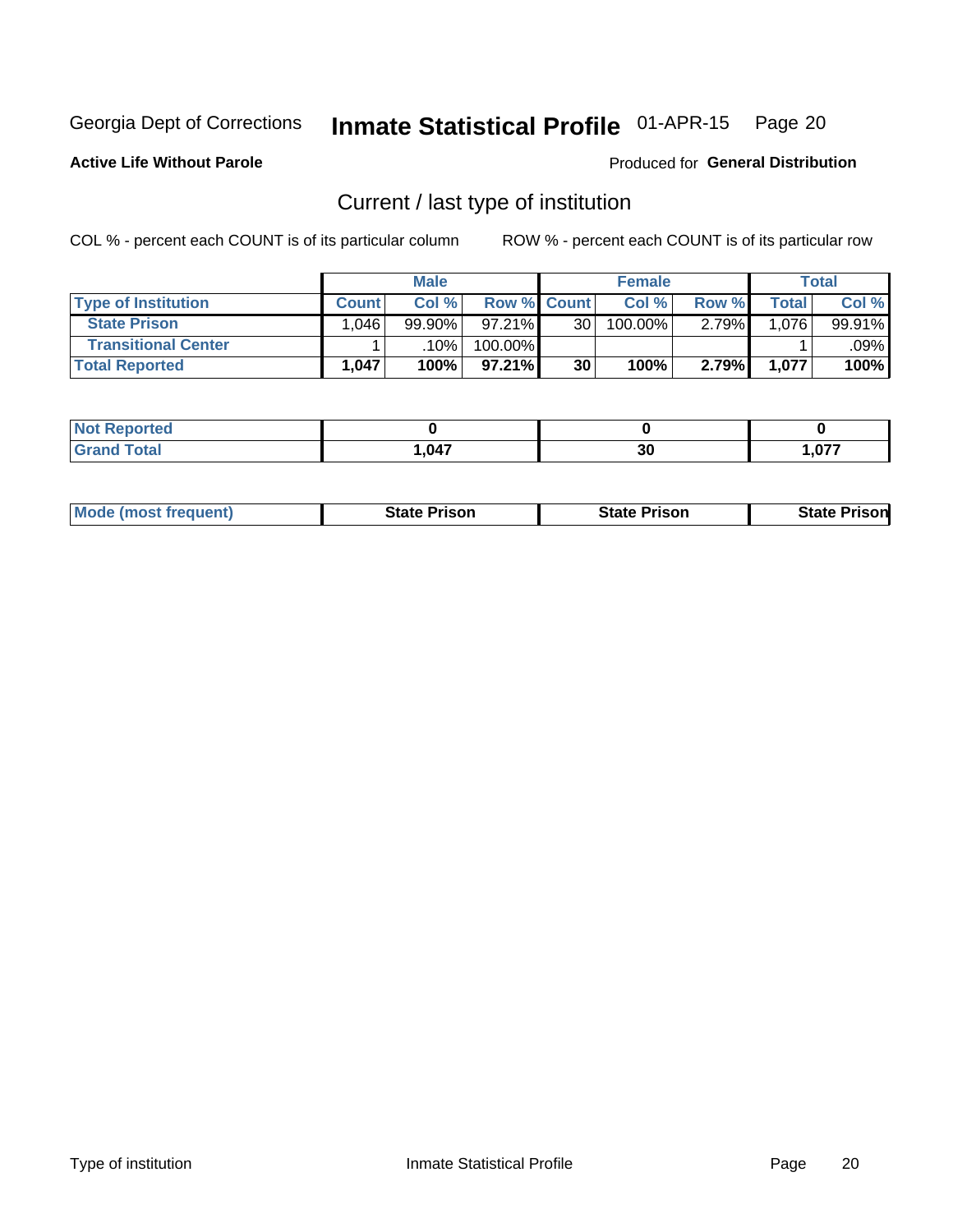Georgia Dept of Corrections **Inmate Statistical Profile** 01-APR-15 Page 20

**Active Life Without Parole**

Produced for **General Distribution**

## Current / last type of institution

COL % - percent each COUNT is of its particular column ROW % - percent each COUNT is of its particular row

| | Male | | | Female | | | Total | |
|---|---|---|---|---|---|---|---|---|
| **Type of Institution** | **Count** | **Col %** | **Row %** | **Count** | **Col %** | **Row %** | **Total** | **Col %** |
| **State Prison** | 1,046 | 99.90% | 97.21% | 30 | 100.00% | 2.79% | 1,076 | 99.91% |
| **Transitional Center** | 1 | .10% | 100.00% | | | | 1 | .09% |
| **Total Reported** | **1,047** | **100%** | **97.21%** | **30** | **100%** | **2.79%** | **1,077** | **100%** |

| | Male | Female | Total |
|---|---|---|---|
| **Not Reported** | **0** | **0** | **0** |
| **Grand Total** | **1,047** | **30** | **1,077** |

| | Male | Female | Total |
|---|---|---|---|
| **Mode (most frequent)** | **State Prison** | **State Prison** | **State Prison** |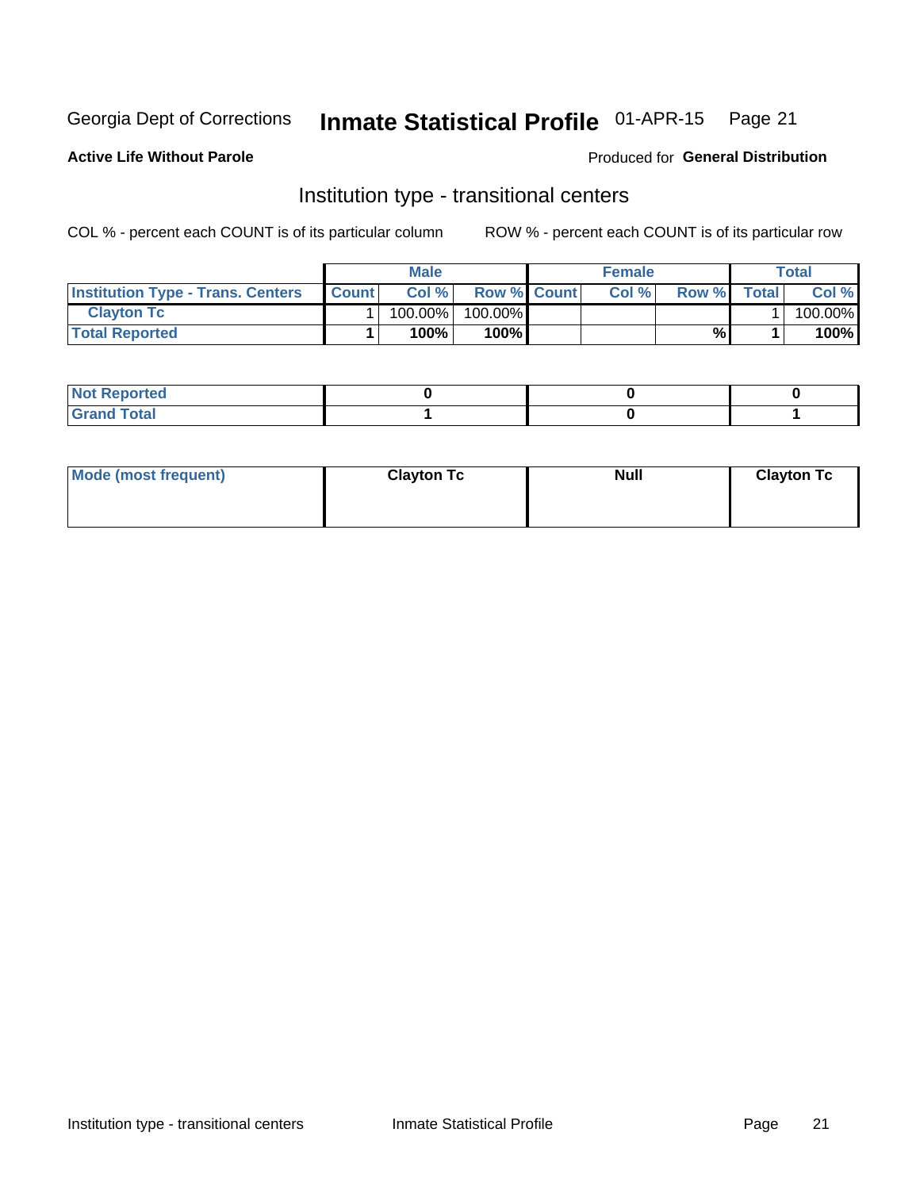Georgia Dept of Corrections **Inmate Statistical Profile** 01-APR-15

**Active Life Without Parole**

Produced for **General Distribution**

## Institution type - transitional centers

COL % - percent each COUNT is of its particular column

ROW % - percent each COUNT is of its particular row

| | Male | | | Female | | | Total | |
|---|---|---|---|---|---|---|---|---|
| **Institution Type - Trans. Centers** | **Count** | **Col %** | **Row %** | **Count** | **Col %** | **Row %** | **Total** | **Col %** |
| **Clayton Tc** | 1 | 100.00% | 100.00% | | | | 1 | 100.00% |
| **Total Reported** | **1** | **100%** | **100%** | | | **%** | **1** | **100%** |

| | | | |
|---|---|---|---|
| **Not Reported** | **0** | **0** | **0** |
| **Grand Total** | **1** | **0** | **1** |

| | | | |
|---|---|---|---|
| **Mode (most frequent)** | **Clayton Tc** | **Null** | **Clayton Tc** |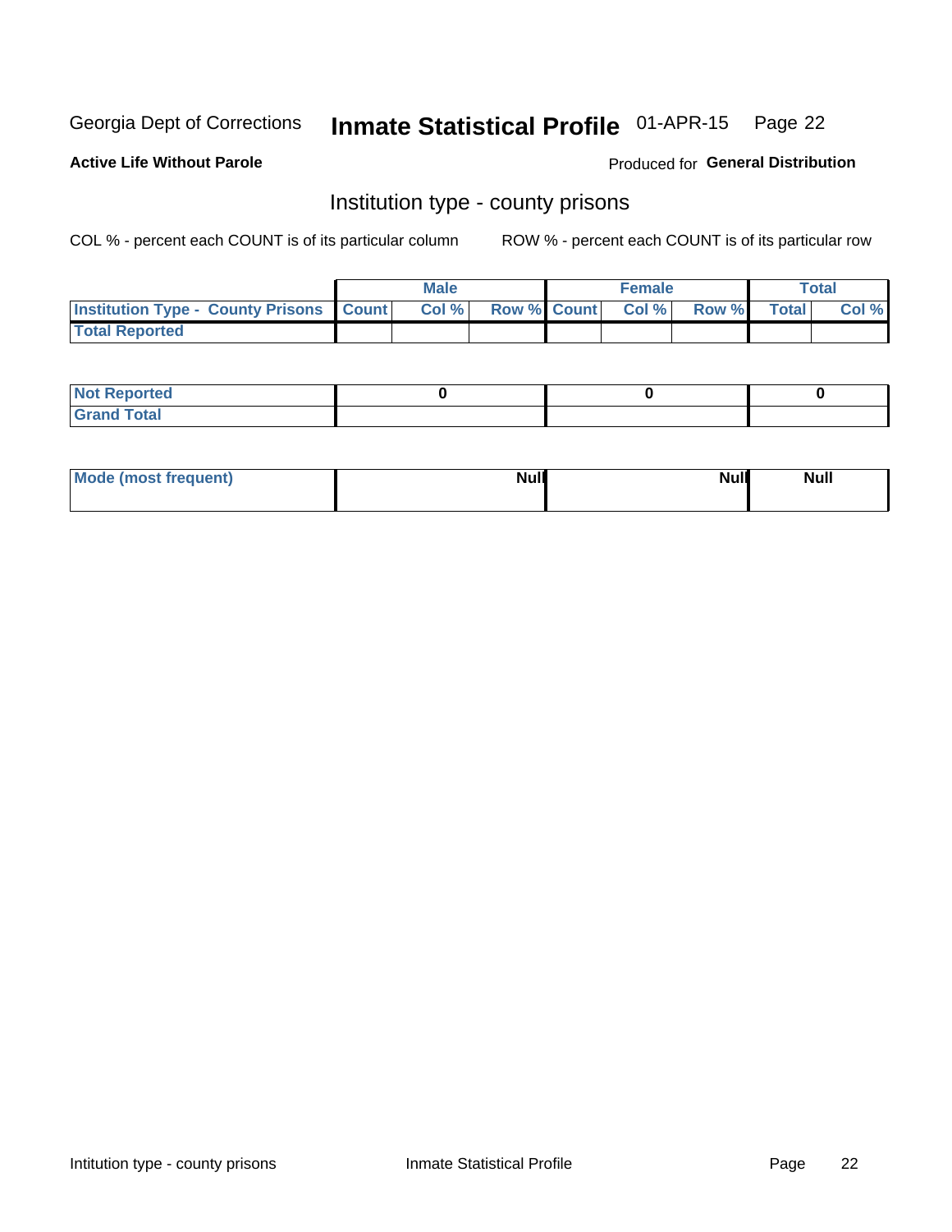Georgia Dept of Corrections **Inmate Statistical Profile** 01-APR-15

**Active Life Without Parole**

Produced for **General Distribution**

## Institution type - county prisons

COL % - percent each COUNT is of its particular column

ROW % - percent each COUNT is of its particular row

| | Male | | | Female | | | Total | |
|---|---|---|---|---|---|---|---|---|
| **Institution Type - County Prisons** | **Count** | **Col %** | **Row %** | **Count** | **Col %** | **Row %** | **Total** | **Col %** |
| **Total Reported** | | | | | | | | |

| | Male | Female | Total |
|---|---|---|---|
| **Not Reported** | 0 | 0 | 0 |
| **Grand Total** | | | |

| | Male | Female | Total |
|---|---|---|---|
| **Mode (most frequent)** | Null | Null | Null |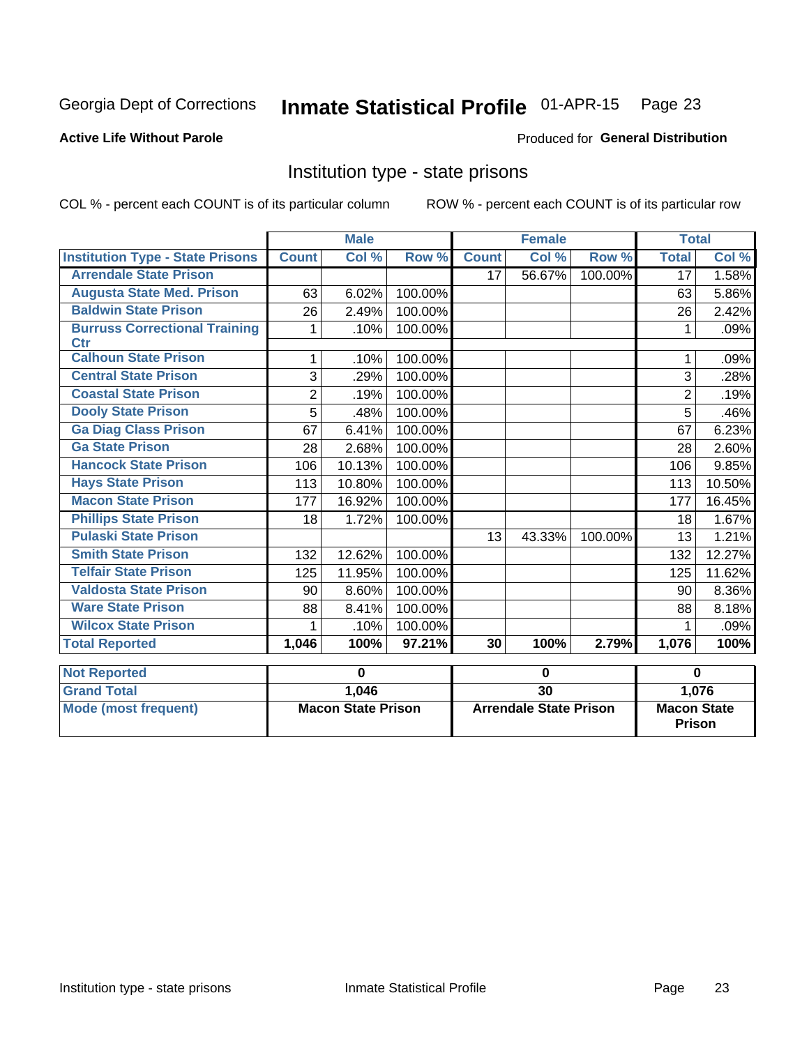Georgia Dept of Corrections **Inmate Statistical Profile** 01-APR-15 Page 23

**Active Life Without Parole**

Produced for **General Distribution**

## Institution type - state prisons

COL % - percent each COUNT is of its particular column ROW % - percent each COUNT is of its particular row

| | Male | | | Female | | | Total | |
|---|---|---|---|---|---|---|---|---|
| **Institution Type - State Prisons** | **Count** | **Col %** | **Row %** | **Count** | **Col %** | **Row %** | **Total** | **Col %** |
| **Arrendale State Prison** | | | | 17 | 56.67% | 100.00% | 17 | 1.58% |
| **Augusta State Med. Prison** | 63 | 6.02% | 100.00% | | | | 63 | 5.86% |
| **Baldwin State Prison** | 26 | 2.49% | 100.00% | | | | 26 | 2.42% |
| **Burruss Correctional Training Ctr** | 1 | .10% | 100.00% | | | | 1 | .09% |
| **Calhoun State Prison** | 1 | .10% | 100.00% | | | | 1 | .09% |
| **Central State Prison** | 3 | .29% | 100.00% | | | | 3 | .28% |
| **Coastal State Prison** | 2 | .19% | 100.00% | | | | 2 | .19% |
| **Dooly State Prison** | 5 | .48% | 100.00% | | | | 5 | .46% |
| **Ga Diag Class Prison** | 67 | 6.41% | 100.00% | | | | 67 | 6.23% |
| **Ga State Prison** | 28 | 2.68% | 100.00% | | | | 28 | 2.60% |
| **Hancock State Prison** | 106 | 10.13% | 100.00% | | | | 106 | 9.85% |
| **Hays State Prison** | 113 | 10.80% | 100.00% | | | | 113 | 10.50% |
| **Macon State Prison** | 177 | 16.92% | 100.00% | | | | 177 | 16.45% |
| **Phillips State Prison** | 18 | 1.72% | 100.00% | | | | 18 | 1.67% |
| **Pulaski State Prison** | | | | 13 | 43.33% | 100.00% | 13 | 1.21% |
| **Smith State Prison** | 132 | 12.62% | 100.00% | | | | 132 | 12.27% |
| **Telfair State Prison** | 125 | 11.95% | 100.00% | | | | 125 | 11.62% |
| **Valdosta State Prison** | 90 | 8.60% | 100.00% | | | | 90 | 8.36% |
| **Ware State Prison** | 88 | 8.41% | 100.00% | | | | 88 | 8.18% |
| **Wilcox State Prison** | 1 | .10% | 100.00% | | | | 1 | .09% |
| **Total Reported** | **1,046** | **100%** | **97.21%** | **30** | **100%** | **2.79%** | **1,076** | **100%** |

| | Male | Female | Total |
|---|---|---|---|
| **Not Reported** | **0** | **0** | **0** |
| **Grand Total** | **1,046** | **30** | **1,076** |
| **Mode (most frequent)** | **Macon State Prison** | **Arrendale State Prison** | **Macon State Prison** |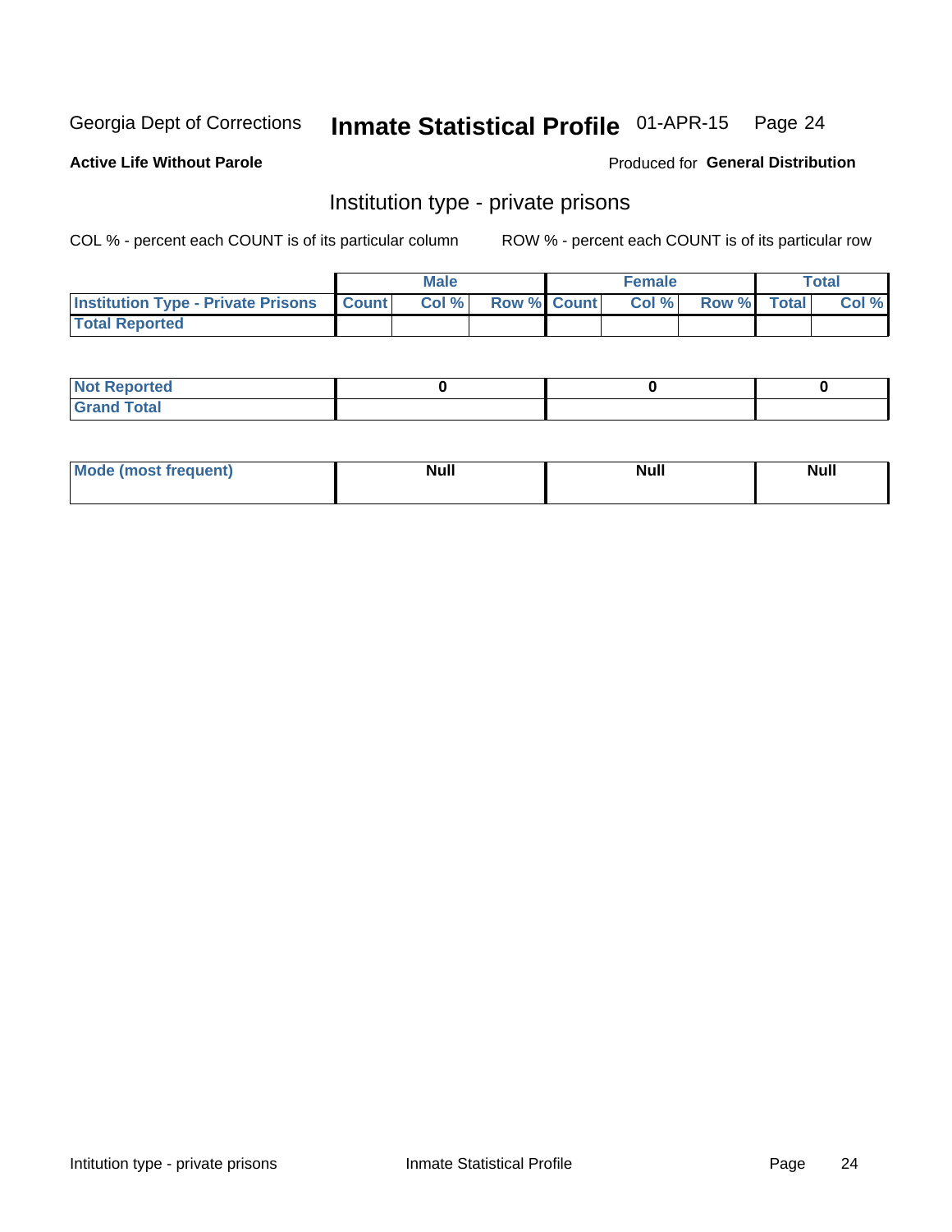Georgia Dept of Corrections **Inmate Statistical Profile** 01-APR-15

**Active Life Without Parole**

Produced for **General Distribution**

## Institution type - private prisons

COL % - percent each COUNT is of its particular column

ROW % - percent each COUNT is of its particular row

| | Male | | | Female | | | Total | |
|---|---|---|---|---|---|---|---|---|
| **Institution Type - Private Prisons** | **Count** | **Col %** | **Row %** | **Count** | **Col %** | **Row %** | **Total** | **Col %** |
| **Total Reported** | | | | | | | | |

| | Male | Female | Total |
|---|---|---|---|
| **Not Reported** | 0 | 0 | 0 |
| **Grand Total** | | | |

| | Male | Female | Total |
|---|---|---|---|
| **Mode (most frequent)** | Null | Null | Null |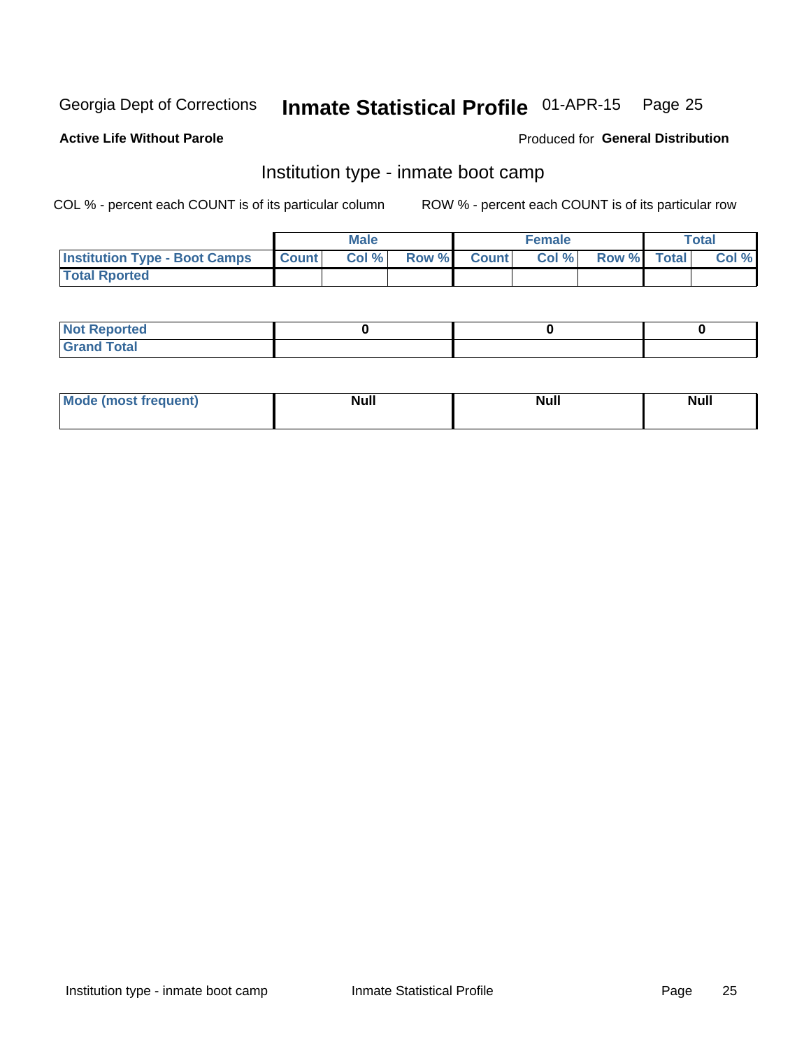Georgia Dept of Corrections **Inmate Statistical Profile** 01-APR-15

**Active Life Without Parole**

Produced for **General Distribution**

## Institution type - inmate boot camp

COL % - percent each COUNT is of its particular column

ROW % - percent each COUNT is of its particular row

| | Male | | | Female | | | Total | |
|---|---|---|---|---|---|---|---|---|
| **Institution Type - Boot Camps** | **Count** | **Col %** | **Row %** | **Count** | **Col %** | **Row %** | **Total** | **Col %** |
| **Total Rported** | | | | | | | | |

| | Male | Female | Total |
|---|---|---|---|
| **Not Reported** | **0** | **0** | **0** |
| **Grand Total** | | | |

| | Male | Female | Total |
|---|---|---|---|
| **Mode (most frequent)** | **Null** | **Null** | **Null** |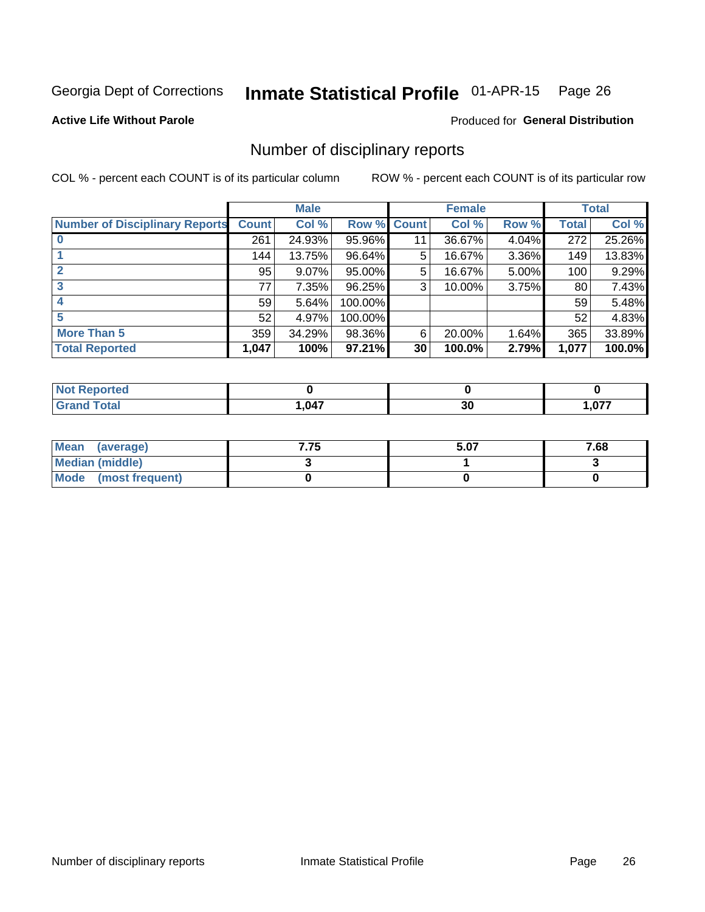Georgia Dept of Corrections **Inmate Statistical Profile** 01-APR-15

**Active Life Without Parole**

Produced for **General Distribution**

## Number of disciplinary reports

COL % - percent each COUNT is of its particular column

ROW % - percent each COUNT is of its particular row

| | Male | | | Female | | | Total | |
|---|---|---|---|---|---|---|---|---|
| Number of Disciplinary Reports | Count | Col % | Row % | Count | Col % | Row % | Total | Col % |
| 0 | 261 | 24.93% | 95.96% | 11 | 36.67% | 4.04% | 272 | 25.26% |
| 1 | 144 | 13.75% | 96.64% | 5 | 16.67% | 3.36% | 149 | 13.83% |
| 2 | 95 | 9.07% | 95.00% | 5 | 16.67% | 5.00% | 100 | 9.29% |
| 3 | 77 | 7.35% | 96.25% | 3 | 10.00% | 3.75% | 80 | 7.43% |
| 4 | 59 | 5.64% | 100.00% | | | | 59 | 5.48% |
| 5 | 52 | 4.97% | 100.00% | | | | 52 | 4.83% |
| More Than 5 | 359 | 34.29% | 98.36% | 6 | 20.00% | 1.64% | 365 | 33.89% |
| **Total Reported** | **1,047** | **100%** | **97.21%** | **30** | **100.0%** | **2.79%** | **1,077** | **100.0%** |

| | Male | Female | Total |
|---|---|---|---|
| Not Reported | 0 | 0 | 0 |
| Grand Total | 1,047 | 30 | 1,077 |

| | Male | Female | Total |
|---|---|---|---|
| Mean (average) | 7.75 | 5.07 | 7.68 |
| Median (middle) | 3 | 1 | 3 |
| Mode (most frequent) | 0 | 0 | 0 |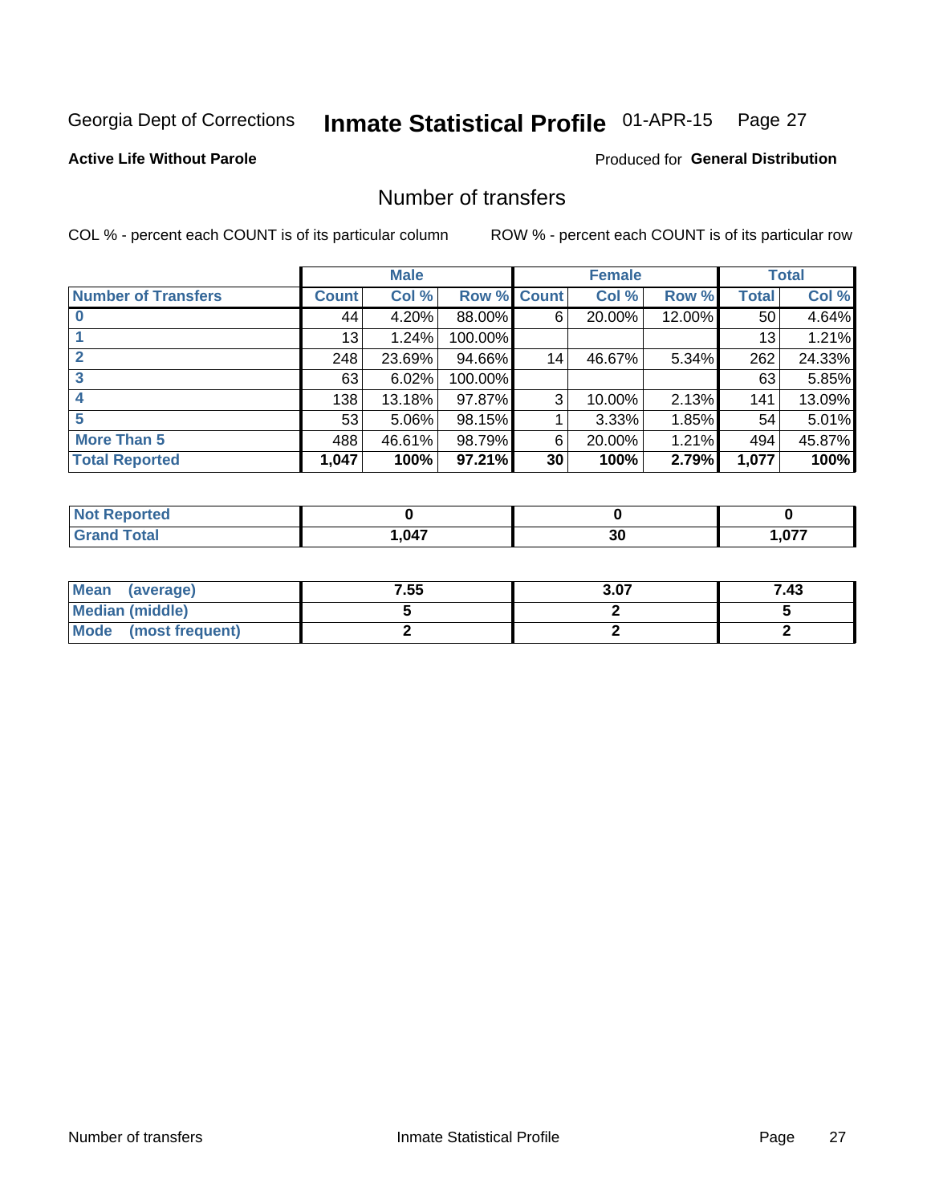Georgia Dept of Corrections **Inmate Statistical Profile** 01-APR-15

**Active Life Without Parole**

Produced for **General Distribution**

## Number of transfers

COL % - percent each COUNT is of its particular column

ROW % - percent each COUNT is of its particular row

| | Male | | | Female | | | Total | |
|---|---|---|---|---|---|---|---|---|
| **Number of Transfers** | **Count** | **Col %** | **Row %** | **Count** | **Col %** | **Row %** | **Total** | **Col %** |
| **0** | 44 | 4.20% | 88.00% | 6 | 20.00% | 12.00% | 50 | 4.64% |
| **1** | 13 | 1.24% | 100.00% | | | | 13 | 1.21% |
| **2** | 248 | 23.69% | 94.66% | 14 | 46.67% | 5.34% | 262 | 24.33% |
| **3** | 63 | 6.02% | 100.00% | | | | 63 | 5.85% |
| **4** | 138 | 13.18% | 97.87% | 3 | 10.00% | 2.13% | 141 | 13.09% |
| **5** | 53 | 5.06% | 98.15% | 1 | 3.33% | 1.85% | 54 | 5.01% |
| **More Than 5** | 488 | 46.61% | 98.79% | 6 | 20.00% | 1.21% | 494 | 45.87% |
| **Total Reported** | **1,047** | **100%** | **97.21%** | **30** | **100%** | **2.79%** | **1,077** | **100%** |

| | Male | Female | Total |
|---|---|---|---|
| **Not Reported** | **0** | **0** | **0** |
| **Grand Total** | **1,047** | **30** | **1,077** |

| | Male | Female | Total |
|---|---|---|---|
| **Mean (average)** | **7.55** | **3.07** | **7.43** |
| **Median (middle)** | **5** | **2** | **5** |
| **Mode (most frequent)** | **2** | **2** | **2** |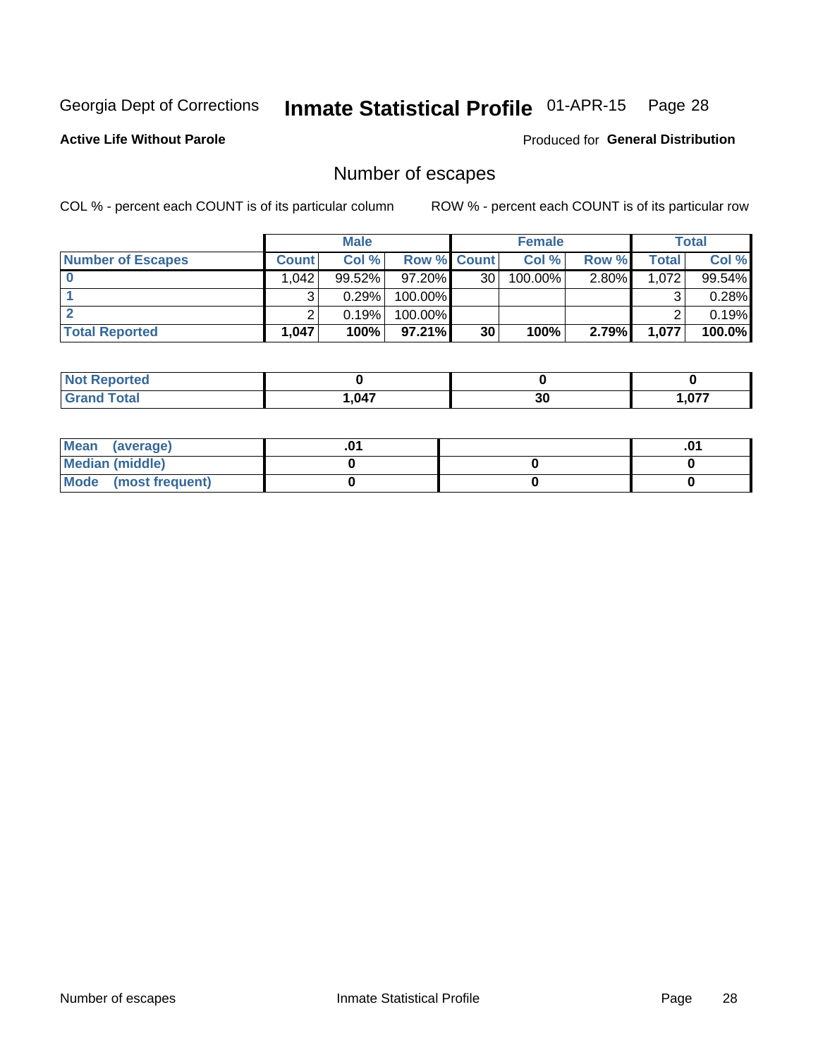Georgia Dept of Corrections **Inmate Statistical Profile** 01-APR-15 Page 28

**Active Life Without Parole**

Produced for **General Distribution**

## Number of escapes

COL % - percent each COUNT is of its particular column ROW % - percent each COUNT is of its particular row

| | Male | | | Female | | | Total | |
|---|---|---|---|---|---|---|---|---|
| **Number of Escapes** | **Count** | **Col %** | **Row %** | **Count** | **Col %** | **Row %** | **Total** | **Col %** |
| **0** | 1,042 | 99.52% | 97.20% | 30 | 100.00% | 2.80% | 1,072 | 99.54% |
| **1** | 3 | 0.29% | 100.00% | | | | 3 | 0.28% |
| **2** | 2 | 0.19% | 100.00% | | | | 2 | 0.19% |
| **Total Reported** | **1,047** | **100%** | **97.21%** | **30** | **100%** | **2.79%** | **1,077** | **100.0%** |

| | Male | Female | Total |
|---|---|---|---|
| **Not Reported** | **0** | **0** | **0** |
| **Grand Total** | **1,047** | **30** | **1,077** |

| | Male | Female | Total |
|---|---|---|---|
| **Mean (average)** | **.01** | | **.01** |
| **Median (middle)** | **0** | **0** | **0** |
| **Mode (most frequent)** | **0** | **0** | **0** |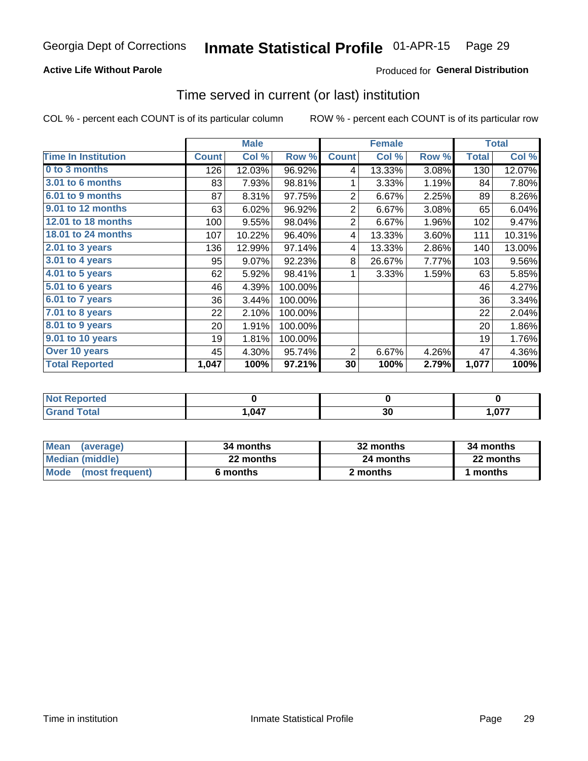Georgia Dept of Corrections **Inmate Statistical Profile** 01-APR-15

**Active Life Without Parole**

Produced for **General Distribution**

## Time served in current (or last) institution

COL % - percent each COUNT is of its particular column ROW % - percent each COUNT is of its particular row

| | Male | | | Female | | | Total | |
|---|---|---|---|---|---|---|---|---|
| **Time In Institution** | **Count** | **Col %** | **Row %** | **Count** | **Col %** | **Row %** | **Total** | **Col %** |
| 0 to 3 months | 126 | 12.03% | 96.92% | 4 | 13.33% | 3.08% | 130 | 12.07% |
| 3.01 to 6 months | 83 | 7.93% | 98.81% | 1 | 3.33% | 1.19% | 84 | 7.80% |
| 6.01 to 9 months | 87 | 8.31% | 97.75% | 2 | 6.67% | 2.25% | 89 | 8.26% |
| 9.01 to 12 months | 63 | 6.02% | 96.92% | 2 | 6.67% | 3.08% | 65 | 6.04% |
| 12.01 to 18 months | 100 | 9.55% | 98.04% | 2 | 6.67% | 1.96% | 102 | 9.47% |
| 18.01 to 24 months | 107 | 10.22% | 96.40% | 4 | 13.33% | 3.60% | 111 | 10.31% |
| 2.01 to 3 years | 136 | 12.99% | 97.14% | 4 | 13.33% | 2.86% | 140 | 13.00% |
| 3.01 to 4 years | 95 | 9.07% | 92.23% | 8 | 26.67% | 7.77% | 103 | 9.56% |
| 4.01 to 5 years | 62 | 5.92% | 98.41% | 1 | 3.33% | 1.59% | 63 | 5.85% |
| 5.01 to 6 years | 46 | 4.39% | 100.00% | | | | 46 | 4.27% |
| 6.01 to 7 years | 36 | 3.44% | 100.00% | | | | 36 | 3.34% |
| 7.01 to 8 years | 22 | 2.10% | 100.00% | | | | 22 | 2.04% |
| 8.01 to 9 years | 20 | 1.91% | 100.00% | | | | 20 | 1.86% |
| 9.01 to 10 years | 19 | 1.81% | 100.00% | | | | 19 | 1.76% |
| Over 10 years | 45 | 4.30% | 95.74% | 2 | 6.67% | 4.26% | 47 | 4.36% |
| **Total Reported** | **1,047** | **100%** | **97.21%** | **30** | **100%** | **2.79%** | **1,077** | **100%** |

| | Male | Female | Total |
|---|---|---|---|
| Not Reported | 0 | 0 | 0 |
| Grand Total | 1,047 | 30 | 1,077 |

| | Male | Female | Total |
|---|---|---|---|
| Mean (average) | 34 months | 32 months | 34 months |
| Median (middle) | 22 months | 24 months | 22 months |
| Mode (most frequent) | 6 months | 2 months | 1 months |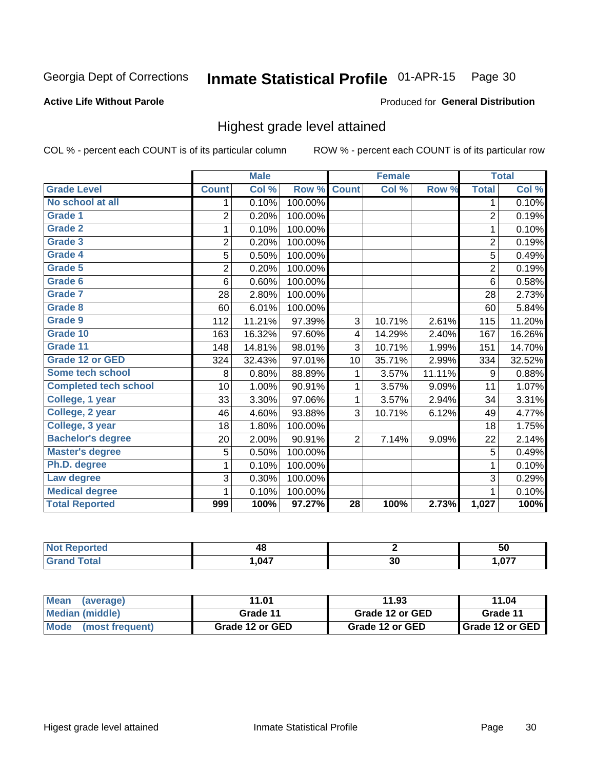Georgia Dept of Corrections **Inmate Statistical Profile** 01-APR-15 Page 30

**Active Life Without Parole**

Produced for **General Distribution**

## Highest grade level attained

COL % - percent each COUNT is of its particular column ROW % - percent each COUNT is of its particular row

| | Male | | | Female | | | Total | |
|---|---|---|---|---|---|---|---|---|
| **Grade Level** | **Count** | **Col %** | **Row %** | **Count** | **Col %** | **Row %** | **Total** | **Col %** |
| No school at all | 1 | 0.10% | 100.00% | | | | 1 | 0.10% |
| Grade 1 | 2 | 0.20% | 100.00% | | | | 2 | 0.19% |
| Grade 2 | 1 | 0.10% | 100.00% | | | | 1 | 0.10% |
| Grade 3 | 2 | 0.20% | 100.00% | | | | 2 | 0.19% |
| Grade 4 | 5 | 0.50% | 100.00% | | | | 5 | 0.49% |
| Grade 5 | 2 | 0.20% | 100.00% | | | | 2 | 0.19% |
| Grade 6 | 6 | 0.60% | 100.00% | | | | 6 | 0.58% |
| Grade 7 | 28 | 2.80% | 100.00% | | | | 28 | 2.73% |
| Grade 8 | 60 | 6.01% | 100.00% | | | | 60 | 5.84% |
| Grade 9 | 112 | 11.21% | 97.39% | 3 | 10.71% | 2.61% | 115 | 11.20% |
| Grade 10 | 163 | 16.32% | 97.60% | 4 | 14.29% | 2.40% | 167 | 16.26% |
| Grade 11 | 148 | 14.81% | 98.01% | 3 | 10.71% | 1.99% | 151 | 14.70% |
| Grade 12 or GED | 324 | 32.43% | 97.01% | 10 | 35.71% | 2.99% | 334 | 32.52% |
| Some tech school | 8 | 0.80% | 88.89% | 1 | 3.57% | 11.11% | 9 | 0.88% |
| Completed tech school | 10 | 1.00% | 90.91% | 1 | 3.57% | 9.09% | 11 | 1.07% |
| College, 1 year | 33 | 3.30% | 97.06% | 1 | 3.57% | 2.94% | 34 | 3.31% |
| College, 2 year | 46 | 4.60% | 93.88% | 3 | 10.71% | 6.12% | 49 | 4.77% |
| College, 3 year | 18 | 1.80% | 100.00% | | | | 18 | 1.75% |
| Bachelor's degree | 20 | 2.00% | 90.91% | 2 | 7.14% | 9.09% | 22 | 2.14% |
| Master's degree | 5 | 0.50% | 100.00% | | | | 5 | 0.49% |
| Ph.D. degree | 1 | 0.10% | 100.00% | | | | 1 | 0.10% |
| Law degree | 3 | 0.30% | 100.00% | | | | 3 | 0.29% |
| Medical degree | 1 | 0.10% | 100.00% | | | | 1 | 0.10% |
| **Total Reported** | **999** | **100%** | **97.27%** | **28** | **100%** | **2.73%** | **1,027** | **100%** |

| | Male | Female | Total |
|---|---|---|---|
| Not Reported | 48 | 2 | 50 |
| Grand Total | 1,047 | 30 | 1,077 |

| | Male | Female | Total |
|---|---|---|---|
| Mean (average) | 11.01 | 11.93 | 11.04 |
| Median (middle) | Grade 11 | Grade 12 or GED | Grade 11 |
| Mode (most frequent) | Grade 12 or GED | Grade 12 or GED | Grade 12 or GED |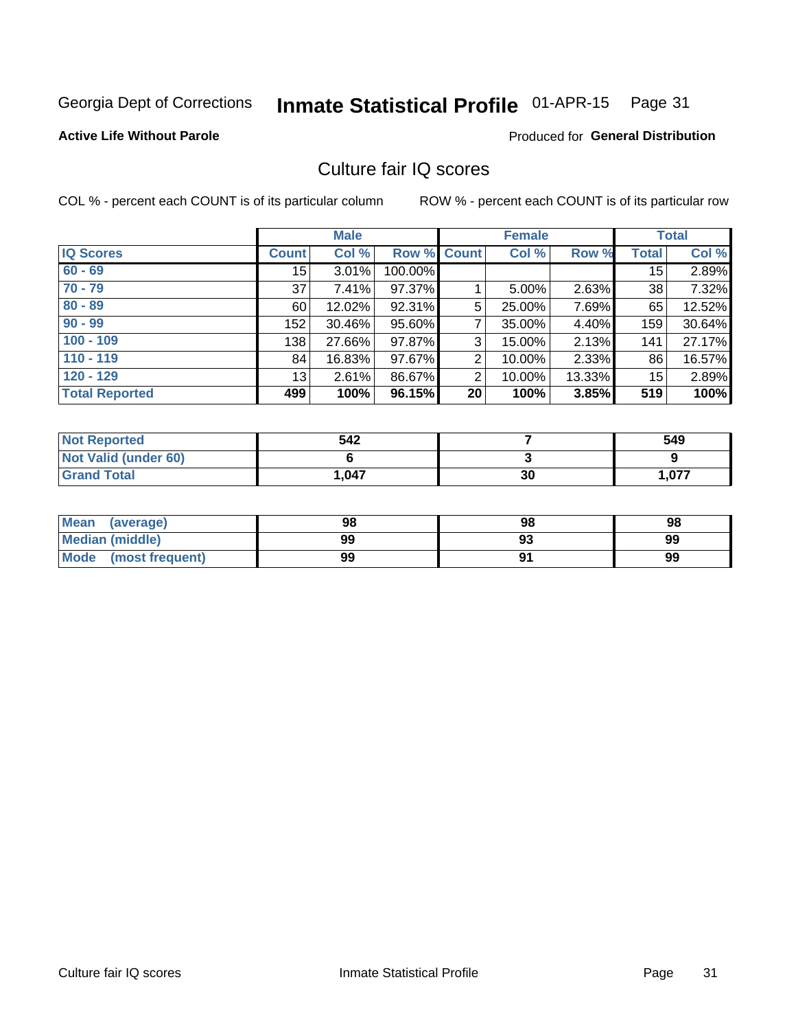Georgia Dept of Corrections **Inmate Statistical Profile** 01-APR-15 Page 31

**Active Life Without Parole**

Produced for **General Distribution**

## Culture fair IQ scores

COL % - percent each COUNT is of its particular column

ROW % - percent each COUNT is of its particular row

| | Male | | | Female | | | Total | |
|---|---|---|---|---|---|---|---|---|
| **IQ Scores** | **Count** | **Col %** | **Row %** | **Count** | **Col %** | **Row %** | **Total** | **Col %** |
| 60 - 69 | 15 | 3.01% | 100.00% | | | | 15 | 2.89% |
| 70 - 79 | 37 | 7.41% | 97.37% | 1 | 5.00% | 2.63% | 38 | 7.32% |
| 80 - 89 | 60 | 12.02% | 92.31% | 5 | 25.00% | 7.69% | 65 | 12.52% |
| 90 - 99 | 152 | 30.46% | 95.60% | 7 | 35.00% | 4.40% | 159 | 30.64% |
| 100 - 109 | 138 | 27.66% | 97.87% | 3 | 15.00% | 2.13% | 141 | 27.17% |
| 110 - 119 | 84 | 16.83% | 97.67% | 2 | 10.00% | 2.33% | 86 | 16.57% |
| 120 - 129 | 13 | 2.61% | 86.67% | 2 | 10.00% | 13.33% | 15 | 2.89% |
| **Total Reported** | **499** | **100%** | **96.15%** | **20** | **100%** | **3.85%** | **519** | **100%** |

| | Male | Female | Total |
|---|---|---|---|
| Not Reported | 542 | 7 | 549 |
| Not Valid (under 60) | 6 | 3 | 9 |
| Grand Total | 1,047 | 30 | 1,077 |

| | Male | Female | Total |
|---|---|---|---|
| Mean (average) | 98 | 98 | 98 |
| Median (middle) | 99 | 93 | 99 |
| Mode (most frequent) | 99 | 91 | 99 |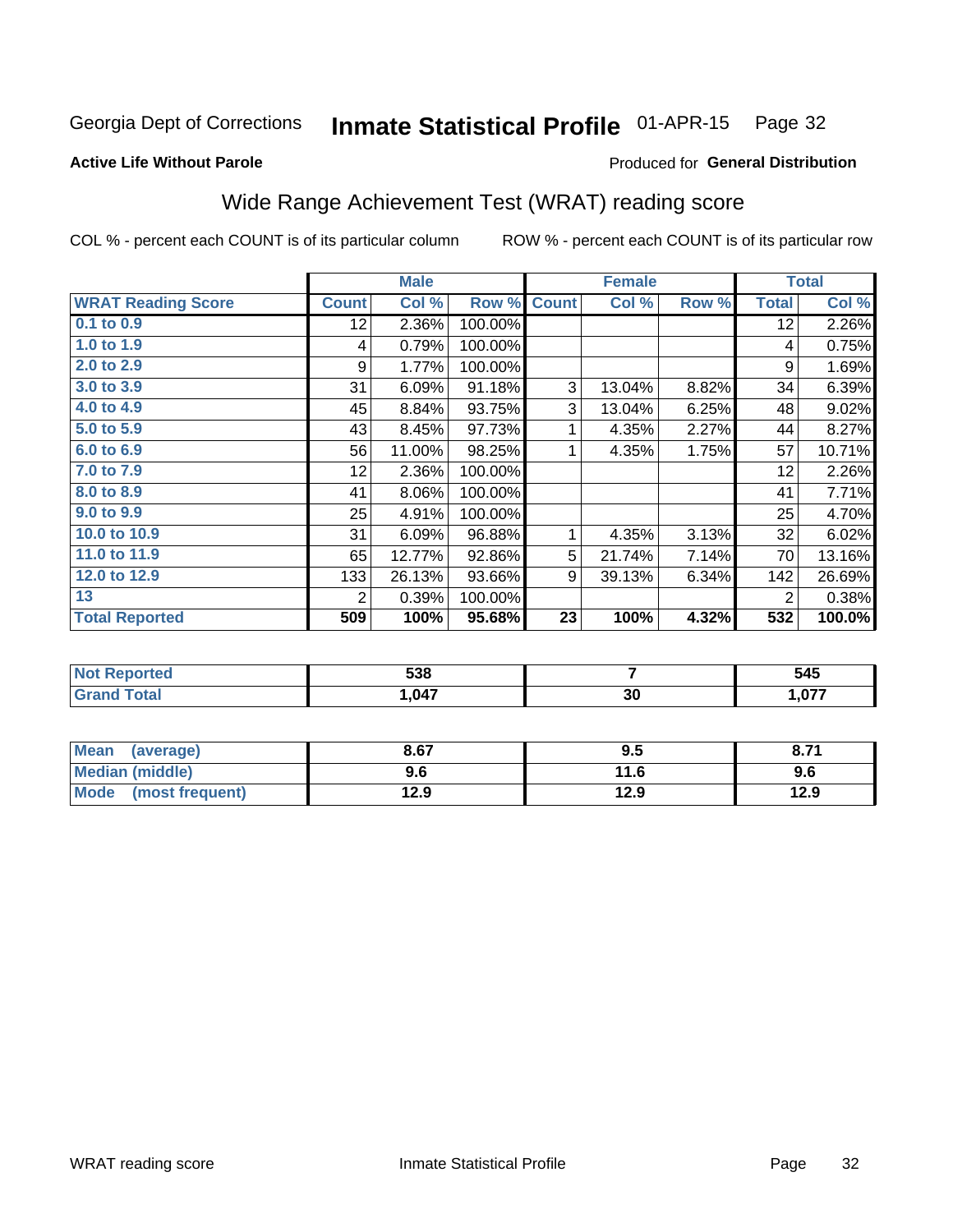Georgia Dept of Corrections **Inmate Statistical Profile** 01-APR-15 Page 32

**Active Life Without Parole**

Produced for **General Distribution**

## Wide Range Achievement Test (WRAT) reading score

COL % - percent each COUNT is of its particular column ROW % - percent each COUNT is of its particular row

| | Male | | | Female | | | Total | |
|---|---|---|---|---|---|---|---|---|
| **WRAT Reading Score** | **Count** | **Col %** | **Row %** | **Count** | **Col %** | **Row %** | **Total** | **Col %** |
| 0.1 to 0.9 | 12 | 2.36% | 100.00% | | | | 12 | 2.26% |
| 1.0 to 1.9 | 4 | 0.79% | 100.00% | | | | 4 | 0.75% |
| 2.0 to 2.9 | 9 | 1.77% | 100.00% | | | | 9 | 1.69% |
| 3.0 to 3.9 | 31 | 6.09% | 91.18% | 3 | 13.04% | 8.82% | 34 | 6.39% |
| 4.0 to 4.9 | 45 | 8.84% | 93.75% | 3 | 13.04% | 6.25% | 48 | 9.02% |
| 5.0 to 5.9 | 43 | 8.45% | 97.73% | 1 | 4.35% | 2.27% | 44 | 8.27% |
| 6.0 to 6.9 | 56 | 11.00% | 98.25% | 1 | 4.35% | 1.75% | 57 | 10.71% |
| 7.0 to 7.9 | 12 | 2.36% | 100.00% | | | | 12 | 2.26% |
| 8.0 to 8.9 | 41 | 8.06% | 100.00% | | | | 41 | 7.71% |
| 9.0 to 9.9 | 25 | 4.91% | 100.00% | | | | 25 | 4.70% |
| 10.0 to 10.9 | 31 | 6.09% | 96.88% | 1 | 4.35% | 3.13% | 32 | 6.02% |
| 11.0 to 11.9 | 65 | 12.77% | 92.86% | 5 | 21.74% | 7.14% | 70 | 13.16% |
| 12.0 to 12.9 | 133 | 26.13% | 93.66% | 9 | 39.13% | 6.34% | 142 | 26.69% |
| 13 | 2 | 0.39% | 100.00% | | | | 2 | 0.38% |
| **Total Reported** | **509** | **100%** | **95.68%** | **23** | **100%** | **4.32%** | **532** | **100.0%** |

| | Male | Female | Total |
|---|---|---|---|
| Not Reported | 538 | 7 | 545 |
| Grand Total | 1,047 | 30 | 1,077 |

| | Male | Female | Total |
|---|---|---|---|
| Mean (average) | 8.67 | 9.5 | 8.71 |
| Median (middle) | 9.6 | 11.6 | 9.6 |
| Mode (most frequent) | 12.9 | 12.9 | 12.9 |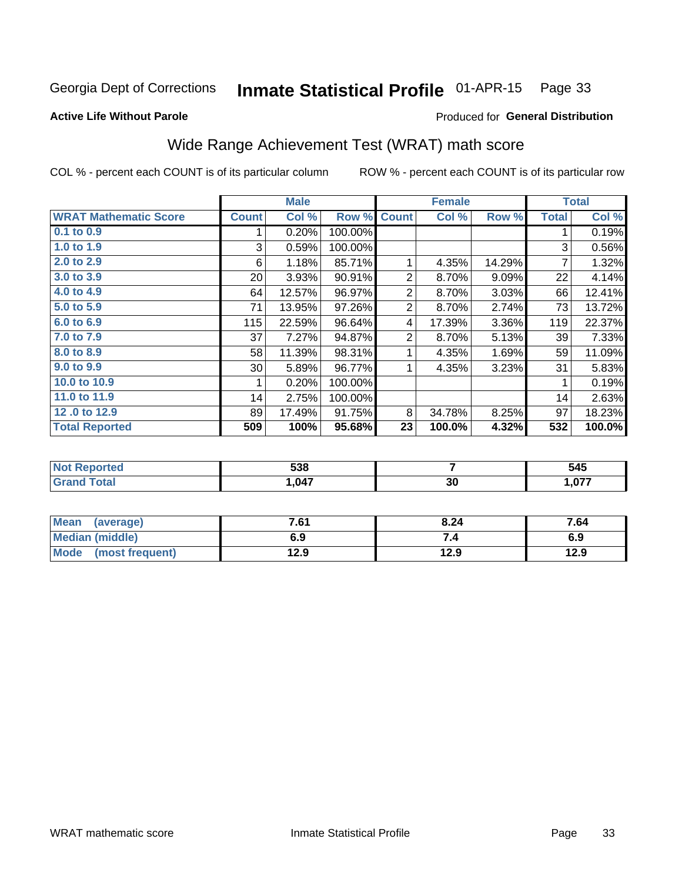Georgia Dept of Corrections **Inmate Statistical Profile** 01-APR-15 Page 33

**Active Life Without Parole**

Produced for **General Distribution**

## Wide Range Achievement Test (WRAT) math score

COL % - percent each COUNT is of its particular column ROW % - percent each COUNT is of its particular row

| | Male | | | Female | | | Total | |
|---|---|---|---|---|---|---|---|---|
| **WRAT Mathematic Score** | **Count** | **Col %** | **Row %** | **Count** | **Col %** | **Row %** | **Total** | **Col %** |
| 0.1 to 0.9 | 1 | 0.20% | 100.00% | | | | 1 | 0.19% |
| 1.0 to 1.9 | 3 | 0.59% | 100.00% | | | | 3 | 0.56% |
| 2.0 to 2.9 | 6 | 1.18% | 85.71% | 1 | 4.35% | 14.29% | 7 | 1.32% |
| 3.0 to 3.9 | 20 | 3.93% | 90.91% | 2 | 8.70% | 9.09% | 22 | 4.14% |
| 4.0 to 4.9 | 64 | 12.57% | 96.97% | 2 | 8.70% | 3.03% | 66 | 12.41% |
| 5.0 to 5.9 | 71 | 13.95% | 97.26% | 2 | 8.70% | 2.74% | 73 | 13.72% |
| 6.0 to 6.9 | 115 | 22.59% | 96.64% | 4 | 17.39% | 3.36% | 119 | 22.37% |
| 7.0 to 7.9 | 37 | 7.27% | 94.87% | 2 | 8.70% | 5.13% | 39 | 7.33% |
| 8.0 to 8.9 | 58 | 11.39% | 98.31% | 1 | 4.35% | 1.69% | 59 | 11.09% |
| 9.0 to 9.9 | 30 | 5.89% | 96.77% | 1 | 4.35% | 3.23% | 31 | 5.83% |
| 10.0 to 10.9 | 1 | 0.20% | 100.00% | | | | 1 | 0.19% |
| 11.0 to 11.9 | 14 | 2.75% | 100.00% | | | | 14 | 2.63% |
| 12 .0 to 12.9 | 89 | 17.49% | 91.75% | 8 | 34.78% | 8.25% | 97 | 18.23% |
| **Total Reported** | **509** | **100%** | **95.68%** | **23** | **100.0%** | **4.32%** | **532** | **100.0%** |

| | Male | Female | Total |
|---|---|---|---|
| Not Reported | 538 | 7 | 545 |
| Grand Total | 1,047 | 30 | 1,077 |

| | Male | Female | Total |
|---|---|---|---|
| Mean (average) | 7.61 | 8.24 | 7.64 |
| Median (middle) | 6.9 | 7.4 | 6.9 |
| Mode (most frequent) | 12.9 | 12.9 | 12.9 |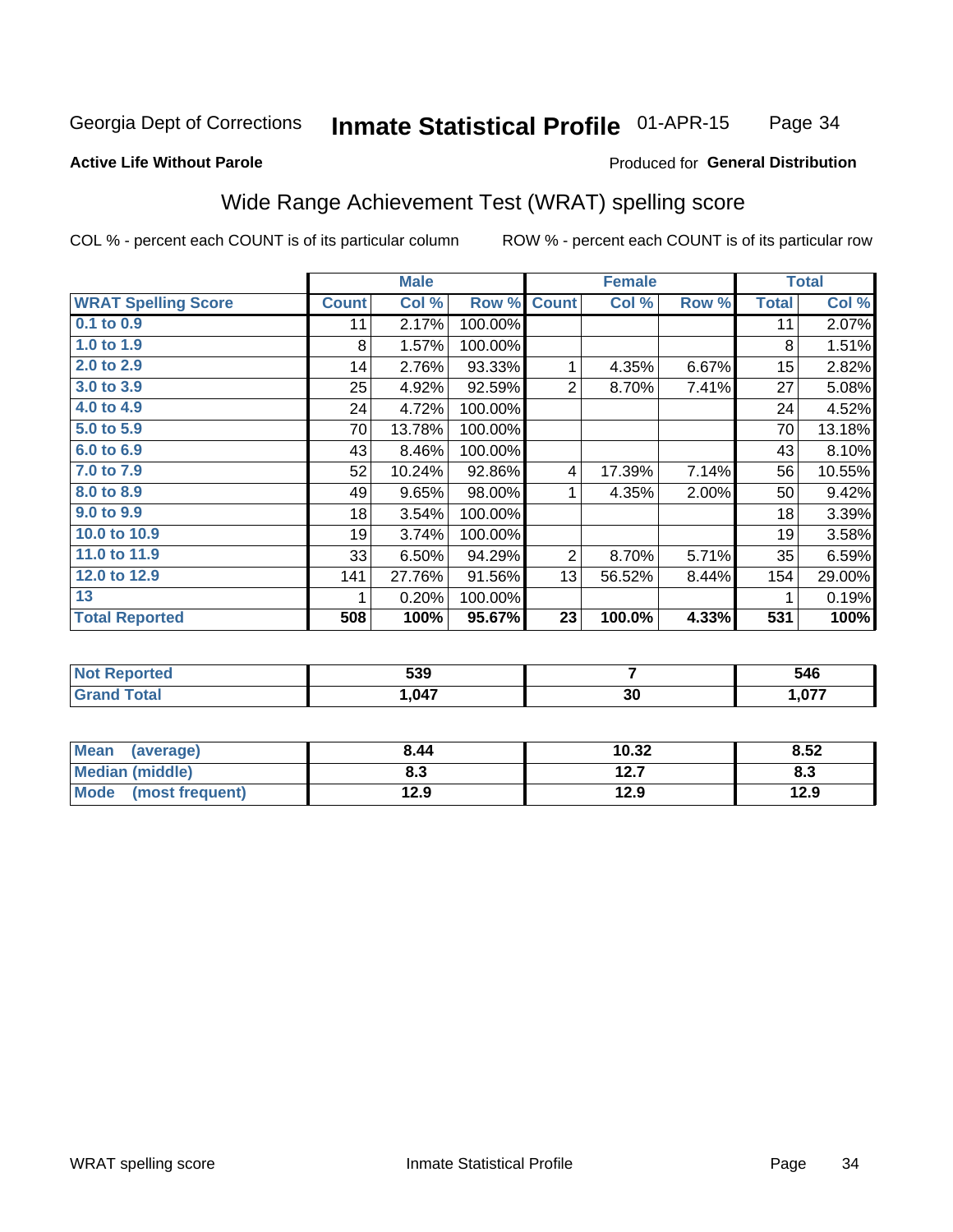Georgia Dept of Corrections **Inmate Statistical Profile** 01-APR-15

**Active Life Without Parole**

Produced for **General Distribution**

## Wide Range Achievement Test (WRAT) spelling score

COL % - percent each COUNT is of its particular column ROW % - percent each COUNT is of its particular row

| | Male | | | Female | | | Total | |
|---|---|---|---|---|---|---|---|---|
| **WRAT Spelling Score** | **Count** | **Col %** | **Row %** | **Count** | **Col %** | **Row %** | **Total** | **Col %** |
| 0.1 to 0.9 | 11 | 2.17% | 100.00% | | | | 11 | 2.07% |
| 1.0 to 1.9 | 8 | 1.57% | 100.00% | | | | 8 | 1.51% |
| 2.0 to 2.9 | 14 | 2.76% | 93.33% | 1 | 4.35% | 6.67% | 15 | 2.82% |
| 3.0 to 3.9 | 25 | 4.92% | 92.59% | 2 | 8.70% | 7.41% | 27 | 5.08% |
| 4.0 to 4.9 | 24 | 4.72% | 100.00% | | | | 24 | 4.52% |
| 5.0 to 5.9 | 70 | 13.78% | 100.00% | | | | 70 | 13.18% |
| 6.0 to 6.9 | 43 | 8.46% | 100.00% | | | | 43 | 8.10% |
| 7.0 to 7.9 | 52 | 10.24% | 92.86% | 4 | 17.39% | 7.14% | 56 | 10.55% |
| 8.0 to 8.9 | 49 | 9.65% | 98.00% | 1 | 4.35% | 2.00% | 50 | 9.42% |
| 9.0 to 9.9 | 18 | 3.54% | 100.00% | | | | 18 | 3.39% |
| 10.0 to 10.9 | 19 | 3.74% | 100.00% | | | | 19 | 3.58% |
| 11.0 to 11.9 | 33 | 6.50% | 94.29% | 2 | 8.70% | 5.71% | 35 | 6.59% |
| 12.0 to 12.9 | 141 | 27.76% | 91.56% | 13 | 56.52% | 8.44% | 154 | 29.00% |
| 13 | 1 | 0.20% | 100.00% | | | | 1 | 0.19% |
| **Total Reported** | **508** | **100%** | **95.67%** | **23** | **100.0%** | **4.33%** | **531** | **100%** |

| | Male | Female | Total |
|---|---|---|---|
| Not Reported | 539 | 7 | 546 |
| Grand Total | 1,047 | 30 | 1,077 |

| | Male | Female | Total |
|---|---|---|---|
| Mean (average) | 8.44 | 10.32 | 8.52 |
| Median (middle) | 8.3 | 12.7 | 8.3 |
| Mode (most frequent) | 12.9 | 12.9 | 12.9 |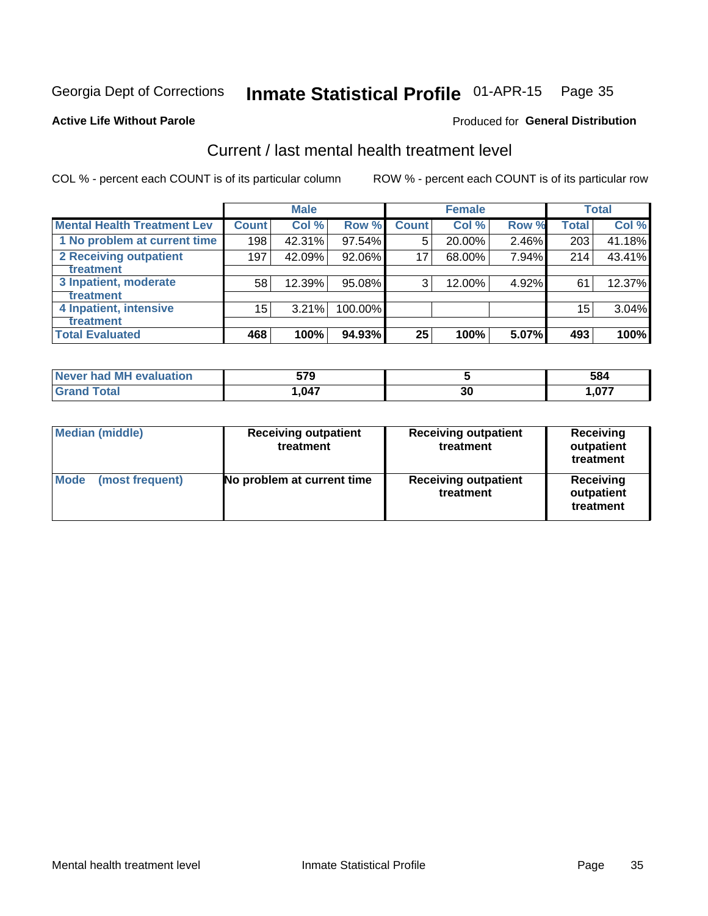Georgia Dept of Corrections **Inmate Statistical Profile** 01-APR-15 Page 35

**Active Life Without Parole**

Produced for **General Distribution**

## Current / last mental health treatment level

COL % - percent each COUNT is of its particular column ROW % - percent each COUNT is of its particular row

| | Male | | | Female | | | Total | |
|---|---|---|---|---|---|---|---|---|
| **Mental Health Treatment Lev** | **Count** | **Col %** | **Row %** | **Count** | **Col %** | **Row %** | **Total** | **Col %** |
| 1 No problem at current time | 198 | 42.31% | 97.54% | 5 | 20.00% | 2.46% | 203 | 41.18% |
| 2 Receiving outpatient treatment | 197 | 42.09% | 92.06% | 17 | 68.00% | 7.94% | 214 | 43.41% |
| 3 Inpatient, moderate treatment | 58 | 12.39% | 95.08% | 3 | 12.00% | 4.92% | 61 | 12.37% |
| 4 Inpatient, intensive treatment | 15 | 3.21% | 100.00% | | | | 15 | 3.04% |
| **Total Evaluated** | **468** | **100%** | **94.93%** | **25** | **100%** | **5.07%** | **493** | **100%** |

| | Male | Female | Total |
|---|---|---|---|
| **Never had MH evaluation** | **579** | **5** | **584** |
| **Grand Total** | **1,047** | **30** | **1,077** |

| | Male | Female | Total |
|---|---|---|---|
| **Median (middle)** | **Receiving outpatient treatment** | **Receiving outpatient treatment** | **Receiving outpatient treatment** |
| **Mode (most frequent)** | **No problem at current time** | **Receiving outpatient treatment** | **Receiving outpatient treatment** |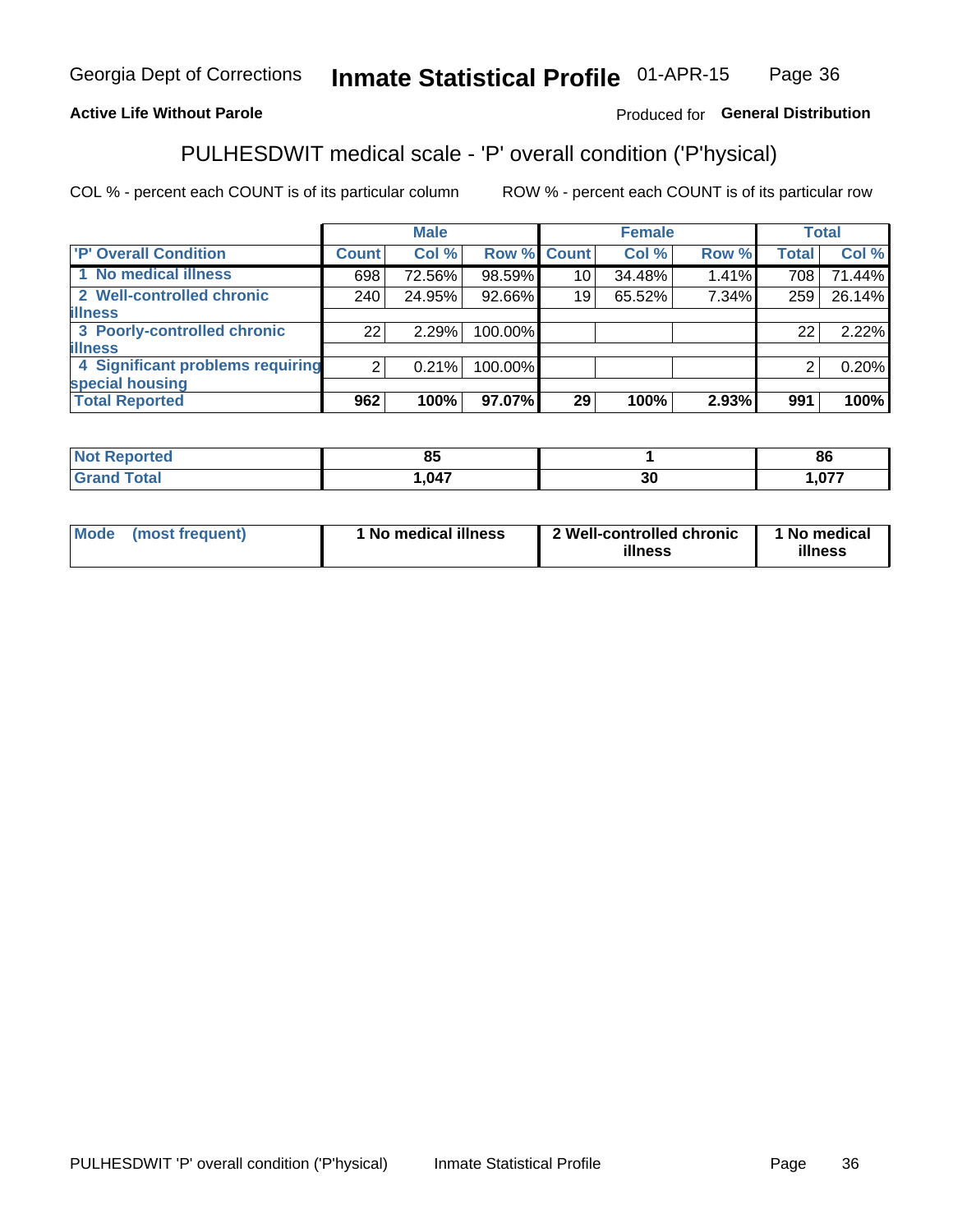Georgia Dept of Corrections **Inmate Statistical Profile** 01-APR-15

**Active Life Without Parole**

Produced for **General Distribution**

## PULHESDWIT medical scale - 'P' overall condition ('P'hysical)

COL % - percent each COUNT is of its particular column ROW % - percent each COUNT is of its particular row

| | Male | | | Female | | | Total | |
|---|---|---|---|---|---|---|---|---|
| **'P' Overall Condition** | **Count** | **Col %** | **Row %** | **Count** | **Col %** | **Row %** | **Total** | **Col %** |
| 1 No medical illness | 698 | 72.56% | 98.59% | 10 | 34.48% | 1.41% | 708 | 71.44% |
| 2 Well-controlled chronic illness | 240 | 24.95% | 92.66% | 19 | 65.52% | 7.34% | 259 | 26.14% |
| 3 Poorly-controlled chronic illness | 22 | 2.29% | 100.00% | | | | 22 | 2.22% |
| 4 Significant problems requiring special housing | 2 | 0.21% | 100.00% | | | | 2 | 0.20% |
| **Total Reported** | **962** | **100%** | **97.07%** | **29** | **100%** | **2.93%** | **991** | **100%** |

| | Male | Female | Total |
|---|---|---|---|
| **Not Reported** | **85** | **1** | **86** |
| **Grand Total** | **1,047** | **30** | **1,077** |

| | Male | Female | Total |
|---|---|---|---|
| **Mode (most frequent)** | **1 No medical illness** | **2 Well-controlled chronic illness** | **1 No medical illness** |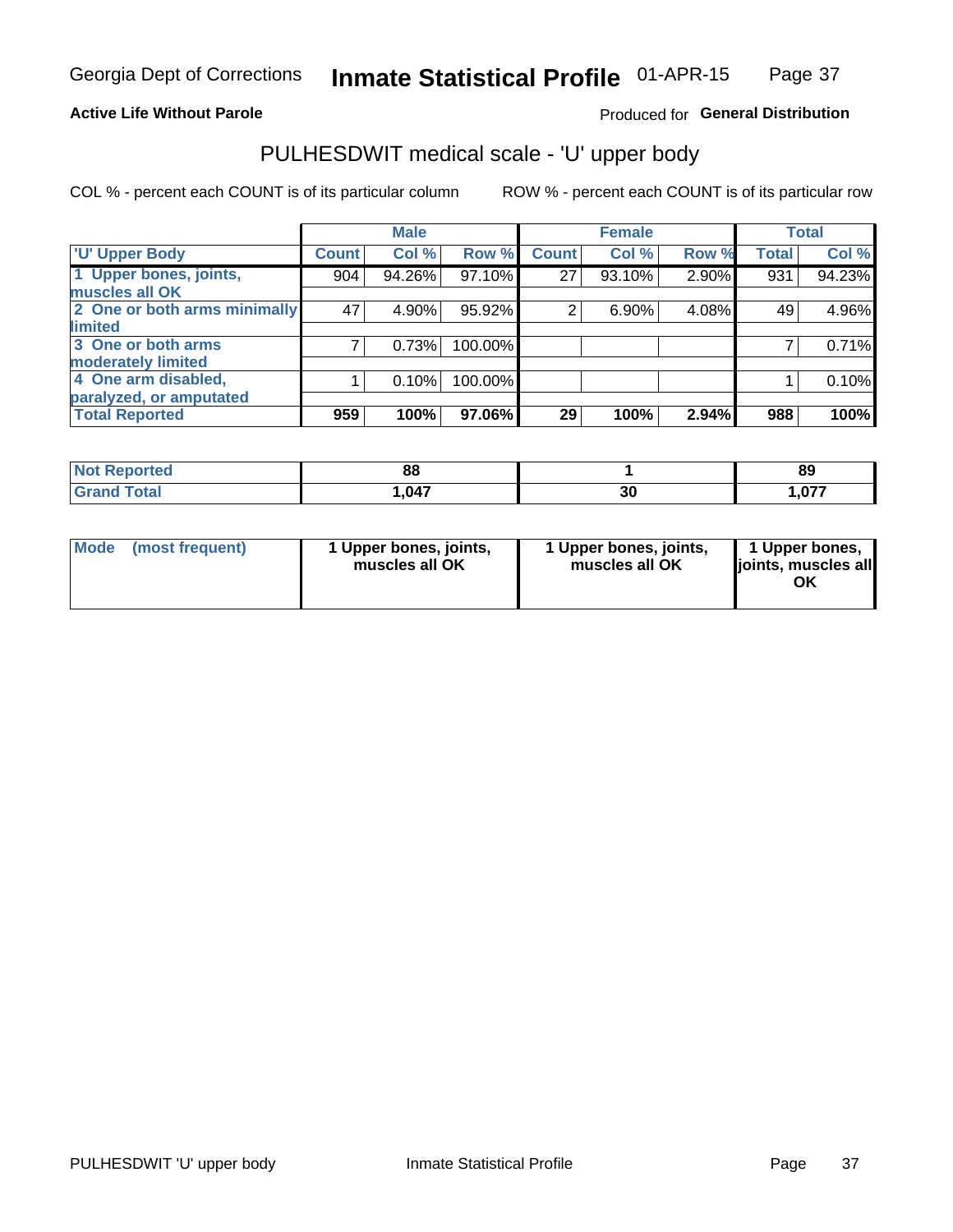Georgia Dept of Corrections **Inmate Statistical Profile** 01-APR-15

**Active Life Without Parole**

Produced for **General Distribution**

## PULHESDWIT medical scale - 'U' upper body

COL % - percent each COUNT is of its particular column

ROW % - percent each COUNT is of its particular row

| | Male | | | Female | | | Total | |
|---|---|---|---|---|---|---|---|---|
| 'U' Upper Body | Count | Col % | Row % | Count | Col % | Row % | Total | Col % |
| 1 Upper bones, joints, muscles all OK | 904 | 94.26% | 97.10% | 27 | 93.10% | 2.90% | 931 | 94.23% |
| 2 One or both arms minimally limited | 47 | 4.90% | 95.92% | 2 | 6.90% | 4.08% | 49 | 4.96% |
| 3 One or both arms moderately limited | 7 | 0.73% | 100.00% | | | | 7 | 0.71% |
| 4 One arm disabled, paralyzed, or amputated | 1 | 0.10% | 100.00% | | | | 1 | 0.10% |
| **Total Reported** | **959** | **100%** | **97.06%** | **29** | **100%** | **2.94%** | **988** | **100%** |

| | Male | Female | Total |
|---|---|---|---|
| Not Reported | **88** | **1** | **89** |
| Grand Total | **1,047** | **30** | **1,077** |

| | Male | Female | Total |
|---|---|---|---|
| Mode (most frequent) | **1 Upper bones, joints, muscles all OK** | **1 Upper bones, joints, muscles all OK** | **1 Upper bones, joints, muscles all OK** |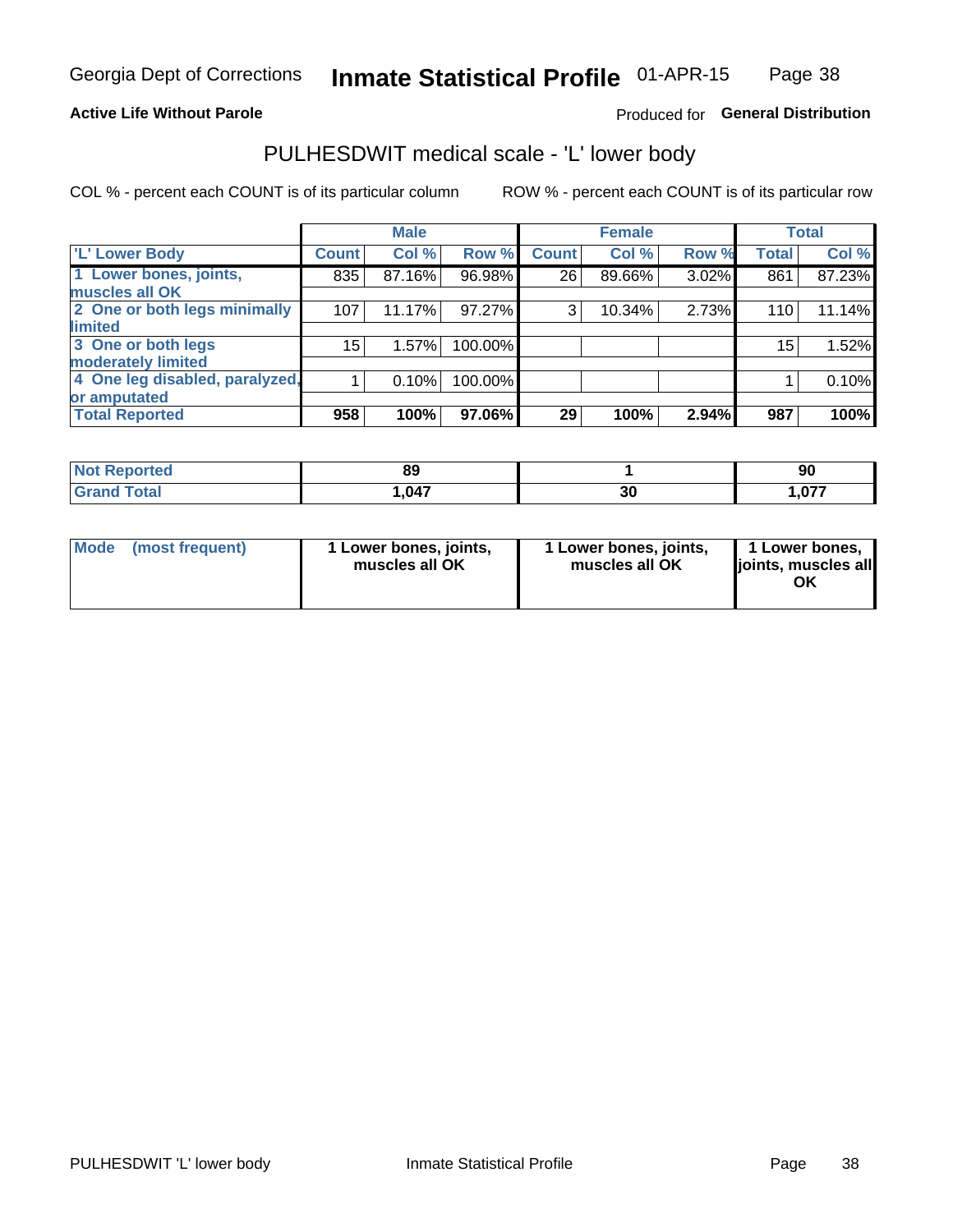Georgia Dept of Corrections **Inmate Statistical Profile** 01-APR-15

**Active Life Without Parole**

Produced for **General Distribution**

## PULHESDWIT medical scale - 'L' lower body

COL % - percent each COUNT is of its particular column    ROW % - percent each COUNT is of its particular row

| | Male | | | Female | | | Total | |
|---|---|---|---|---|---|---|---|---|
| 'L' Lower Body | Count | Col % | Row % | Count | Col % | Row % | Total | Col % |
| 1 Lower bones, joints, muscles all OK | 835 | 87.16% | 96.98% | 26 | 89.66% | 3.02% | 861 | 87.23% |
| 2 One or both legs minimally limited | 107 | 11.17% | 97.27% | 3 | 10.34% | 2.73% | 110 | 11.14% |
| 3 One or both legs moderately limited | 15 | 1.57% | 100.00% | | | | 15 | 1.52% |
| 4 One leg disabled, paralyzed, or amputated | 1 | 0.10% | 100.00% | | | | 1 | 0.10% |
| **Total Reported** | **958** | **100%** | **97.06%** | **29** | **100%** | **2.94%** | **987** | **100%** |

| | Male | Female | Total |
|---|---|---|---|
| Not Reported | 89 | 1 | 90 |
| Grand Total | 1,047 | 30 | 1,077 |

| | Male | Female | Total |
|---|---|---|---|
| Mode (most frequent) | 1 Lower bones, joints, muscles all OK | 1 Lower bones, joints, muscles all OK | 1 Lower bones, joints, muscles all OK |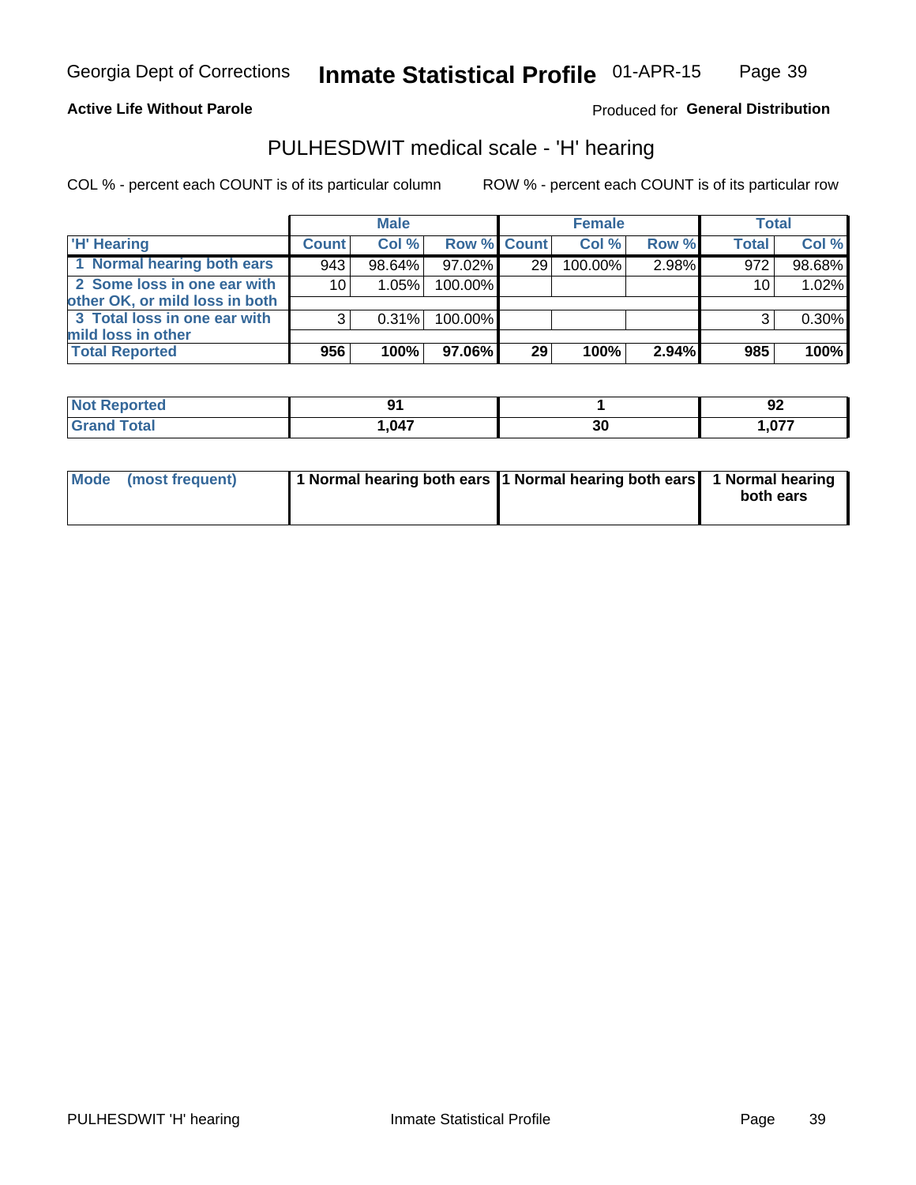Georgia Dept of Corrections **Inantmate Statistical Profile** 01-APR-15

**Active Life Without Parole**

Produced for **General Distribution**

## PULHESDWIT medical scale - 'H' hearing

COL % - percent each COUNT is of its particular column ROW % - percent each COUNT is of its particular row

| | Male | | | Female | | | Total | |
|---|---|---|---|---|---|---|---|---|
| 'H' Hearing | Count | Col % | Row % | Count | Col % | Row % | Total | Col % |
| 1 Normal hearing both ears | 943 | 98.64% | 97.02% | 29 | 100.00% | 2.98% | 972 | 98.68% |
| 2 Some loss in one ear with other OK, or mild loss in both | 10 | 1.05% | 100.00% | | | | 10 | 1.02% |
| 3 Total loss in one ear with mild loss in other | 3 | 0.31% | 100.00% | | | | 3 | 0.30% |
| **Total Reported** | **956** | **100%** | **97.06%** | **29** | **100%** | **2.94%** | **985** | **100%** |

| | Male | Female | Total |
|---|---|---|---|
| Not Reported | 91 | 1 | 92 |
| Grand Total | 1,047 | 30 | 1,077 |

| | Male | Female | Total |
|---|---|---|---|
| Mode (most frequent) | 1 Normal hearing both ears | 1 Normal hearing both ears | 1 Normal hearing both ears |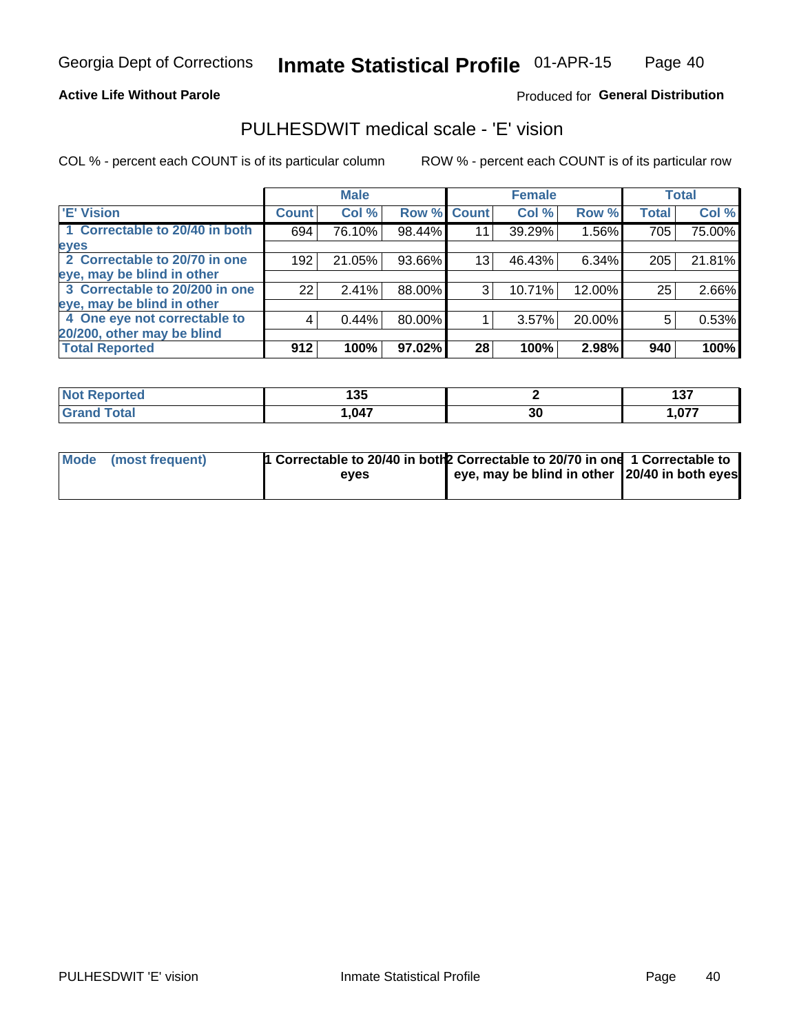Georgia Dept of Corrections **Inmate Statistical Profile** 01-APR-15

**Active Life Without Parole**

Produced for **General Distribution**

## PULHESDWIT medical scale - 'E' vision

COL % - percent each COUNT is of its particular column

ROW % - percent each COUNT is of its particular row

| | Male | | | Female | | | Total | |
|---|---|---|---|---|---|---|---|---|
| 'E' Vision | Count | Col % | Row % | Count | Col % | Row % | Total | Col % |
| 1 Correctable to 20/40 in both eyes | 694 | 76.10% | 98.44% | 11 | 39.29% | 1.56% | 705 | 75.00% |
| 2 Correctable to 20/70 in one eye, may be blind in other | 192 | 21.05% | 93.66% | 13 | 46.43% | 6.34% | 205 | 21.81% |
| 3 Correctable to 20/200 in one eye, may be blind in other | 22 | 2.41% | 88.00% | 3 | 10.71% | 12.00% | 25 | 2.66% |
| 4 One eye not correctable to 20/200, other may be blind | 4 | 0.44% | 80.00% | 1 | 3.57% | 20.00% | 5 | 0.53% |
| **Total Reported** | **912** | **100%** | **97.02%** | **28** | **100%** | **2.98%** | **940** | **100%** |

| | Male | Female | Total |
|---|---|---|---|
| Not Reported | 135 | 2 | 137 |
| Grand Total | 1,047 | 30 | 1,077 |

| | Male | Female | Total |
|---|---|---|---|
| Mode (most frequent) | 1 Correctable to 20/40 in both eyes | 2 Correctable to 20/70 in one eye, may be blind in other | 1 Correctable to 20/40 in both eyes |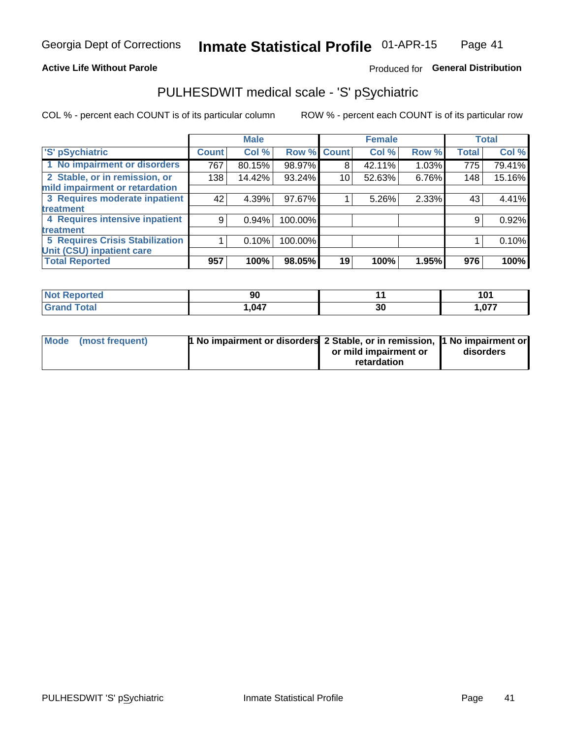Georgia Dept of Corrections **Inmate Statistical Profile** 01-APR-15

**Active Life Without Parole**

Produced for **General Distribution**

## PULHESDWIT medical scale - 'S' pSychiatric

COL % - percent each COUNT is of its particular column

ROW % - percent each COUNT is of its particular row

| | Male | | | Female | | | Total | |
|---|---|---|---|---|---|---|---|---|
| 'S' pSychiatric | Count | Col % | Row % | Count | Col % | Row % | Total | Col % |
| 1 No impairment or disorders | 767 | 80.15% | 98.97% | 8 | 42.11% | 1.03% | 775 | 79.41% |
| 2 Stable, or in remission, or mild impairment or retardation | 138 | 14.42% | 93.24% | 10 | 52.63% | 6.76% | 148 | 15.16% |
| 3 Requires moderate inpatient treatment | 42 | 4.39% | 97.67% | 1 | 5.26% | 2.33% | 43 | 4.41% |
| 4 Requires intensive inpatient treatment | 9 | 0.94% | 100.00% | | | | 9 | 0.92% |
| 5 Requires Crisis Stabilization Unit (CSU) inpatient care | 1 | 0.10% | 100.00% | | | | 1 | 0.10% |
| **Total Reported** | **957** | **100%** | **98.05%** | **19** | **100%** | **1.95%** | **976** | **100%** |

| | Male | Female | Total |
|---|---|---|---|
| Not Reported | 90 | 11 | 101 |
| Grand Total | 1,047 | 30 | 1,077 |

| | Male | Female | Total |
|---|---|---|---|
| Mode (most frequent) | 1 No impairment or disorders | 2 Stable, or in remission, or mild impairment or retardation | 1 No impairment or disorders |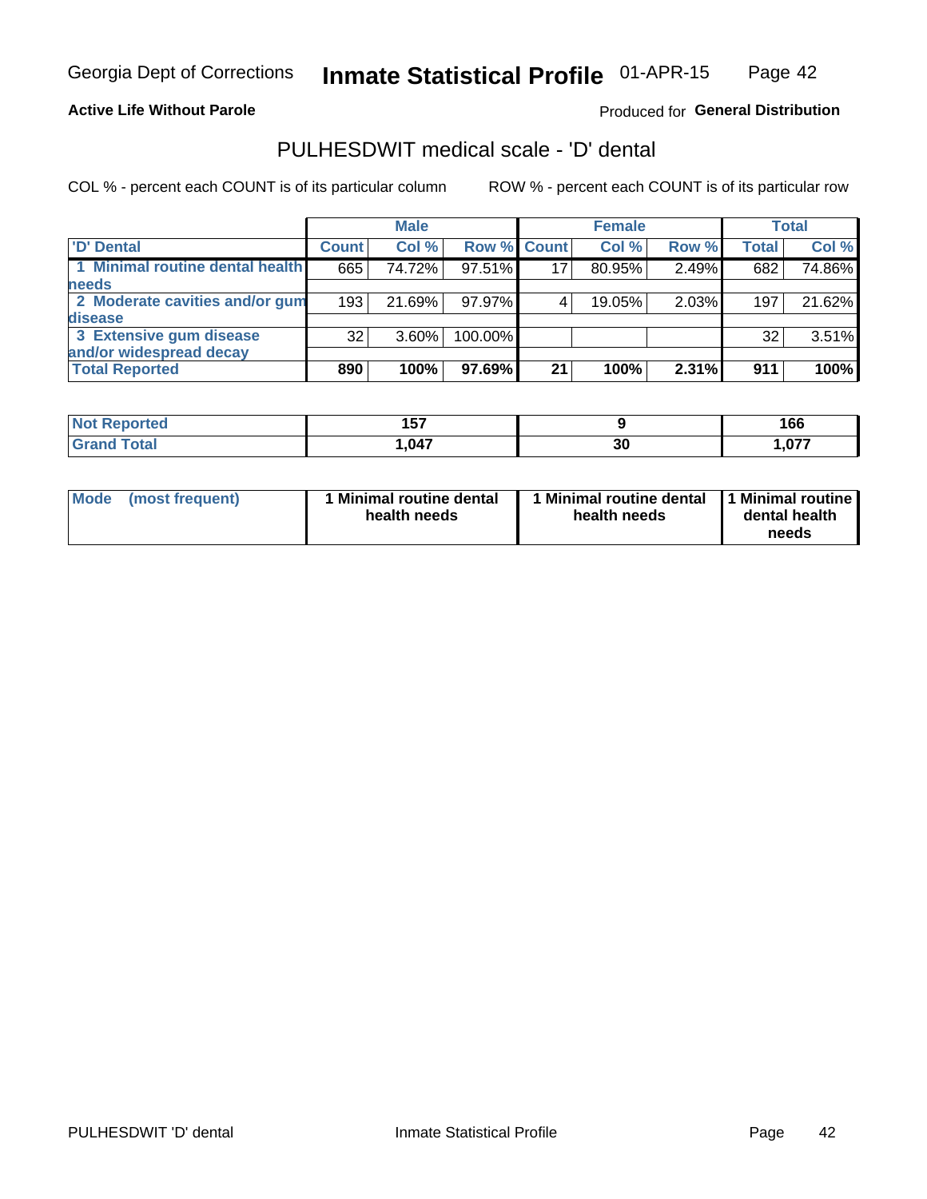# Georgia Dept of Corrections — Inmate Statistical Profile 01-APR-15

**Active Life Without Parole**

Produced for **General Distribution**

## PULHESDWIT medical scale - 'D' dental

COL % - percent each COUNT is of its particular column

ROW % - percent each COUNT is of its particular row

| | Male | | | Female | | | Total | |
|---|---|---|---|---|---|---|---|---|
| 'D' Dental | Count | Col % | Row % | Count | Col % | Row % | Total | Col % |
| 1 Minimal routine dental health needs | 665 | 74.72% | 97.51% | 17 | 80.95% | 2.49% | 682 | 74.86% |
| 2 Moderate cavities and/or gum disease | 193 | 21.69% | 97.97% | 4 | 19.05% | 2.03% | 197 | 21.62% |
| 3 Extensive gum disease and/or widespread decay | 32 | 3.60% | 100.00% | | | | 32 | 3.51% |
| **Total Reported** | **890** | **100%** | **97.69%** | **21** | **100%** | **2.31%** | **911** | **100%** |

| | Male | Female | Total |
|---|---|---|---|
| Not Reported | 157 | 9 | 166 |
| Grand Total | 1,047 | 30 | 1,077 |

| | Male | Female | Total |
|---|---|---|---|
| Mode (most frequent) | 1 Minimal routine dental health needs | 1 Minimal routine dental health needs | 1 Minimal routine dental health needs |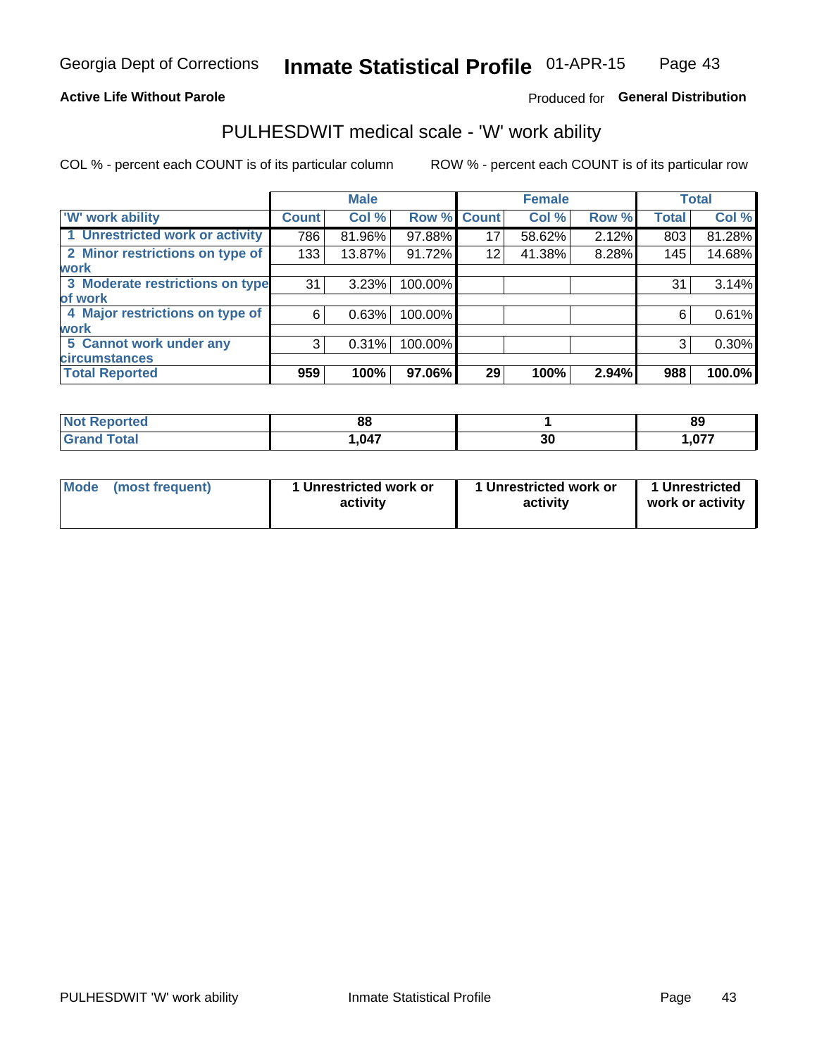Georgia Dept of Corrections **Inmate Statistical Profile** 01-APR-15

**Active Life Without Parole**

Produced for **General Distribution**

## PULHESDWIT medical scale - 'W' work ability

COL % - percent each COUNT is of its particular column ROW % - percent each COUNT is of its particular row

| | Male | | | Female | | | Total | |
|---|---|---|---|---|---|---|---|---|
| 'W' work ability | Count | Col % | Row % | Count | Col % | Row % | Total | Col % |
| 1 Unrestricted work or activity | 786 | 81.96% | 97.88% | 17 | 58.62% | 2.12% | 803 | 81.28% |
| 2 Minor restrictions on type of work | 133 | 13.87% | 91.72% | 12 | 41.38% | 8.28% | 145 | 14.68% |
| 3 Moderate restrictions on type of work | 31 | 3.23% | 100.00% | | | | 31 | 3.14% |
| 4 Major restrictions on type of work | 6 | 0.63% | 100.00% | | | | 6 | 0.61% |
| 5 Cannot work under any circumstances | 3 | 0.31% | 100.00% | | | | 3 | 0.30% |
| **Total Reported** | **959** | **100%** | **97.06%** | **29** | **100%** | **2.94%** | **988** | **100.0%** |

| | Male | Female | Total |
|---|---|---|---|
| Not Reported | 88 | 1 | 89 |
| Grand Total | 1,047 | 30 | 1,077 |

| | Male | Female | Total |
|---|---|---|---|
| Mode (most frequent) | 1 Unrestricted work or activity | 1 Unrestricted work or activity | 1 Unrestricted work or activity |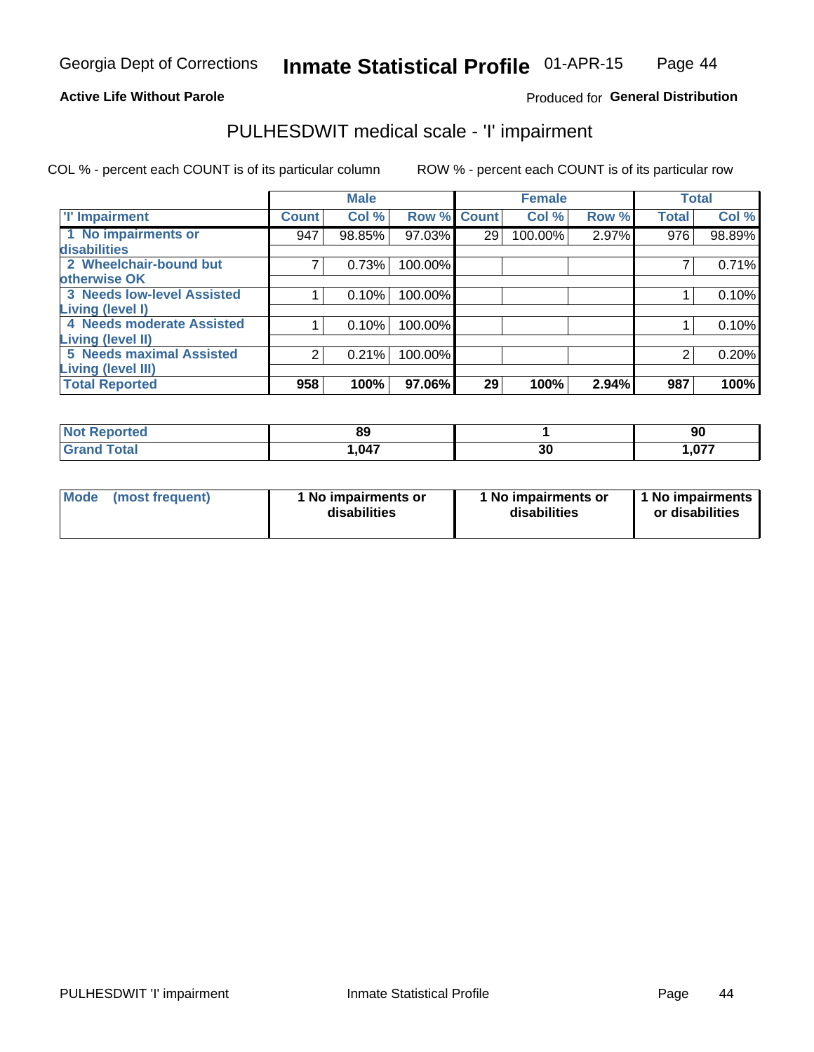Georgia Dept of Corrections **Inmate Statistical Profile** 01-APR-15

**Active Life Without Parole**

Produced for **General Distribution**

# PULHESDWIT medical scale - 'I' impairment

COL % - percent each COUNT is of its particular column

ROW % - percent each COUNT is of its particular row

| | Male | | | Female | | | Total | |
|---|---|---|---|---|---|---|---|---|
| 'I' Impairment | Count | Col % | Row % | Count | Col % | Row % | Total | Col % |
| 1 No impairments or disabilities | 947 | 98.85% | 97.03% | 29 | 100.00% | 2.97% | 976 | 98.89% |
| 2 Wheelchair-bound but otherwise OK | 7 | 0.73% | 100.00% | | | | 7 | 0.71% |
| 3 Needs low-level Assisted Living (level I) | 1 | 0.10% | 100.00% | | | | 1 | 0.10% |
| 4 Needs moderate Assisted Living (level II) | 1 | 0.10% | 100.00% | | | | 1 | 0.10% |
| 5 Needs maximal Assisted Living (level III) | 2 | 0.21% | 100.00% | | | | 2 | 0.20% |
| **Total Reported** | **958** | **100%** | **97.06%** | **29** | **100%** | **2.94%** | **987** | **100%** |

| | Male | Female | Total |
|---|---|---|---|
| Not Reported | 89 | 1 | 90 |
| Grand Total | 1,047 | 30 | 1,077 |

| | Male | Female | Total |
|---|---|---|---|
| Mode (most frequent) | 1 No impairments or disabilities | 1 No impairments or disabilities | 1 No impairments or disabilities |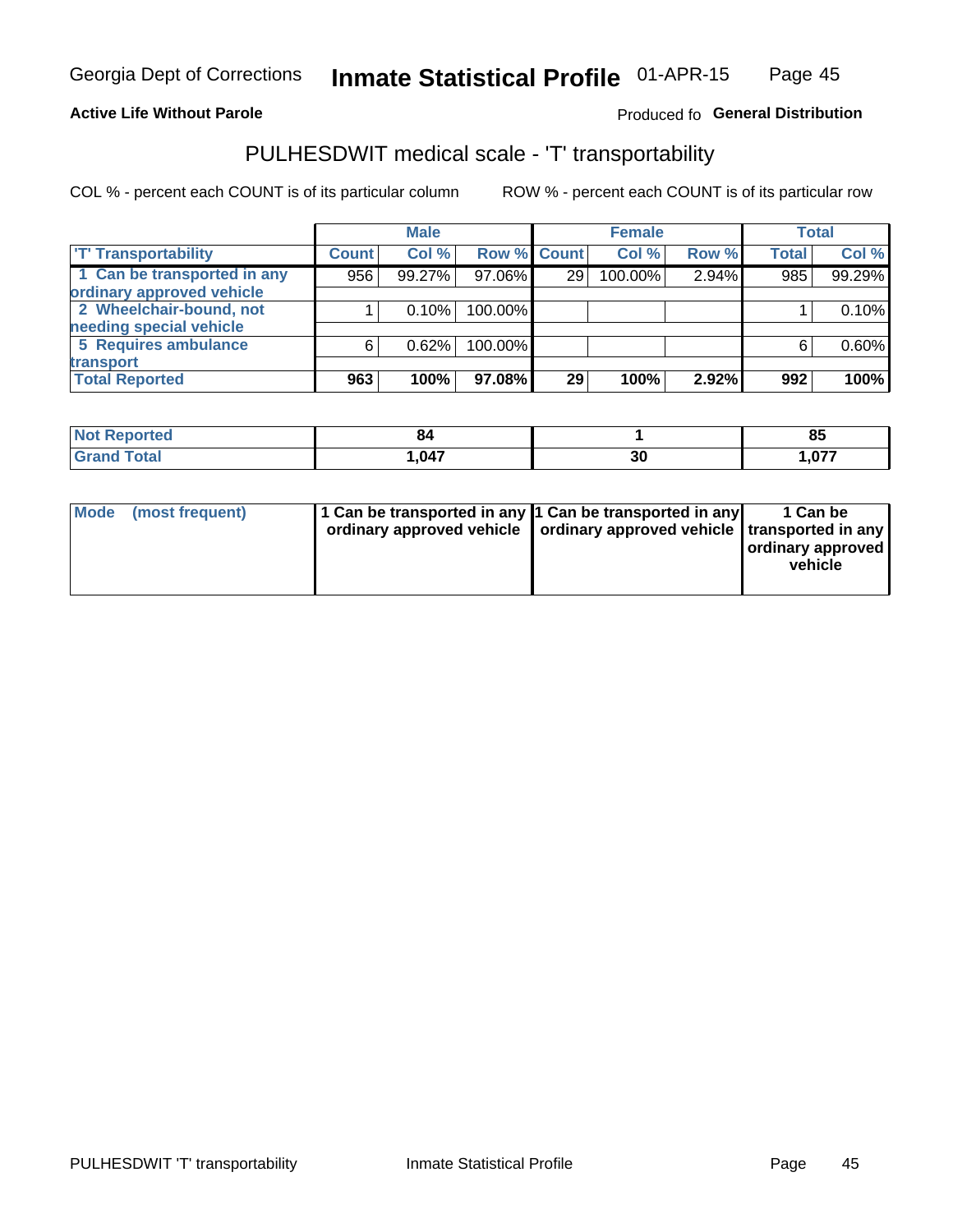Georgia Dept of Corrections **Inmate Statistical Profile** 01-APR-15

**Active Life Without Parole**

Produced fo **General Distribution**

## PULHESDWIT medical scale - 'T' transportability

COL % - percent each COUNT is of its particular column

ROW % - percent each COUNT is of its particular row

| | Male | | | Female | | | Total | |
|---|---|---|---|---|---|---|---|---|
| 'T' Transportability | Count | Col % | Row % | Count | Col % | Row % | Total | Col % |
| 1 Can be transported in any ordinary approved vehicle | 956 | 99.27% | 97.06% | 29 | 100.00% | 2.94% | 985 | 99.29% |
| 2 Wheelchair-bound, not needing special vehicle | 1 | 0.10% | 100.00% | | | | 1 | 0.10% |
| 5 Requires ambulance transport | 6 | 0.62% | 100.00% | | | | 6 | 0.60% |
| **Total Reported** | **963** | **100%** | **97.08%** | **29** | **100%** | **2.92%** | **992** | **100%** |

| | Male | Female | Total |
|---|---|---|---|
| Not Reported | 84 | 1 | 85 |
| Grand Total | 1,047 | 30 | 1,077 |

| | Male | Female | Total |
|---|---|---|---|
| Mode (most frequent) | 1 Can be transported in any ordinary approved vehicle | 1 Can be transported in any ordinary approved vehicle | 1 Can be transported in any ordinary approved vehicle |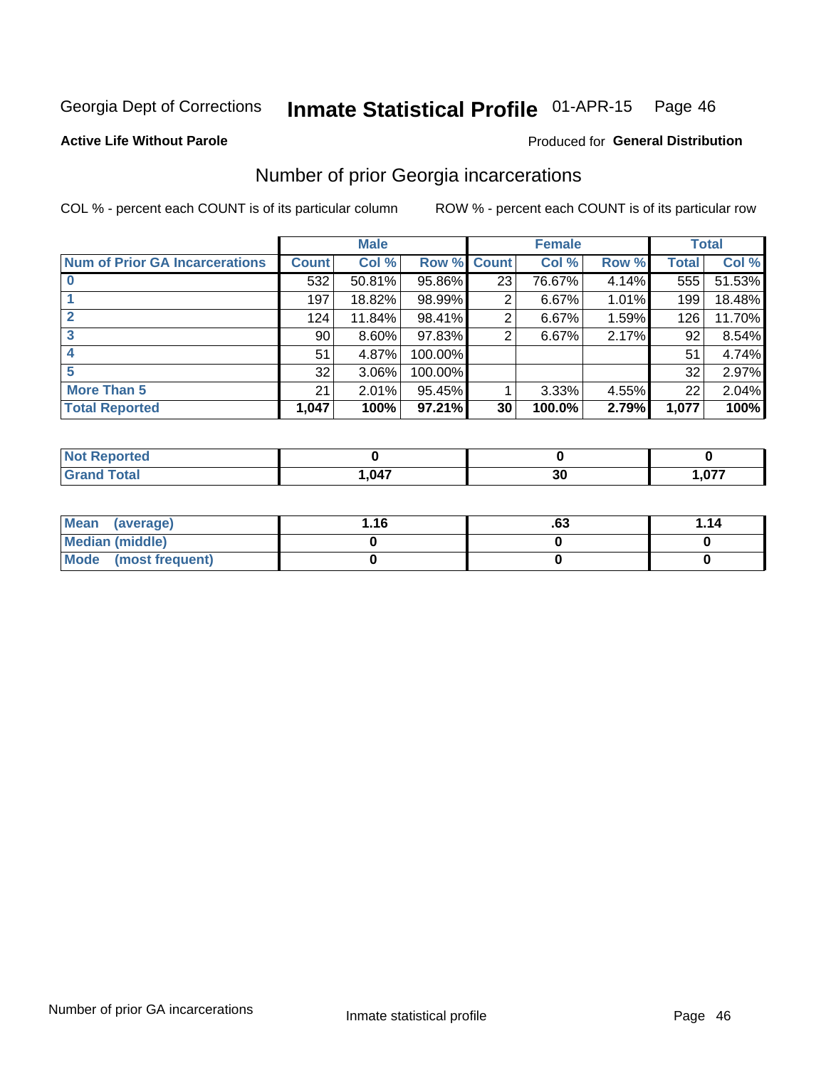Georgia Dept of Corrections **Inmate Statistical Profile** 01-APR-15

**Active Life Without Parole**

Produced for **General Distribution**

## Number of prior Georgia incarcerations

COL % - percent each COUNT is of its particular column

ROW % - percent each COUNT is of its particular row

| | Male | | | Female | | | Total | |
|---|---|---|---|---|---|---|---|---|
| **Num of Prior GA Incarcerations** | **Count** | **Col %** | **Row %** | **Count** | **Col %** | **Row %** | **Total** | **Col %** |
| **0** | 532 | 50.81% | 95.86% | 23 | 76.67% | 4.14% | 555 | 51.53% |
| **1** | 197 | 18.82% | 98.99% | 2 | 6.67% | 1.01% | 199 | 18.48% |
| **2** | 124 | 11.84% | 98.41% | 2 | 6.67% | 1.59% | 126 | 11.70% |
| **3** | 90 | 8.60% | 97.83% | 2 | 6.67% | 2.17% | 92 | 8.54% |
| **4** | 51 | 4.87% | 100.00% | | | | 51 | 4.74% |
| **5** | 32 | 3.06% | 100.00% | | | | 32 | 2.97% |
| **More Than 5** | 21 | 2.01% | 95.45% | 1 | 3.33% | 4.55% | 22 | 2.04% |
| **Total Reported** | **1,047** | **100%** | **97.21%** | **30** | **100.0%** | **2.79%** | **1,077** | **100%** |

| | Male | Female | Total |
|---|---|---|---|
| **Not Reported** | **0** | **0** | **0** |
| **Grand Total** | **1,047** | **30** | **1,077** |

| | Male | Female | Total |
|---|---|---|---|
| **Mean (average)** | **1.16** | **.63** | **1.14** |
| **Median (middle)** | **0** | **0** | **0** |
| **Mode (most frequent)** | **0** | **0** | **0** |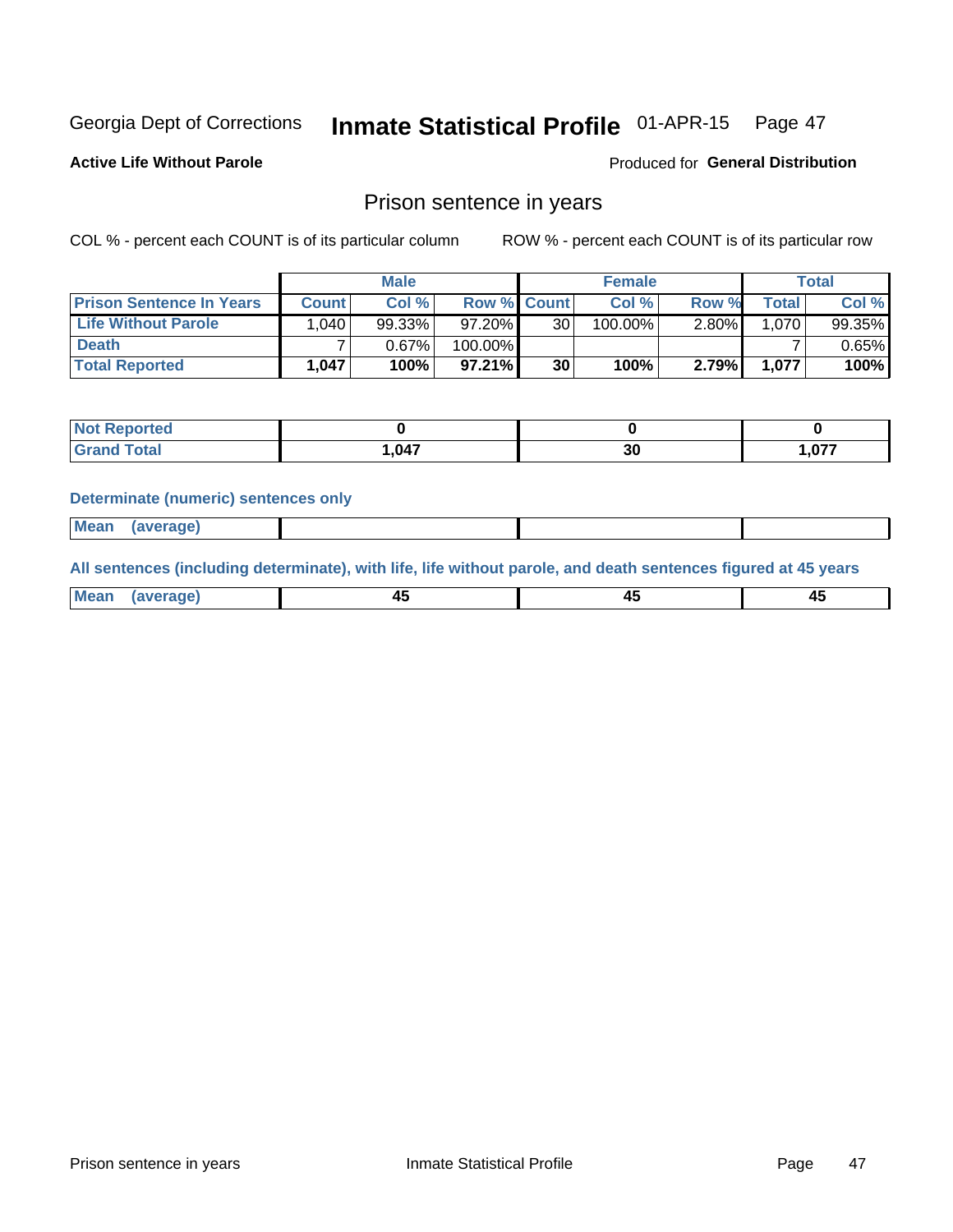Georgia Dept of Corrections **Inmate Statistical Profile** 01-APR-15 Page 47

**Active Life Without Parole**

Produced for **General Distribution**

## Prison sentence in years

COL % - percent each COUNT is of its particular column

ROW % - percent each COUNT is of its particular row

| | Male | | | Female | | | Total | |
|---|---|---|---|---|---|---|---|---|
| **Prison Sentence In Years** | **Count** | **Col %** | **Row %** | **Count** | **Col %** | **Row %** | **Total** | **Col %** |
| **Life Without Parole** | 1,040 | 99.33% | 97.20% | 30 | 100.00% | 2.80% | 1,070 | 99.35% |
| **Death** | 7 | 0.67% | 100.00% | | | | 7 | 0.65% |
| **Total Reported** | **1,047** | **100%** | **97.21%** | **30** | **100%** | **2.79%** | **1,077** | **100%** |

| | Male | Female | Total |
|---|---|---|---|
| **Not Reported** | **0** | **0** | **0** |
| **Grand Total** | **1,047** | **30** | **1,077** |

**Determinate (numeric) sentences only**

| | Male | Female | Total |
|---|---|---|---|
| **Mean (average)** | | | |

**All sentences (including determinate), with life, life without parole, and death sentences figured at 45 years**

| | Male | Female | Total |
|---|---|---|---|
| **Mean (average)** | **45** | **45** | **45** |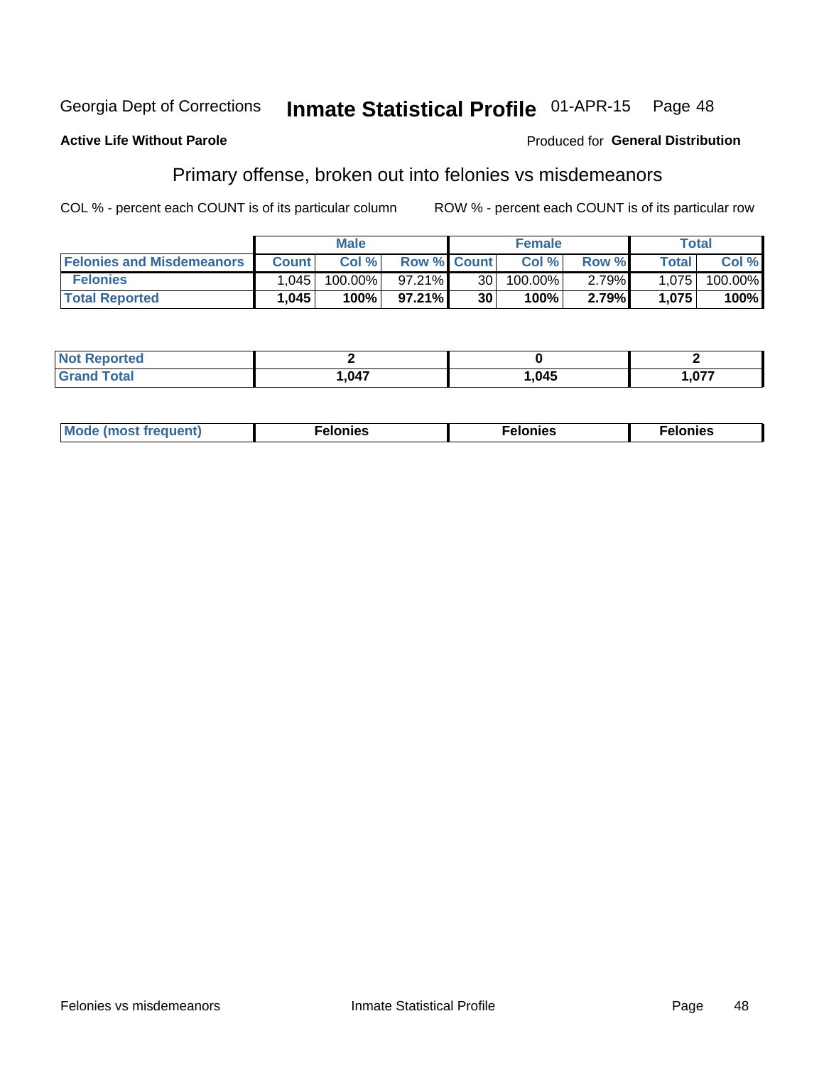Georgia Dept of Corrections **Inmate Statistical Profile** 01-APR-15

**Active Life Without Parole**

Produced for **General Distribution**

## Primary offense, broken out into felonies vs misdemeanors

COL % - percent each COUNT is of its particular column ROW % - percent each COUNT is of its particular row

| | Male | | | Female | | | Total | |
|---|---|---|---|---|---|---|---|---|
| **Felonies and Misdemeanors** | **Count** | **Col %** | **Row %** | **Count** | **Col %** | **Row %** | **Total** | **Col %** |
| **Felonies** | 1,045 | 100.00% | 97.21% | 30 | 100.00% | 2.79% | 1,075 | 100.00% |
| **Total Reported** | **1,045** | **100%** | **97.21%** | **30** | **100%** | **2.79%** | **1,075** | **100%** |

| | Male | Female | Total |
|---|---|---|---|
| **Not Reported** | **2** | **0** | **2** |
| **Grand Total** | **1,047** | **1,045** | **1,077** |

| | Male | Female | Total |
|---|---|---|---|
| **Mode (most frequent)** | **Felonies** | **Felonies** | **Felonies** |

Felonies vs misdemeanors Inmate Statistical Profile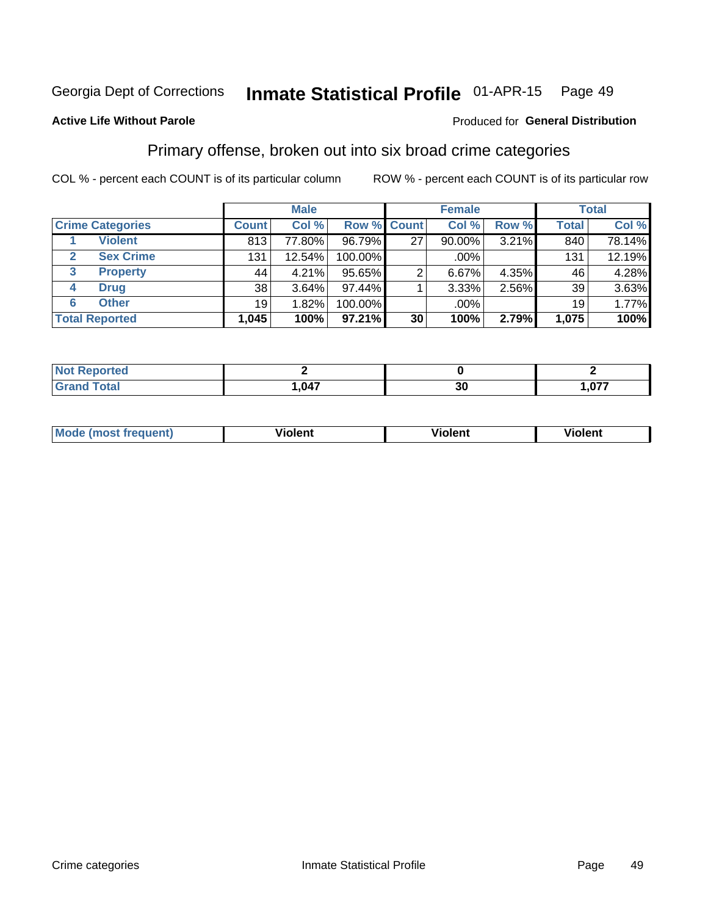Georgia Dept of Corrections **Inmate Statistical Profile** 01-APR-15

**Active Life Without Parole**

Produced for **General Distribution**

## Primary offense, broken out into six broad crime categories

COL % - percent each COUNT is of its particular column

ROW % - percent each COUNT is of its particular row

| Crime Categories | | Male | | | Female | | | Total | |
|---|---|---|---|---|---|---|---|---|---|
| | | Count | Col % | Row % | Count | Col % | Row % | Total | Col % |
| 1 | Violent | 813 | 77.80% | 96.79% | 27 | 90.00% | 3.21% | 840 | 78.14% |
| 2 | Sex Crime | 131 | 12.54% | 100.00% | | .00% | | 131 | 12.19% |
| 3 | Property | 44 | 4.21% | 95.65% | 2 | 6.67% | 4.35% | 46 | 4.28% |
| 4 | Drug | 38 | 3.64% | 97.44% | 1 | 3.33% | 2.56% | 39 | 3.63% |
| 6 | Other | 19 | 1.82% | 100.00% | | .00% | | 19 | 1.77% |
| **Total Reported** | | **1,045** | **100%** | **97.21%** | **30** | **100%** | **2.79%** | **1,075** | **100%** |

| | Male | Female | Total |
|---|---|---|---|
| Not Reported | 2 | 0 | 2 |
| Grand Total | 1,047 | 30 | 1,077 |

| | Male | Female | Total |
|---|---|---|---|
| Mode (most frequent) | Violent | Violent | Violent |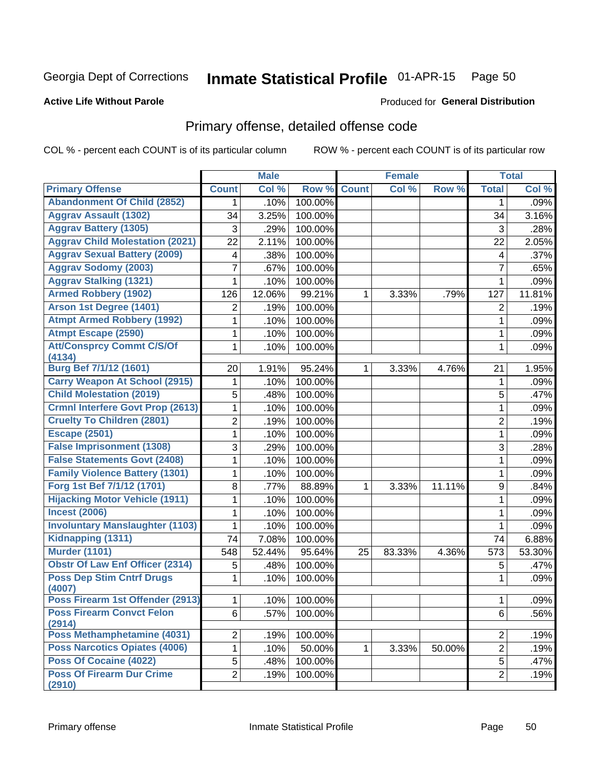Georgia Dept of Corrections **Inmate Statistical Profile** 01-APR-15

**Active Life Without Parole**

Produced for **General Distribution**

## Primary offense, detailed offense code

COL % - percent each COUNT is of its particular column ROW % - percent each COUNT is of its particular row

| | Male | | | Female | | | Total | |
|---|---|---|---|---|---|---|---|---|
| Primary Offense | Count | Col % | Row % | Count | Col % | Row % | Total | Col % |
| Abandonment Of Child (2852) | 1 | .10% | 100.00% | | | | 1 | .09% |
| Aggrav Assault (1302) | 34 | 3.25% | 100.00% | | | | 34 | 3.16% |
| Aggrav Battery (1305) | 3 | .29% | 100.00% | | | | 3 | .28% |
| Aggrav Child Molestation (2021) | 22 | 2.11% | 100.00% | | | | 22 | 2.05% |
| Aggrav Sexual Battery (2009) | 4 | .38% | 100.00% | | | | 4 | .37% |
| Aggrav Sodomy (2003) | 7 | .67% | 100.00% | | | | 7 | .65% |
| Aggrav Stalking (1321) | 1 | .10% | 100.00% | | | | 1 | .09% |
| Armed Robbery (1902) | 126 | 12.06% | 99.21% | 1 | 3.33% | .79% | 127 | 11.81% |
| Arson 1st Degree (1401) | 2 | .19% | 100.00% | | | | 2 | .19% |
| Atmpt Armed Robbery (1992) | 1 | .10% | 100.00% | | | | 1 | .09% |
| Atmpt Escape (2590) | 1 | .10% | 100.00% | | | | 1 | .09% |
| Att/Consprcy Commt C/S/Of (4134) | 1 | .10% | 100.00% | | | | 1 | .09% |
| Burg Bef 7/1/12 (1601) | 20 | 1.91% | 95.24% | 1 | 3.33% | 4.76% | 21 | 1.95% |
| Carry Weapon At School (2915) | 1 | .10% | 100.00% | | | | 1 | .09% |
| Child Molestation (2019) | 5 | .48% | 100.00% | | | | 5 | .47% |
| Crmnl Interfere Govt Prop (2613) | 1 | .10% | 100.00% | | | | 1 | .09% |
| Cruelty To Children (2801) | 2 | .19% | 100.00% | | | | 2 | .19% |
| Escape (2501) | 1 | .10% | 100.00% | | | | 1 | .09% |
| False Imprisonment (1308) | 3 | .29% | 100.00% | | | | 3 | .28% |
| False Statements Govt (2408) | 1 | .10% | 100.00% | | | | 1 | .09% |
| Family Violence Battery (1301) | 1 | .10% | 100.00% | | | | 1 | .09% |
| Forg 1st Bef 7/1/12 (1701) | 8 | .77% | 88.89% | 1 | 3.33% | 11.11% | 9 | .84% |
| Hijacking Motor Vehicle (1911) | 1 | .10% | 100.00% | | | | 1 | .09% |
| Incest (2006) | 1 | .10% | 100.00% | | | | 1 | .09% |
| Involuntary Manslaughter (1103) | 1 | .10% | 100.00% | | | | 1 | .09% |
| Kidnapping (1311) | 74 | 7.08% | 100.00% | | | | 74 | 6.88% |
| Murder (1101) | 548 | 52.44% | 95.64% | 25 | 83.33% | 4.36% | 573 | 53.30% |
| Obstr Of Law Enf Officer (2314) | 5 | .48% | 100.00% | | | | 5 | .47% |
| Poss Dep Stim Cntrf Drugs (4007) | 1 | .10% | 100.00% | | | | 1 | .09% |
| Poss Firearm 1st Offender (2913) | 1 | .10% | 100.00% | | | | 1 | .09% |
| Poss Firearm Convct Felon (2914) | 6 | .57% | 100.00% | | | | 6 | .56% |
| Poss Methamphetamine (4031) | 2 | .19% | 100.00% | | | | 2 | .19% |
| Poss Narcotics Opiates (4006) | 1 | .10% | 50.00% | 1 | 3.33% | 50.00% | 2 | .19% |
| Poss Of Cocaine (4022) | 5 | .48% | 100.00% | | | | 5 | .47% |
| Poss Of Firearm Dur Crime (2910) | 2 | .19% | 100.00% | | | | 2 | .19% |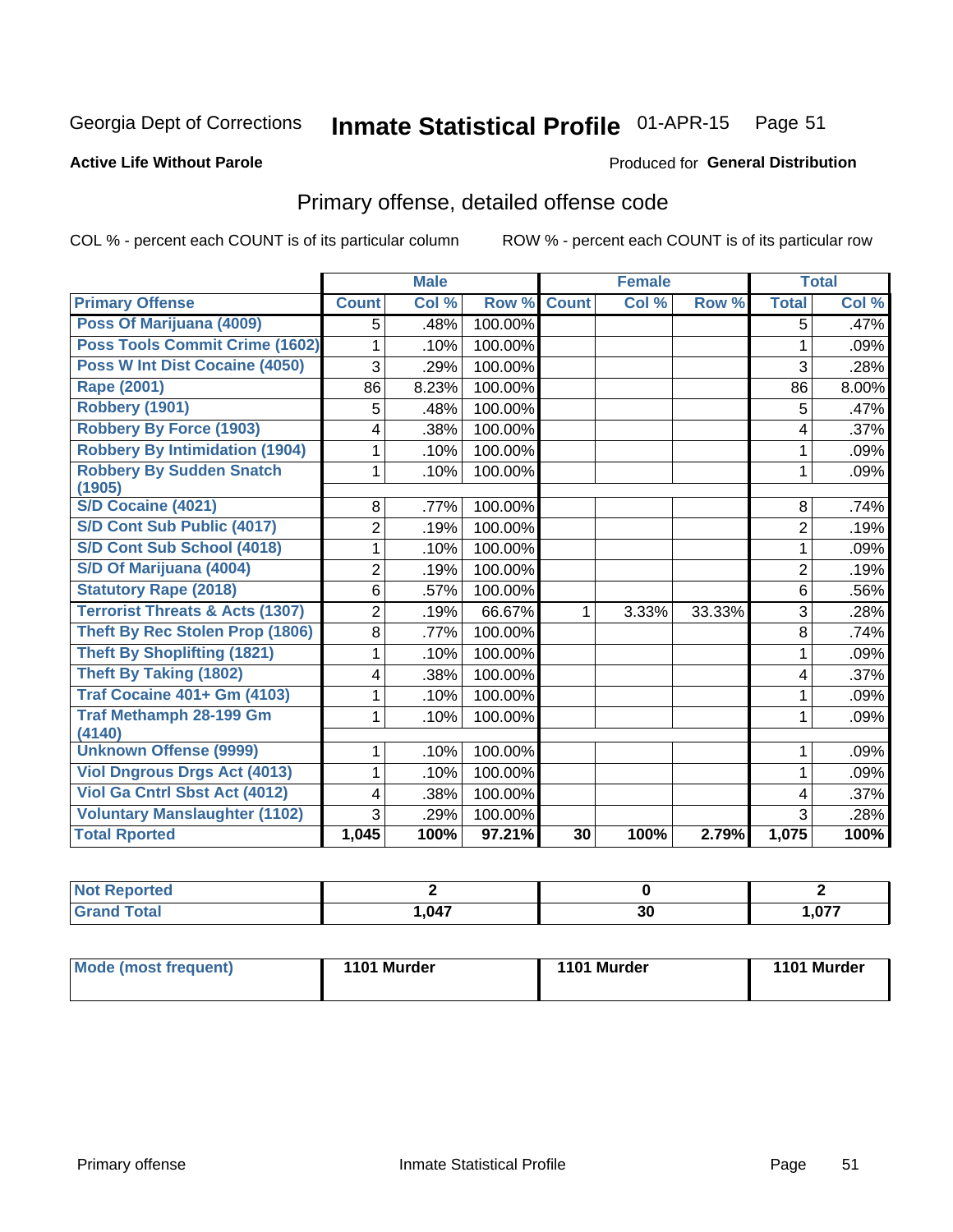Georgia Dept of Corrections **Inmate Statistical Profile** 01-APR-15

**Active Life Without Parole**

Produced for **General Distribution**

## Primary offense, detailed offense code

COL % - percent each COUNT is of its particular column ROW % - percent each COUNT is of its particular row

| | Male | | | Female | | | Total | |
|---|---|---|---|---|---|---|---|---|
| **Primary Offense** | **Count** | **Col %** | **Row %** | **Count** | **Col %** | **Row %** | **Total** | **Col %** |
| Poss Of Marijuana (4009) | 5 | .48% | 100.00% | | | | 5 | .47% |
| Poss Tools Commit Crime (1602) | 1 | .10% | 100.00% | | | | 1 | .09% |
| Poss W Int Dist Cocaine (4050) | 3 | .29% | 100.00% | | | | 3 | .28% |
| Rape (2001) | 86 | 8.23% | 100.00% | | | | 86 | 8.00% |
| Robbery (1901) | 5 | .48% | 100.00% | | | | 5 | .47% |
| Robbery By Force (1903) | 4 | .38% | 100.00% | | | | 4 | .37% |
| Robbery By Intimidation (1904) | 1 | .10% | 100.00% | | | | 1 | .09% |
| Robbery By Sudden Snatch (1905) | 1 | .10% | 100.00% | | | | 1 | .09% |
| S/D Cocaine (4021) | 8 | .77% | 100.00% | | | | 8 | .74% |
| S/D Cont Sub Public (4017) | 2 | .19% | 100.00% | | | | 2 | .19% |
| S/D Cont Sub School (4018) | 1 | .10% | 100.00% | | | | 1 | .09% |
| S/D Of Marijuana (4004) | 2 | .19% | 100.00% | | | | 2 | .19% |
| Statutory Rape (2018) | 6 | .57% | 100.00% | | | | 6 | .56% |
| Terrorist Threats & Acts (1307) | 2 | .19% | 66.67% | 1 | 3.33% | 33.33% | 3 | .28% |
| Theft By Rec Stolen Prop (1806) | 8 | .77% | 100.00% | | | | 8 | .74% |
| Theft By Shoplifting (1821) | 1 | .10% | 100.00% | | | | 1 | .09% |
| Theft By Taking (1802) | 4 | .38% | 100.00% | | | | 4 | .37% |
| Traf Cocaine 401+ Gm (4103) | 1 | .10% | 100.00% | | | | 1 | .09% |
| Traf Methamph 28-199 Gm (4140) | 1 | .10% | 100.00% | | | | 1 | .09% |
| Unknown Offense (9999) | 1 | .10% | 100.00% | | | | 1 | .09% |
| Viol Dngrous Drgs Act (4013) | 1 | .10% | 100.00% | | | | 1 | .09% |
| Viol Ga Cntrl Sbst Act (4012) | 4 | .38% | 100.00% | | | | 4 | .37% |
| Voluntary Manslaughter (1102) | 3 | .29% | 100.00% | | | | 3 | .28% |
| **Total Rported** | **1,045** | **100%** | **97.21%** | **30** | **100%** | **2.79%** | **1,075** | **100%** |

| | Male | Female | Total |
|---|---|---|---|
| **Not Reported** | **2** | **0** | **2** |
| **Grand Total** | **1,047** | **30** | **1,077** |

| | Male | Female | Total |
|---|---|---|---|
| **Mode (most frequent)** | **1101 Murder** | **1101 Murder** | **1101 Murder** |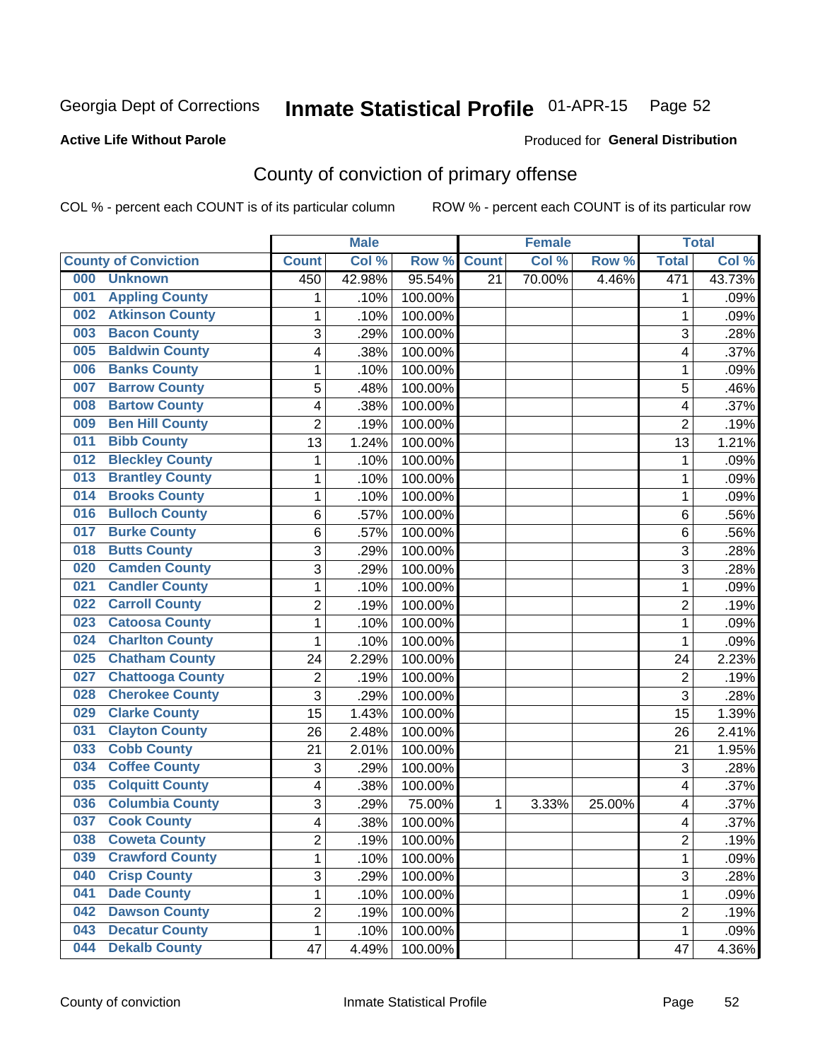Georgia Dept of Corrections **Inmate Statistical Profile** 01-APR-15 Page 52

**Active Life Without Parole**

Produced for **General Distribution**

## County of conviction of primary offense

COL % - percent each COUNT is of its particular column ROW % - percent each COUNT is of its particular row

| County of Conviction | Male | | | Female | | | Total | |
|---|---|---|---|---|---|---|---|---|
| | Count | Col % | Row % | Count | Col % | Row % | Total | Col % |
| 000 Unknown | 450 | 42.98% | 95.54% | 21 | 70.00% | 4.46% | 471 | 43.73% |
| 001 Appling County | 1 | .10% | 100.00% | | | | 1 | .09% |
| 002 Atkinson County | 1 | .10% | 100.00% | | | | 1 | .09% |
| 003 Bacon County | 3 | .29% | 100.00% | | | | 3 | .28% |
| 005 Baldwin County | 4 | .38% | 100.00% | | | | 4 | .37% |
| 006 Banks County | 1 | .10% | 100.00% | | | | 1 | .09% |
| 007 Barrow County | 5 | .48% | 100.00% | | | | 5 | .46% |
| 008 Bartow County | 4 | .38% | 100.00% | | | | 4 | .37% |
| 009 Ben Hill County | 2 | .19% | 100.00% | | | | 2 | .19% |
| 011 Bibb County | 13 | 1.24% | 100.00% | | | | 13 | 1.21% |
| 012 Bleckley County | 1 | .10% | 100.00% | | | | 1 | .09% |
| 013 Brantley County | 1 | .10% | 100.00% | | | | 1 | .09% |
| 014 Brooks County | 1 | .10% | 100.00% | | | | 1 | .09% |
| 016 Bulloch County | 6 | .57% | 100.00% | | | | 6 | .56% |
| 017 Burke County | 6 | .57% | 100.00% | | | | 6 | .56% |
| 018 Butts County | 3 | .29% | 100.00% | | | | 3 | .28% |
| 020 Camden County | 3 | .29% | 100.00% | | | | 3 | .28% |
| 021 Candler County | 1 | .10% | 100.00% | | | | 1 | .09% |
| 022 Carroll County | 2 | .19% | 100.00% | | | | 2 | .19% |
| 023 Catoosa County | 1 | .10% | 100.00% | | | | 1 | .09% |
| 024 Charlton County | 1 | .10% | 100.00% | | | | 1 | .09% |
| 025 Chatham County | 24 | 2.29% | 100.00% | | | | 24 | 2.23% |
| 027 Chattooga County | 2 | .19% | 100.00% | | | | 2 | .19% |
| 028 Cherokee County | 3 | .29% | 100.00% | | | | 3 | .28% |
| 029 Clarke County | 15 | 1.43% | 100.00% | | | | 15 | 1.39% |
| 031 Clayton County | 26 | 2.48% | 100.00% | | | | 26 | 2.41% |
| 033 Cobb County | 21 | 2.01% | 100.00% | | | | 21 | 1.95% |
| 034 Coffee County | 3 | .29% | 100.00% | | | | 3 | .28% |
| 035 Colquitt County | 4 | .38% | 100.00% | | | | 4 | .37% |
| 036 Columbia County | 3 | .29% | 75.00% | 1 | 3.33% | 25.00% | 4 | .37% |
| 037 Cook County | 4 | .38% | 100.00% | | | | 4 | .37% |
| 038 Coweta County | 2 | .19% | 100.00% | | | | 2 | .19% |
| 039 Crawford County | 1 | .10% | 100.00% | | | | 1 | .09% |
| 040 Crisp County | 3 | .29% | 100.00% | | | | 3 | .28% |
| 041 Dade County | 1 | .10% | 100.00% | | | | 1 | .09% |
| 042 Dawson County | 2 | .19% | 100.00% | | | | 2 | .19% |
| 043 Decatur County | 1 | .10% | 100.00% | | | | 1 | .09% |
| 044 Dekalb County | 47 | 4.49% | 100.00% | | | | 47 | 4.36% |

County of conviction Inmate Statistical Profile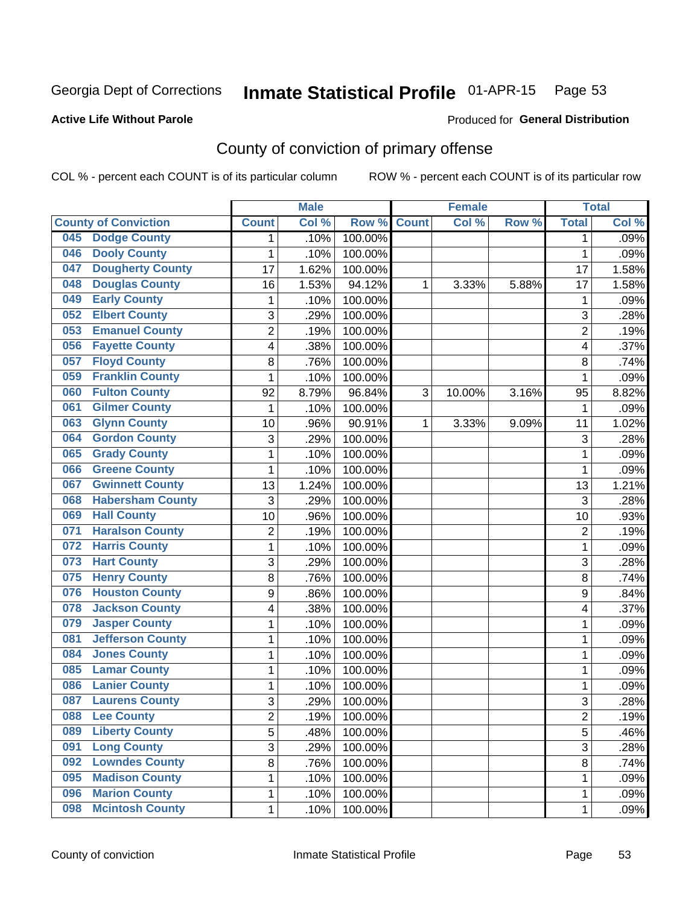Georgia Dept of Corrections **Inmate Statistical Profile** 01-APR-15

**Active Life Without Parole**

Produced for **General Distribution**

# County of conviction of primary offense

COL % - percent each COUNT is of its particular column ROW % - percent each COUNT is of its particular row

| County of Conviction | Male | | | Female | | | Total | |
|---|---|---|---|---|---|---|---|---|
| | Count | Col % | Row % | Count | Col % | Row % | Total | Col % |
| 045 Dodge County | 1 | .10% | 100.00% | | | | 1 | .09% |
| 046 Dooly County | 1 | .10% | 100.00% | | | | 1 | .09% |
| 047 Dougherty County | 17 | 1.62% | 100.00% | | | | 17 | 1.58% |
| 048 Douglas County | 16 | 1.53% | 94.12% | 1 | 3.33% | 5.88% | 17 | 1.58% |
| 049 Early County | 1 | .10% | 100.00% | | | | 1 | .09% |
| 052 Elbert County | 3 | .29% | 100.00% | | | | 3 | .28% |
| 053 Emanuel County | 2 | .19% | 100.00% | | | | 2 | .19% |
| 056 Fayette County | 4 | .38% | 100.00% | | | | 4 | .37% |
| 057 Floyd County | 8 | .76% | 100.00% | | | | 8 | .74% |
| 059 Franklin County | 1 | .10% | 100.00% | | | | 1 | .09% |
| 060 Fulton County | 92 | 8.79% | 96.84% | 3 | 10.00% | 3.16% | 95 | 8.82% |
| 061 Gilmer County | 1 | .10% | 100.00% | | | | 1 | .09% |
| 063 Glynn County | 10 | .96% | 90.91% | 1 | 3.33% | 9.09% | 11 | 1.02% |
| 064 Gordon County | 3 | .29% | 100.00% | | | | 3 | .28% |
| 065 Grady County | 1 | .10% | 100.00% | | | | 1 | .09% |
| 066 Greene County | 1 | .10% | 100.00% | | | | 1 | .09% |
| 067 Gwinnett County | 13 | 1.24% | 100.00% | | | | 13 | 1.21% |
| 068 Habersham County | 3 | .29% | 100.00% | | | | 3 | .28% |
| 069 Hall County | 10 | .96% | 100.00% | | | | 10 | .93% |
| 071 Haralson County | 2 | .19% | 100.00% | | | | 2 | .19% |
| 072 Harris County | 1 | .10% | 100.00% | | | | 1 | .09% |
| 073 Hart County | 3 | .29% | 100.00% | | | | 3 | .28% |
| 075 Henry County | 8 | .76% | 100.00% | | | | 8 | .74% |
| 076 Houston County | 9 | .86% | 100.00% | | | | 9 | .84% |
| 078 Jackson County | 4 | .38% | 100.00% | | | | 4 | .37% |
| 079 Jasper County | 1 | .10% | 100.00% | | | | 1 | .09% |
| 081 Jefferson County | 1 | .10% | 100.00% | | | | 1 | .09% |
| 084 Jones County | 1 | .10% | 100.00% | | | | 1 | .09% |
| 085 Lamar County | 1 | .10% | 100.00% | | | | 1 | .09% |
| 086 Lanier County | 1 | .10% | 100.00% | | | | 1 | .09% |
| 087 Laurens County | 3 | .29% | 100.00% | | | | 3 | .28% |
| 088 Lee County | 2 | .19% | 100.00% | | | | 2 | .19% |
| 089 Liberty County | 5 | .48% | 100.00% | | | | 5 | .46% |
| 091 Long County | 3 | .29% | 100.00% | | | | 3 | .28% |
| 092 Lowndes County | 8 | .76% | 100.00% | | | | 8 | .74% |
| 095 Madison County | 1 | .10% | 100.00% | | | | 1 | .09% |
| 096 Marion County | 1 | .10% | 100.00% | | | | 1 | .09% |
| 098 Mcintosh County | 1 | .10% | 100.00% | | | | 1 | .09% |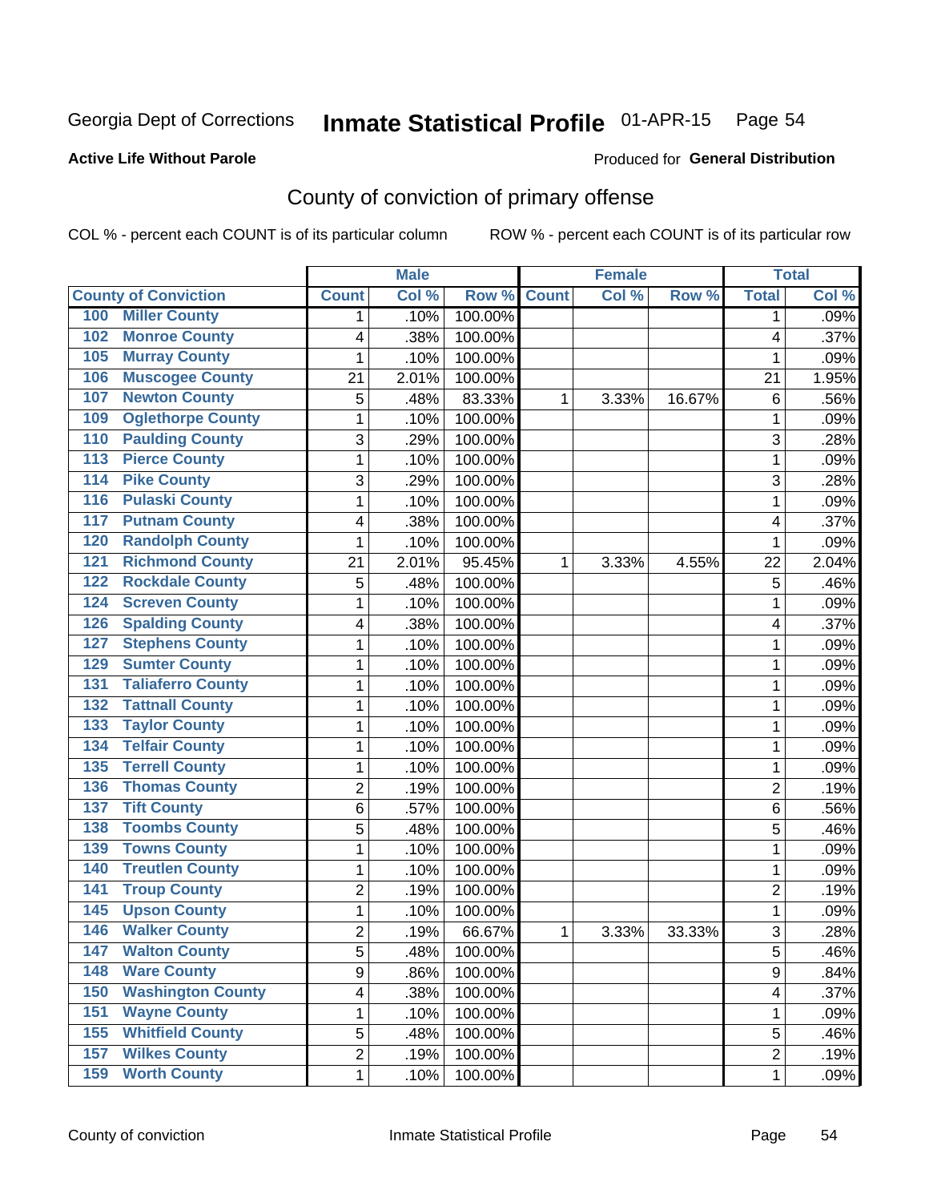Georgia Dept of Corrections **Inmate Statistical Profile** 01-APR-15

**Active Life Without Parole**

Produced for **General Distribution**

# County of conviction of primary offense

COL % - percent each COUNT is of its particular column  ROW % - percent each COUNT is of its particular row

| County of Conviction | Male | | | Female | | | Total | |
|---|---|---|---|---|---|---|---|---|
| | Count | Col % | Row % | Count | Col % | Row % | Total | Col % |
| 100 Miller County | 1 | .10% | 100.00% | | | | 1 | .09% |
| 102 Monroe County | 4 | .38% | 100.00% | | | | 4 | .37% |
| 105 Murray County | 1 | .10% | 100.00% | | | | 1 | .09% |
| 106 Muscogee County | 21 | 2.01% | 100.00% | | | | 21 | 1.95% |
| 107 Newton County | 5 | .48% | 83.33% | 1 | 3.33% | 16.67% | 6 | .56% |
| 109 Oglethorpe County | 1 | .10% | 100.00% | | | | 1 | .09% |
| 110 Paulding County | 3 | .29% | 100.00% | | | | 3 | .28% |
| 113 Pierce County | 1 | .10% | 100.00% | | | | 1 | .09% |
| 114 Pike County | 3 | .29% | 100.00% | | | | 3 | .28% |
| 116 Pulaski County | 1 | .10% | 100.00% | | | | 1 | .09% |
| 117 Putnam County | 4 | .38% | 100.00% | | | | 4 | .37% |
| 120 Randolph County | 1 | .10% | 100.00% | | | | 1 | .09% |
| 121 Richmond County | 21 | 2.01% | 95.45% | 1 | 3.33% | 4.55% | 22 | 2.04% |
| 122 Rockdale County | 5 | .48% | 100.00% | | | | 5 | .46% |
| 124 Screven County | 1 | .10% | 100.00% | | | | 1 | .09% |
| 126 Spalding County | 4 | .38% | 100.00% | | | | 4 | .37% |
| 127 Stephens County | 1 | .10% | 100.00% | | | | 1 | .09% |
| 129 Sumter County | 1 | .10% | 100.00% | | | | 1 | .09% |
| 131 Taliaferro County | 1 | .10% | 100.00% | | | | 1 | .09% |
| 132 Tattnall County | 1 | .10% | 100.00% | | | | 1 | .09% |
| 133 Taylor County | 1 | .10% | 100.00% | | | | 1 | .09% |
| 134 Telfair County | 1 | .10% | 100.00% | | | | 1 | .09% |
| 135 Terrell County | 1 | .10% | 100.00% | | | | 1 | .09% |
| 136 Thomas County | 2 | .19% | 100.00% | | | | 2 | .19% |
| 137 Tift County | 6 | .57% | 100.00% | | | | 6 | .56% |
| 138 Toombs County | 5 | .48% | 100.00% | | | | 5 | .46% |
| 139 Towns County | 1 | .10% | 100.00% | | | | 1 | .09% |
| 140 Treutlen County | 1 | .10% | 100.00% | | | | 1 | .09% |
| 141 Troup County | 2 | .19% | 100.00% | | | | 2 | .19% |
| 145 Upson County | 1 | .10% | 100.00% | | | | 1 | .09% |
| 146 Walker County | 2 | .19% | 66.67% | 1 | 3.33% | 33.33% | 3 | .28% |
| 147 Walton County | 5 | .48% | 100.00% | | | | 5 | .46% |
| 148 Ware County | 9 | .86% | 100.00% | | | | 9 | .84% |
| 150 Washington County | 4 | .38% | 100.00% | | | | 4 | .37% |
| 151 Wayne County | 1 | .10% | 100.00% | | | | 1 | .09% |
| 155 Whitfield County | 5 | .48% | 100.00% | | | | 5 | .46% |
| 157 Wilkes County | 2 | .19% | 100.00% | | | | 2 | .19% |
| 159 Worth County | 1 | .10% | 100.00% | | | | 1 | .09% |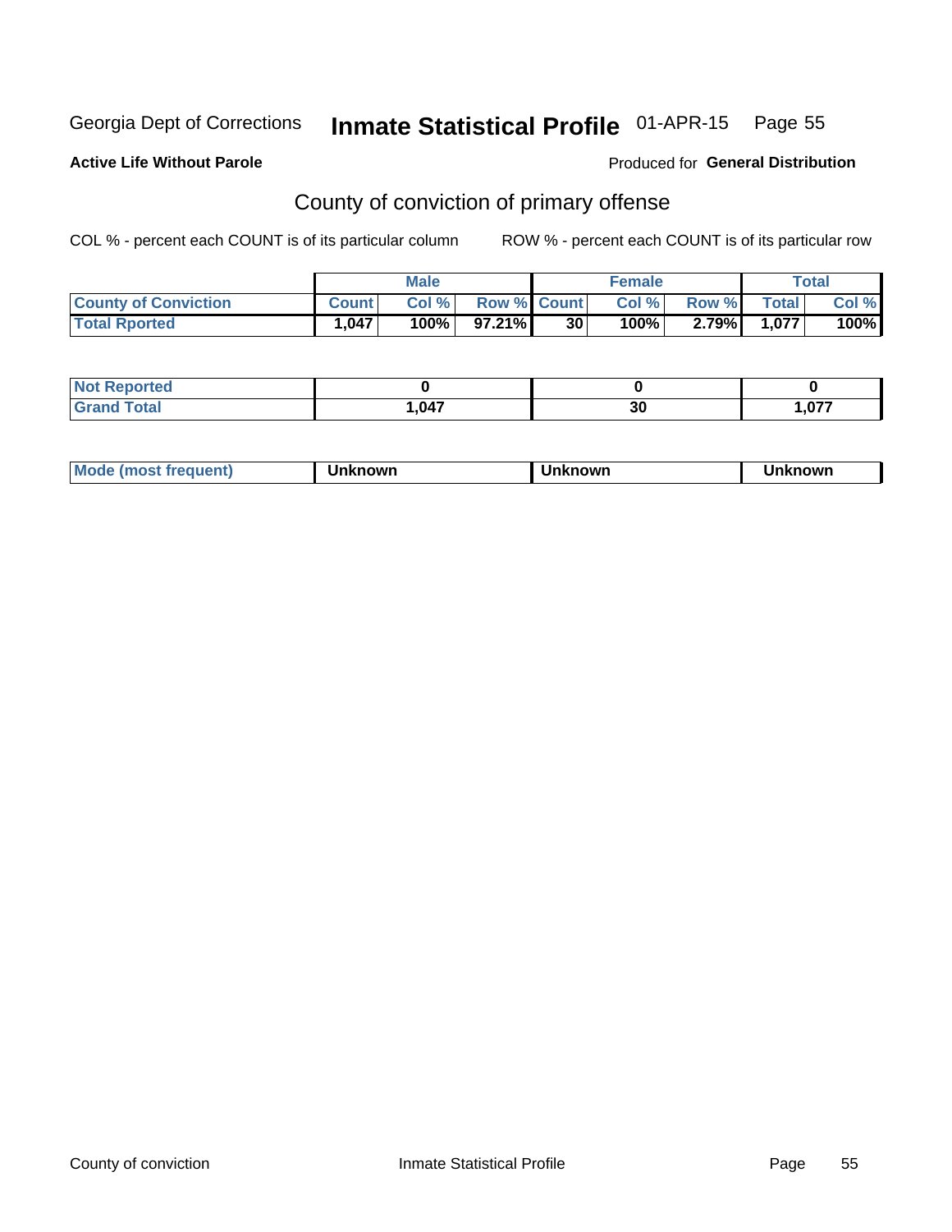Georgia Dept of Corrections **Inmate Statistical Profile** 01-APR-15 Page 55

**Active Life Without Parole**

Produced for **General Distribution**

## County of conviction of primary offense

COL % - percent each COUNT is of its particular column    ROW % - percent each COUNT is of its particular row

| | Male | | | Female | | | Total | |
|---|---|---|---|---|---|---|---|---|
| **County of Conviction** | **Count** | **Col %** | **Row %** | **Count** | **Col %** | **Row %** | **Total** | **Col %** |
| **Total Rported** | **1,047** | **100%** | **97.21%** | **30** | **100%** | **2.79%** | **1,077** | **100%** |

| | Male | Female | Total |
|---|---|---|---|
| **Not Reported** | **0** | **0** | **0** |
| **Grand Total** | **1,047** | **30** | **1,077** |

| | Male | Female | Total |
|---|---|---|---|
| **Mode (most frequent)** | **Unknown** | **Unknown** | **Unknown** |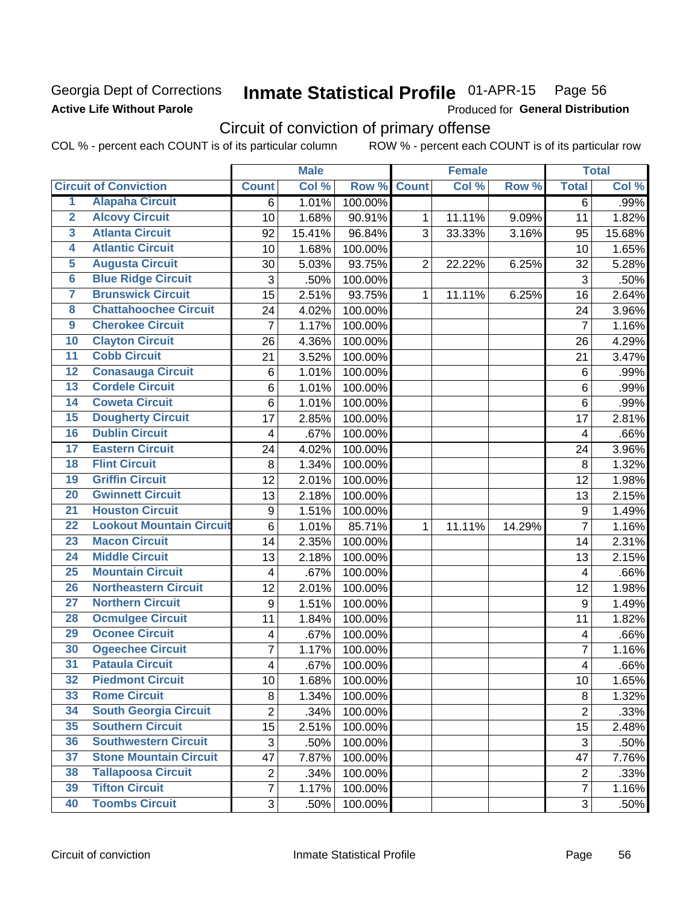Georgia Dept of Corrections
**Active Life Without Parole**

# Inmate Statistical Profile 01-APR-15 Page 56

Produced for **General Distribution**

## Circuit of conviction of primary offense

COL % - percent each COUNT is of its particular column ROW % - percent each COUNT is of its particular row

| | Circuit of Conviction | Male | | | Female | | | Total | |
|---|---|---|---|---|---|---|---|---|---|
| | | Count | Col % | Row % | Count | Col % | Row % | Total | Col % |
| 1 | Alapaha Circuit | 6 | 1.01% | 100.00% | | | | 6 | .99% |
| 2 | Alcovy Circuit | 10 | 1.68% | 90.91% | 1 | 11.11% | 9.09% | 11 | 1.82% |
| 3 | Atlanta Circuit | 92 | 15.41% | 96.84% | 3 | 33.33% | 3.16% | 95 | 15.68% |
| 4 | Atlantic Circuit | 10 | 1.68% | 100.00% | | | | 10 | 1.65% |
| 5 | Augusta Circuit | 30 | 5.03% | 93.75% | 2 | 22.22% | 6.25% | 32 | 5.28% |
| 6 | Blue Ridge Circuit | 3 | .50% | 100.00% | | | | 3 | .50% |
| 7 | Brunswick Circuit | 15 | 2.51% | 93.75% | 1 | 11.11% | 6.25% | 16 | 2.64% |
| 8 | Chattahoochee Circuit | 24 | 4.02% | 100.00% | | | | 24 | 3.96% |
| 9 | Cherokee Circuit | 7 | 1.17% | 100.00% | | | | 7 | 1.16% |
| 10 | Clayton Circuit | 26 | 4.36% | 100.00% | | | | 26 | 4.29% |
| 11 | Cobb Circuit | 21 | 3.52% | 100.00% | | | | 21 | 3.47% |
| 12 | Conasauga Circuit | 6 | 1.01% | 100.00% | | | | 6 | .99% |
| 13 | Cordele Circuit | 6 | 1.01% | 100.00% | | | | 6 | .99% |
| 14 | Coweta Circuit | 6 | 1.01% | 100.00% | | | | 6 | .99% |
| 15 | Dougherty Circuit | 17 | 2.85% | 100.00% | | | | 17 | 2.81% |
| 16 | Dublin Circuit | 4 | .67% | 100.00% | | | | 4 | .66% |
| 17 | Eastern Circuit | 24 | 4.02% | 100.00% | | | | 24 | 3.96% |
| 18 | Flint Circuit | 8 | 1.34% | 100.00% | | | | 8 | 1.32% |
| 19 | Griffin Circuit | 12 | 2.01% | 100.00% | | | | 12 | 1.98% |
| 20 | Gwinnett Circuit | 13 | 2.18% | 100.00% | | | | 13 | 2.15% |
| 21 | Houston Circuit | 9 | 1.51% | 100.00% | | | | 9 | 1.49% |
| 22 | Lookout Mountain Circuit | 6 | 1.01% | 85.71% | 1 | 11.11% | 14.29% | 7 | 1.16% |
| 23 | Macon Circuit | 14 | 2.35% | 100.00% | | | | 14 | 2.31% |
| 24 | Middle Circuit | 13 | 2.18% | 100.00% | | | | 13 | 2.15% |
| 25 | Mountain Circuit | 4 | .67% | 100.00% | | | | 4 | .66% |
| 26 | Northeastern Circuit | 12 | 2.01% | 100.00% | | | | 12 | 1.98% |
| 27 | Northern Circuit | 9 | 1.51% | 100.00% | | | | 9 | 1.49% |
| 28 | Ocmulgee Circuit | 11 | 1.84% | 100.00% | | | | 11 | 1.82% |
| 29 | Oconee Circuit | 4 | .67% | 100.00% | | | | 4 | .66% |
| 30 | Ogeechee Circuit | 7 | 1.17% | 100.00% | | | | 7 | 1.16% |
| 31 | Pataula Circuit | 4 | .67% | 100.00% | | | | 4 | .66% |
| 32 | Piedmont Circuit | 10 | 1.68% | 100.00% | | | | 10 | 1.65% |
| 33 | Rome Circuit | 8 | 1.34% | 100.00% | | | | 8 | 1.32% |
| 34 | South Georgia Circuit | 2 | .34% | 100.00% | | | | 2 | .33% |
| 35 | Southern Circuit | 15 | 2.51% | 100.00% | | | | 15 | 2.48% |
| 36 | Southwestern Circuit | 3 | .50% | 100.00% | | | | 3 | .50% |
| 37 | Stone Mountain Circuit | 47 | 7.87% | 100.00% | | | | 47 | 7.76% |
| 38 | Tallapoosa Circuit | 2 | .34% | 100.00% | | | | 2 | .33% |
| 39 | Tifton Circuit | 7 | 1.17% | 100.00% | | | | 7 | 1.16% |
| 40 | Toombs Circuit | 3 | .50% | 100.00% | | | | 3 | .50% |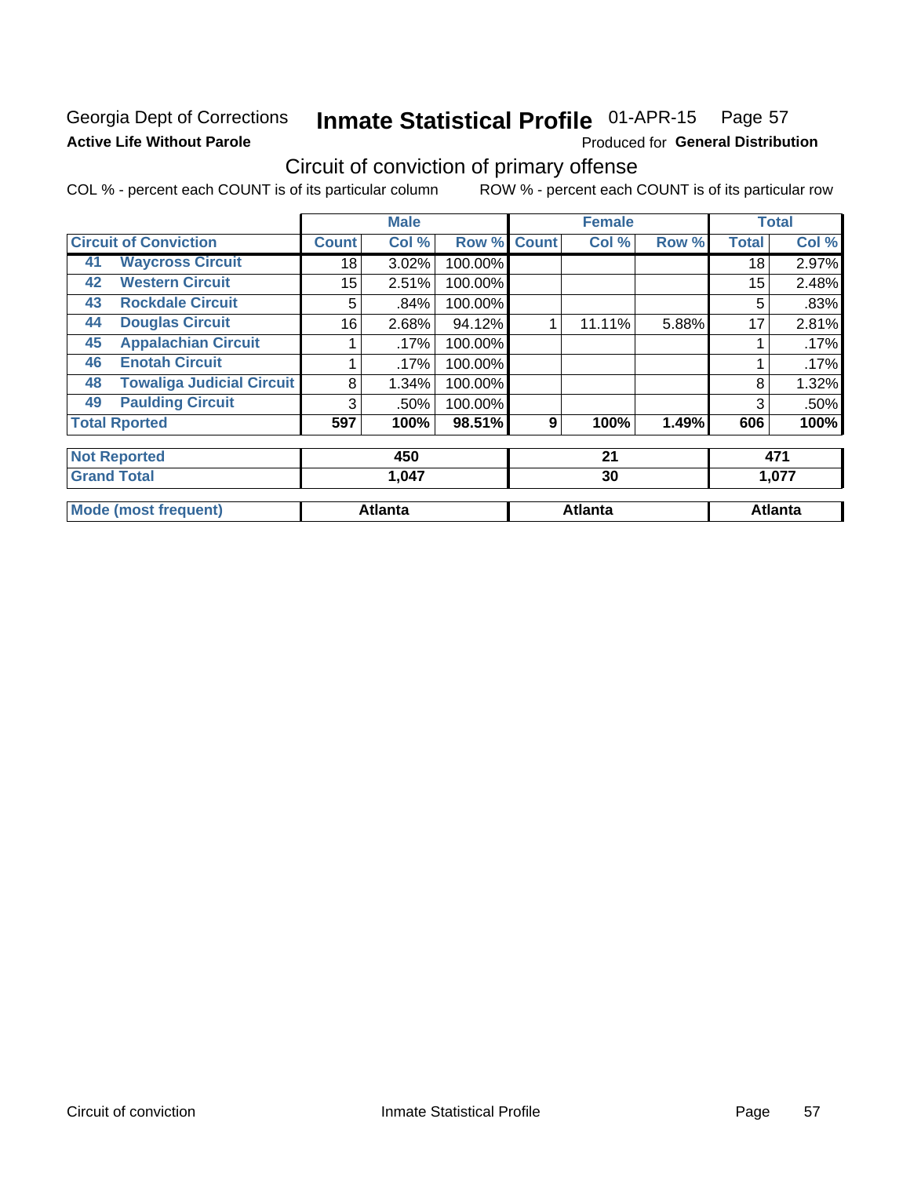Georgia Dept of Corrections
**Active Life Without Parole**

# Inmate Statistical Profile 01-APR-15 Page 57

Produced for **General Distribution**

## Circuit of conviction of primary offense

COL % - percent each COUNT is of its particular column ROW % - percent each COUNT is of its particular row

| | | Male | | | Female | | | Total | |
|---|---|---|---|---|---|---|---|---|---|
| Circuit of Conviction | | Count | Col % | Row % | Count | Col % | Row % | Total | Col % |
| 41 | Waycross Circuit | 18 | 3.02% | 100.00% | | | | 18 | 2.97% |
| 42 | Western Circuit | 15 | 2.51% | 100.00% | | | | 15 | 2.48% |
| 43 | Rockdale Circuit | 5 | .84% | 100.00% | | | | 5 | .83% |
| 44 | Douglas Circuit | 16 | 2.68% | 94.12% | 1 | 11.11% | 5.88% | 17 | 2.81% |
| 45 | Appalachian Circuit | 1 | .17% | 100.00% | | | | 1 | .17% |
| 46 | Enotah Circuit | 1 | .17% | 100.00% | | | | 1 | .17% |
| 48 | Towaliga Judicial Circuit | 8 | 1.34% | 100.00% | | | | 8 | 1.32% |
| 49 | Paulding Circuit | 3 | .50% | 100.00% | | | | 3 | .50% |
| **Total Rported** | | **597** | **100%** | **98.51%** | **9** | **100%** | **1.49%** | **606** | **100%** |
| **Not Reported** | | **450** | | | **21** | | | **471** | |
| **Grand Total** | | **1,047** | | | **30** | | | **1,077** | |
| **Mode (most frequent)** | | **Atlanta** | | | **Atlanta** | | | **Atlanta** | |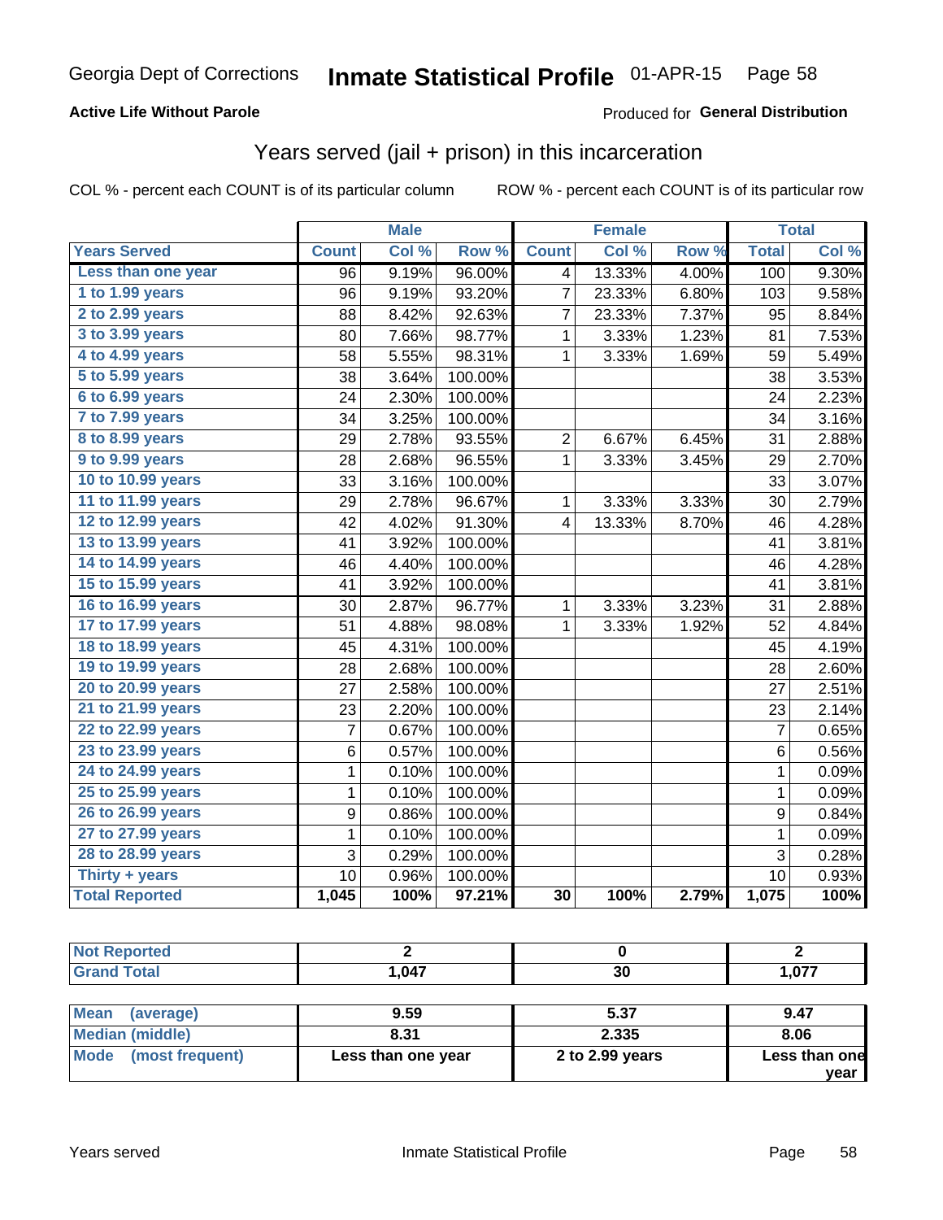# Georgia Dept of Corrections — Inmate Statistical Profile — 01-APR-15

**Active Life Without Parole**

Produced for **General Distribution**

## Years served (jail + prison) in this incarceration

COL % - percent each COUNT is of its particular column

ROW % - percent each COUNT is of its particular row

| | Male | | | Female | | | Total | |
|---|---|---|---|---|---|---|---|---|
| **Years Served** | **Count** | **Col %** | **Row %** | **Count** | **Col %** | **Row %** | **Total** | **Col %** |
| Less than one year | 96 | 9.19% | 96.00% | 4 | 13.33% | 4.00% | 100 | 9.30% |
| 1 to 1.99 years | 96 | 9.19% | 93.20% | 7 | 23.33% | 6.80% | 103 | 9.58% |
| 2 to 2.99 years | 88 | 8.42% | 92.63% | 7 | 23.33% | 7.37% | 95 | 8.84% |
| 3 to 3.99 years | 80 | 7.66% | 98.77% | 1 | 3.33% | 1.23% | 81 | 7.53% |
| 4 to 4.99 years | 58 | 5.55% | 98.31% | 1 | 3.33% | 1.69% | 59 | 5.49% |
| 5 to 5.99 years | 38 | 3.64% | 100.00% | | | | 38 | 3.53% |
| 6 to 6.99 years | 24 | 2.30% | 100.00% | | | | 24 | 2.23% |
| 7 to 7.99 years | 34 | 3.25% | 100.00% | | | | 34 | 3.16% |
| 8 to 8.99 years | 29 | 2.78% | 93.55% | 2 | 6.67% | 6.45% | 31 | 2.88% |
| 9 to 9.99 years | 28 | 2.68% | 96.55% | 1 | 3.33% | 3.45% | 29 | 2.70% |
| 10 to 10.99 years | 33 | 3.16% | 100.00% | | | | 33 | 3.07% |
| 11 to 11.99 years | 29 | 2.78% | 96.67% | 1 | 3.33% | 3.33% | 30 | 2.79% |
| 12 to 12.99 years | 42 | 4.02% | 91.30% | 4 | 13.33% | 8.70% | 46 | 4.28% |
| 13 to 13.99 years | 41 | 3.92% | 100.00% | | | | 41 | 3.81% |
| 14 to 14.99 years | 46 | 4.40% | 100.00% | | | | 46 | 4.28% |
| 15 to 15.99 years | 41 | 3.92% | 100.00% | | | | 41 | 3.81% |
| 16 to 16.99 years | 30 | 2.87% | 96.77% | 1 | 3.33% | 3.23% | 31 | 2.88% |
| 17 to 17.99 years | 51 | 4.88% | 98.08% | 1 | 3.33% | 1.92% | 52 | 4.84% |
| 18 to 18.99 years | 45 | 4.31% | 100.00% | | | | 45 | 4.19% |
| 19 to 19.99 years | 28 | 2.68% | 100.00% | | | | 28 | 2.60% |
| 20 to 20.99 years | 27 | 2.58% | 100.00% | | | | 27 | 2.51% |
| 21 to 21.99 years | 23 | 2.20% | 100.00% | | | | 23 | 2.14% |
| 22 to 22.99 years | 7 | 0.67% | 100.00% | | | | 7 | 0.65% |
| 23 to 23.99 years | 6 | 0.57% | 100.00% | | | | 6 | 0.56% |
| 24 to 24.99 years | 1 | 0.10% | 100.00% | | | | 1 | 0.09% |
| 25 to 25.99 years | 1 | 0.10% | 100.00% | | | | 1 | 0.09% |
| 26 to 26.99 years | 9 | 0.86% | 100.00% | | | | 9 | 0.84% |
| 27 to 27.99 years | 1 | 0.10% | 100.00% | | | | 1 | 0.09% |
| 28 to 28.99 years | 3 | 0.29% | 100.00% | | | | 3 | 0.28% |
| Thirty + years | 10 | 0.96% | 100.00% | | | | 10 | 0.93% |
| **Total Reported** | **1,045** | **100%** | **97.21%** | **30** | **100%** | **2.79%** | **1,075** | **100%** |

| | Male | Female | Total |
|---|---|---|---|
| Not Reported | 2 | 0 | 2 |
| Grand Total | 1,047 | 30 | 1,077 |

| | Male | Female | Total |
|---|---|---|---|
| Mean (average) | 9.59 | 5.37 | 9.47 |
| Median (middle) | 8.31 | 2.335 | 8.06 |
| Mode (most frequent) | Less than one year | 2 to 2.99 years | Less than one year |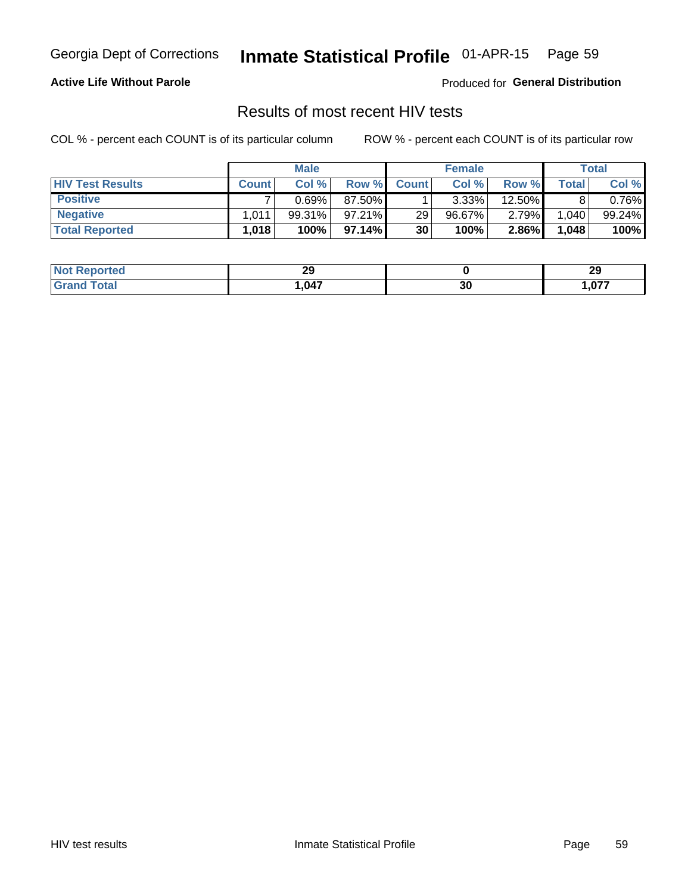Georgia Dept of Corrections **Inmate Statistical Profile** 01-APR-15

**Active Life Without Parole**

Produced for **General Distribution**

## Results of most recent HIV tests

COL % - percent each COUNT is of its particular column     ROW % - percent each COUNT is of its particular row

| | Male | | | Female | | | Total | |
|---|---|---|---|---|---|---|---|---|
| **HIV Test Results** | **Count** | **Col %** | **Row %** | **Count** | **Col %** | **Row %** | **Total** | **Col %** |
| **Positive** | 7 | 0.69% | 87.50% | 1 | 3.33% | 12.50% | 8 | 0.76% |
| **Negative** | 1,011 | 99.31% | 97.21% | 29 | 96.67% | 2.79% | 1,040 | 99.24% |
| **Total Reported** | **1,018** | **100%** | **97.14%** | **30** | **100%** | **2.86%** | **1,048** | **100%** |

| | Male | Female | Total |
|---|---|---|---|
| **Not Reported** | **29** | **0** | **29** |
| **Grand Total** | **1,047** | **30** | **1,077** |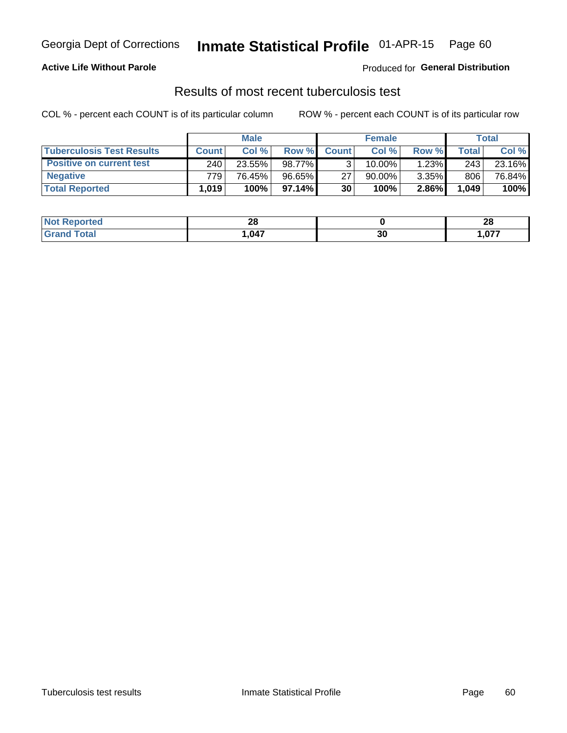Georgia Dept of Corrections **Inmate Statistical Profile** 01-APR-15 Page 60

**Active Life Without Parole**

Produced for **General Distribution**

## Results of most recent tuberculosis test

COL % - percent each COUNT is of its particular column

ROW % - percent each COUNT is of its particular row

| | Male | | | Female | | | Total | |
|---|---|---|---|---|---|---|---|---|
| **Tuberculosis Test Results** | **Count** | **Col %** | **Row %** | **Count** | **Col %** | **Row %** | **Total** | **Col %** |
| **Positive on current test** | 240 | 23.55% | 98.77% | 3 | 10.00% | 1.23% | 243 | 23.16% |
| **Negative** | 779 | 76.45% | 96.65% | 27 | 90.00% | 3.35% | 806 | 76.84% |
| **Total Reported** | **1,019** | **100%** | **97.14%** | **30** | **100%** | **2.86%** | **1,049** | **100%** |

| | Male | Female | Total |
|---|---|---|---|
| **Not Reported** | **28** | **0** | **28** |
| **Grand Total** | **1,047** | **30** | **1,077** |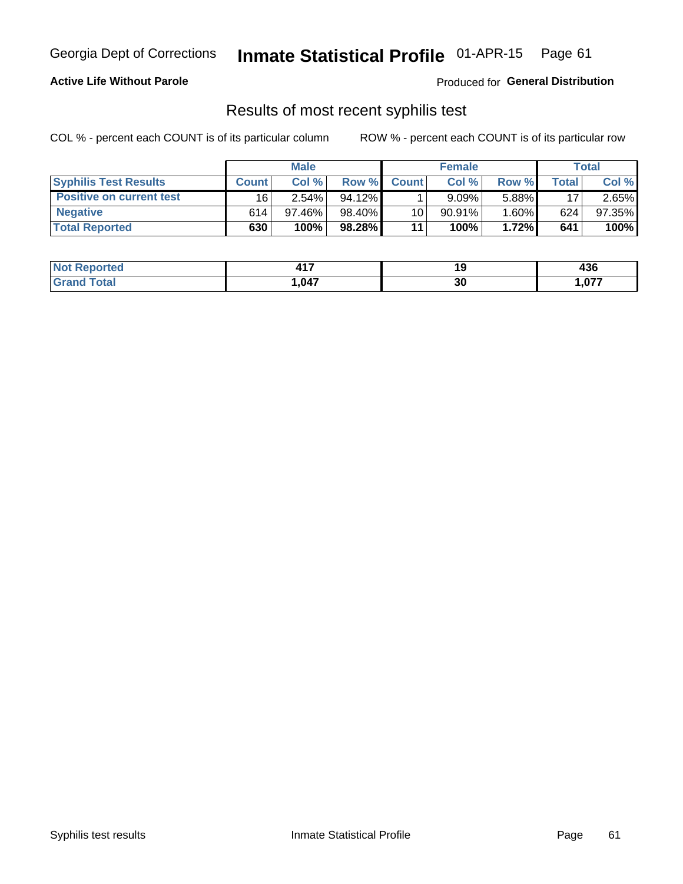# Inmate Statistical Profile

Georgia Dept of Corrections — 01-APR-15

**Active Life Without Parole**

Produced for **General Distribution**

## Results of most recent syphilis test

COL % - percent each COUNT is of its particular column      ROW % - percent each COUNT is of its particular row

| | Male | | | Female | | | Total | |
|---|---|---|---|---|---|---|---|---|
| **Syphilis Test Results** | **Count** | **Col %** | **Row %** | **Count** | **Col %** | **Row %** | **Total** | **Col %** |
| **Positive on current test** | 16 | 2.54% | 94.12% | 1 | 9.09% | 5.88% | 17 | 2.65% |
| **Negative** | 614 | 97.46% | 98.40% | 10 | 90.91% | 1.60% | 624 | 97.35% |
| **Total Reported** | **630** | **100%** | **98.28%** | **11** | **100%** | **1.72%** | **641** | **100%** |

| | Male | Female | Total |
|---|---|---|---|
| **Not Reported** | **417** | **19** | **436** |
| **Grand Total** | **1,047** | **30** | **1,077** |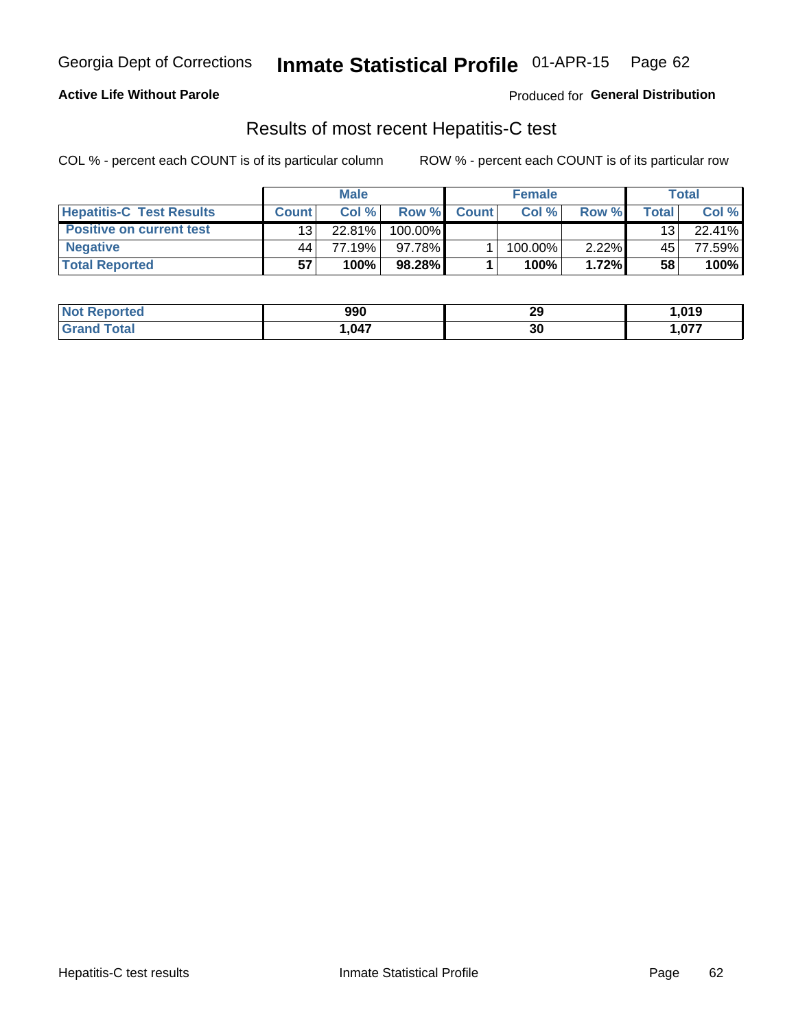Georgia Dept of Corrections **Inmate Statistical Profile** 01-APR-15

**Active Life Without Parole**

Produced for **General Distribution**

## Results of most recent Hepatitis-C test

COL % - percent each COUNT is of its particular column

ROW % - percent each COUNT is of its particular row

| | Male | | | Female | | | Total | |
|---|---|---|---|---|---|---|---|---|
| **Hepatitis-C Test Results** | **Count** | **Col %** | **Row %** | **Count** | **Col %** | **Row %** | **Total** | **Col %** |
| **Positive on current test** | 13 | 22.81% | 100.00% | | | | 13 | 22.41% |
| **Negative** | 44 | 77.19% | 97.78% | 1 | 100.00% | 2.22% | 45 | 77.59% |
| **Total Reported** | **57** | **100%** | **98.28%** | **1** | **100%** | **1.72%** | **58** | **100%** |

| | Male | Female | Total |
|---|---|---|---|
| **Not Reported** | **990** | **29** | **1,019** |
| **Grand Total** | **1,047** | **30** | **1,077** |

Hepatitis-C test results